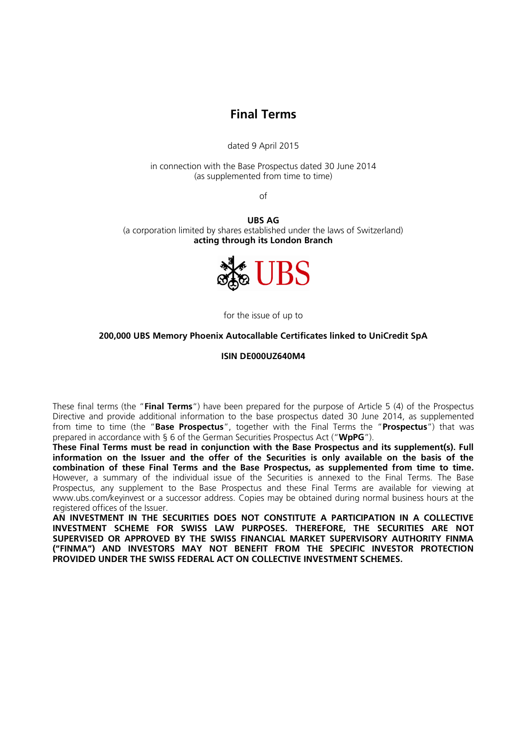# Final Terms

dated 9 April 2015

in connection with the Base Prospectus dated 30 June 2014
(as supplemented from time to time)

of

**UBS AG**
(a corporation limited by shares established under the laws of Switzerland)
**acting through its London Branch**

UBS

for the issue of up to

**200,000 UBS Memory Phoenix Autocallable Certificates linked to UniCredit SpA**

**ISIN DE000UZ640M4**

These final terms (the "**Final Terms**") have been prepared for the purpose of Article 5 (4) of the Prospectus Directive and provide additional information to the base prospectus dated 30 June 2014, as supplemented from time to time (the "**Base Prospectus**", together with the Final Terms the "**Prospectus**") that was prepared in accordance with § 6 of the German Securities Prospectus Act ("**WpPG**").

**These Final Terms must be read in conjunction with the Base Prospectus and its supplement(s). Full information on the Issuer and the offer of the Securities is only available on the basis of the combination of these Final Terms and the Base Prospectus, as supplemented from time to time.** However, a summary of the individual issue of the Securities is annexed to the Final Terms. The Base Prospectus, any supplement to the Base Prospectus and these Final Terms are available for viewing at www.ubs.com/keyinvest or a successor address. Copies may be obtained during normal business hours at the registered offices of the Issuer.

**AN INVESTMENT IN THE SECURITIES DOES NOT CONSTITUTE A PARTICIPATION IN A COLLECTIVE INVESTMENT SCHEME FOR SWISS LAW PURPOSES. THEREFORE, THE SECURITIES ARE NOT SUPERVISED OR APPROVED BY THE SWISS FINANCIAL MARKET SUPERVISORY AUTHORITY FINMA ("FINMA") AND INVESTORS MAY NOT BENEFIT FROM THE SPECIFIC INVESTOR PROTECTION PROVIDED UNDER THE SWISS FEDERAL ACT ON COLLECTIVE INVESTMENT SCHEMES.**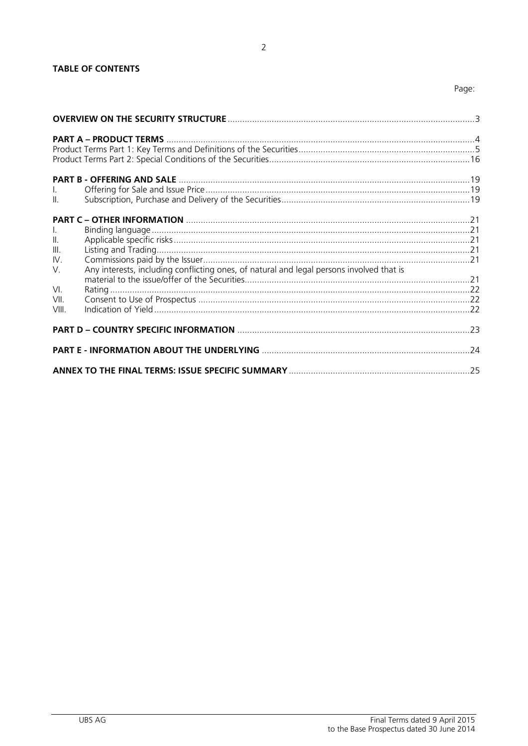**TABLE OF CONTENTS**

| | | Page: |
|---|---|---|
| **OVERVIEW ON THE SECURITY STRUCTURE** | | 3 |
| **PART A – PRODUCT TERMS** | | 4 |
| Product Terms Part 1: Key Terms and Definitions of the Securities | | 5 |
| Product Terms Part 2: Special Conditions of the Securities | | 16 |
| **PART B - OFFERING AND SALE** | | 19 |
| I. | Offering for Sale and Issue Price | 19 |
| II. | Subscription, Purchase and Delivery of the Securities | 19 |
| **PART C – OTHER INFORMATION** | | 21 |
| I. | Binding language | 21 |
| II. | Applicable specific risks | 21 |
| III. | Listing and Trading | 21 |
| IV. | Commissions paid by the Issuer | 21 |
| V. | Any interests, including conflicting ones, of natural and legal persons involved that is material to the issue/offer of the Securities | 21 |
| VI. | Rating | 22 |
| VII. | Consent to Use of Prospectus | 22 |
| VIII. | Indication of Yield | 22 |
| **PART D – COUNTRY SPECIFIC INFORMATION** | | 23 |
| **PART E - INFORMATION ABOUT THE UNDERLYING** | | 24 |
| **ANNEX TO THE FINAL TERMS: ISSUE SPECIFIC SUMMARY** | | 25 |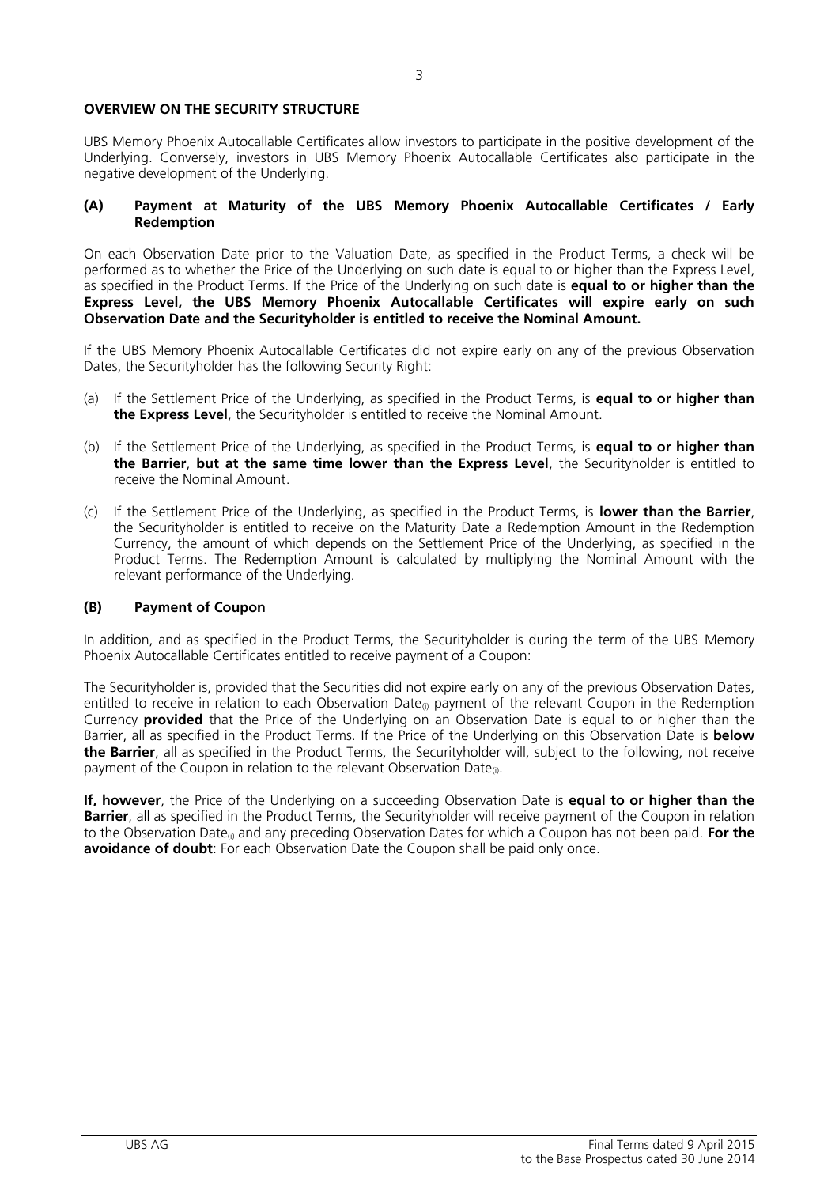**OVERVIEW ON THE SECURITY STRUCTURE**

UBS Memory Phoenix Autocallable Certificates allow investors to participate in the positive development of the Underlying. Conversely, investors in UBS Memory Phoenix Autocallable Certificates also participate in the negative development of the Underlying.

**(A) Payment at Maturity of the UBS Memory Phoenix Autocallable Certificates / Early Redemption**

On each Observation Date prior to the Valuation Date, as specified in the Product Terms, a check will be performed as to whether the Price of the Underlying on such date is equal to or higher than the Express Level, as specified in the Product Terms. If the Price of the Underlying on such date is **equal to or higher than the Express Level, the UBS Memory Phoenix Autocallable Certificates will expire early on such Observation Date and the Securityholder is entitled to receive the Nominal Amount.**

If the UBS Memory Phoenix Autocallable Certificates did not expire early on any of the previous Observation Dates, the Securityholder has the following Security Right:

(a) If the Settlement Price of the Underlying, as specified in the Product Terms, is **equal to or higher than the Express Level**, the Securityholder is entitled to receive the Nominal Amount.

(b) If the Settlement Price of the Underlying, as specified in the Product Terms, is **equal to or higher than the Barrier**, **but at the same time lower than the Express Level**, the Securityholder is entitled to receive the Nominal Amount.

(c) If the Settlement Price of the Underlying, as specified in the Product Terms, is **lower than the Barrier**, the Securityholder is entitled to receive on the Maturity Date a Redemption Amount in the Redemption Currency, the amount of which depends on the Settlement Price of the Underlying, as specified in the Product Terms. The Redemption Amount is calculated by multiplying the Nominal Amount with the relevant performance of the Underlying.

**(B) Payment of Coupon**

In addition, and as specified in the Product Terms, the Securityholder is during the term of the UBS Memory Phoenix Autocallable Certificates entitled to receive payment of a Coupon:

The Securityholder is, provided that the Securities did not expire early on any of the previous Observation Dates, entitled to receive in relation to each Observation Date$_{(i)}$ payment of the relevant Coupon in the Redemption Currency **provided** that the Price of the Underlying on an Observation Date is equal to or higher than the Barrier, all as specified in the Product Terms. If the Price of the Underlying on this Observation Date is **below the Barrier**, all as specified in the Product Terms, the Securityholder will, subject to the following, not receive payment of the Coupon in relation to the relevant Observation Date$_{(i)}$.

**If, however**, the Price of the Underlying on a succeeding Observation Date is **equal to or higher than the Barrier**, all as specified in the Product Terms, the Securityholder will receive payment of the Coupon in relation to the Observation Date$_{(i)}$ and any preceding Observation Dates for which a Coupon has not been paid. **For the avoidance of doubt**: For each Observation Date the Coupon shall be paid only once.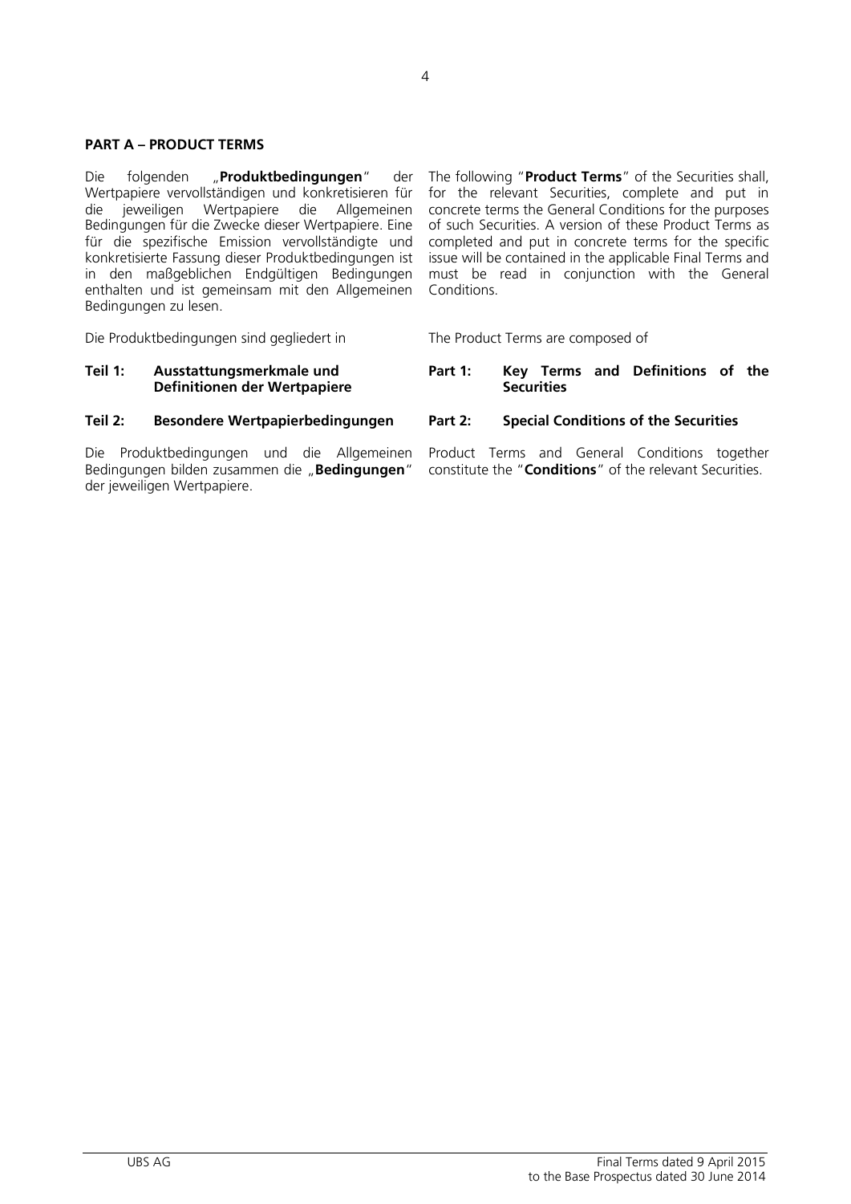**PART A – PRODUCT TERMS**

Die folgenden „**Produktbedingungen**" der Wertpapiere vervollständigen und konkretisieren für die jeweiligen Wertpapiere die Allgemeinen Bedingungen für die Zwecke dieser Wertpapiere. Eine für die spezifische Emission vervollständigte und konkretisierte Fassung dieser Produktbedingungen ist in den maßgeblichen Endgültigen Bedingungen enthalten und ist gemeinsam mit den Allgemeinen Bedingungen zu lesen.

The following "**Product Terms**" of the Securities shall, for the relevant Securities, complete and put in concrete terms the General Conditions for the purposes of such Securities. A version of these Product Terms as completed and put in concrete terms for the specific issue will be contained in the applicable Final Terms and must be read in conjunction with the General Conditions.

Die Produktbedingungen sind gegliedert in

**Teil 1: Ausstattungsmerkmale und Definitionen der Wertpapiere**

**Teil 2: Besondere Wertpapierbedingungen**

The Product Terms are composed of

**Part 1: Key Terms and Definitions of the Securities**

**Part 2: Special Conditions of the Securities**

Die Produktbedingungen und die Allgemeinen Bedingungen bilden zusammen die „**Bedingungen**" der jeweiligen Wertpapiere.

Product Terms and General Conditions together constitute the "**Conditions**" of the relevant Securities.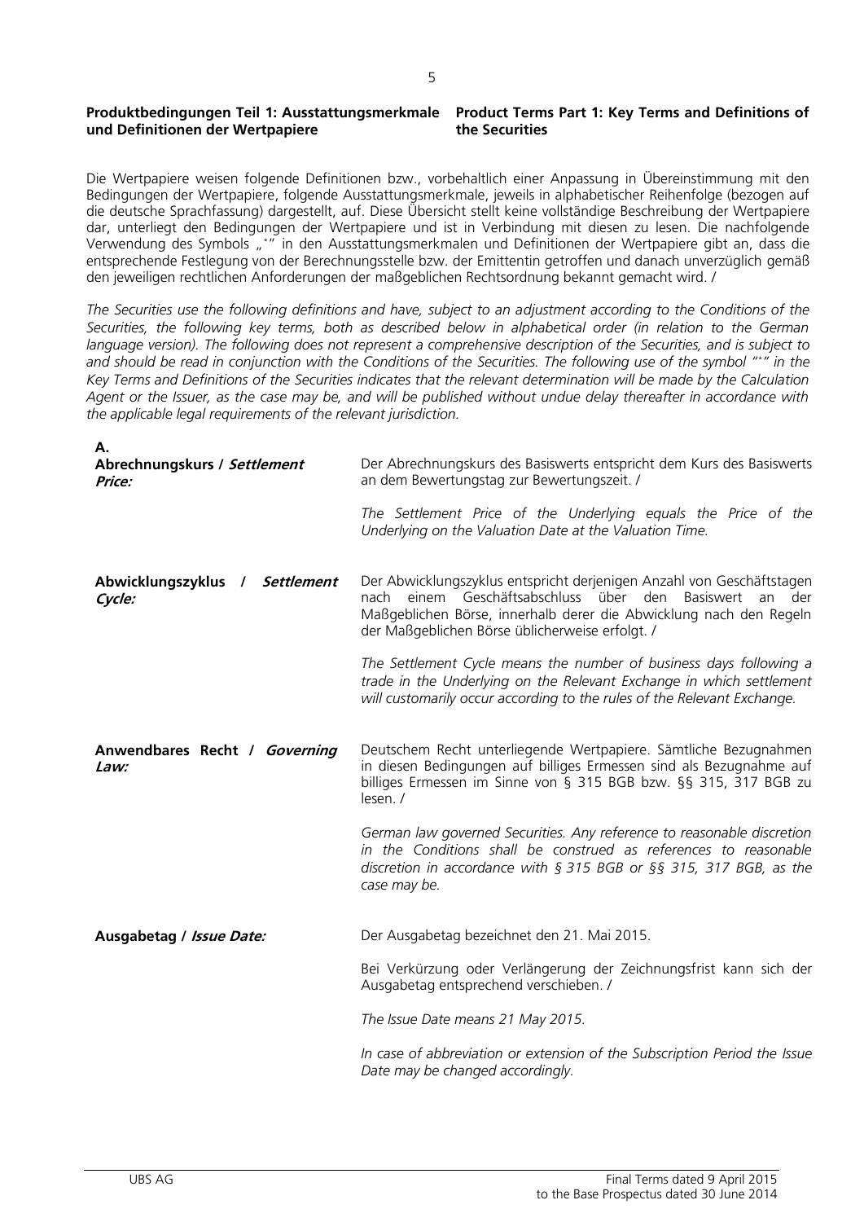**Produktbedingungen Teil 1: Ausstattungsmerkmale und Definitionen der Wertpapiere** / **Product Terms Part 1: Key Terms and Definitions of the Securities**

Die Wertpapiere weisen folgende Definitionen bzw., vorbehaltlich einer Anpassung in Übereinstimmung mit den Bedingungen der Wertpapiere, folgende Ausstattungsmerkmale, jeweils in alphabetischer Reihenfolge (bezogen auf die deutsche Sprachfassung) dargestellt, auf. Diese Übersicht stellt keine vollständige Beschreibung der Wertpapiere dar, unterliegt den Bedingungen der Wertpapiere und ist in Verbindung mit diesen zu lesen. Die nachfolgende Verwendung des Symbols „*" in den Ausstattungsmerkmalen und Definitionen der Wertpapiere gibt an, dass die entsprechende Festlegung von der Berechnungsstelle bzw. der Emittentin getroffen und danach unverzüglich gemäß den jeweiligen rechtlichen Anforderungen der maßgeblichen Rechtsordnung bekannt gemacht wird. /

*The Securities use the following definitions and have, subject to an adjustment according to the Conditions of the Securities, the following key terms, both as described below in alphabetical order (in relation to the German language version). The following does not represent a comprehensive description of the Securities, and is subject to and should be read in conjunction with the Conditions of the Securities. The following use of the symbol "*" in the Key Terms and Definitions of the Securities indicates that the relevant determination will be made by the Calculation Agent or the Issuer, as the case may be, and will be published without undue delay thereafter in accordance with the applicable legal requirements of the relevant jurisdiction.*

**A.**

| | |
|---|---|
| **Abrechnungskurs / *Settlement Price:*** | Der Abrechnungskurs des Basiswerts entspricht dem Kurs des Basiswerts an dem Bewertungstag zur Bewertungszeit. /<br><br>*The Settlement Price of the Underlying equals the Price of the Underlying on the Valuation Date at the Valuation Time.* |
| **Abwicklungszyklus / *Settlement Cycle:*** | Der Abwicklungszyklus entspricht derjenigen Anzahl von Geschäftstagen nach einem Geschäftsabschluss über den Basiswert an der Maßgeblichen Börse, innerhalb derer die Abwicklung nach den Regeln der Maßgeblichen Börse üblicherweise erfolgt. /<br><br>*The Settlement Cycle means the number of business days following a trade in the Underlying on the Relevant Exchange in which settlement will customarily occur according to the rules of the Relevant Exchange.* |
| **Anwendbares Recht / *Governing Law:*** | Deutschem Recht unterliegende Wertpapiere. Sämtliche Bezugnahmen in diesen Bedingungen auf billiges Ermessen sind als Bezugnahme auf billiges Ermessen im Sinne von § 315 BGB bzw. §§ 315, 317 BGB zu lesen. /<br><br>*German law governed Securities. Any reference to reasonable discretion in the Conditions shall be construed as references to reasonable discretion in accordance with § 315 BGB or §§ 315, 317 BGB, as the case may be.* |
| **Ausgabetag / *Issue Date:*** | Der Ausgabetag bezeichnet den 21. Mai 2015.<br><br>Bei Verkürzung oder Verlängerung der Zeichnungsfrist kann sich der Ausgabetag entsprechend verschieben. /<br><br>*The Issue Date means 21 May 2015.*<br><br>*In case of abbreviation or extension of the Subscription Period the Issue Date may be changed accordingly.* |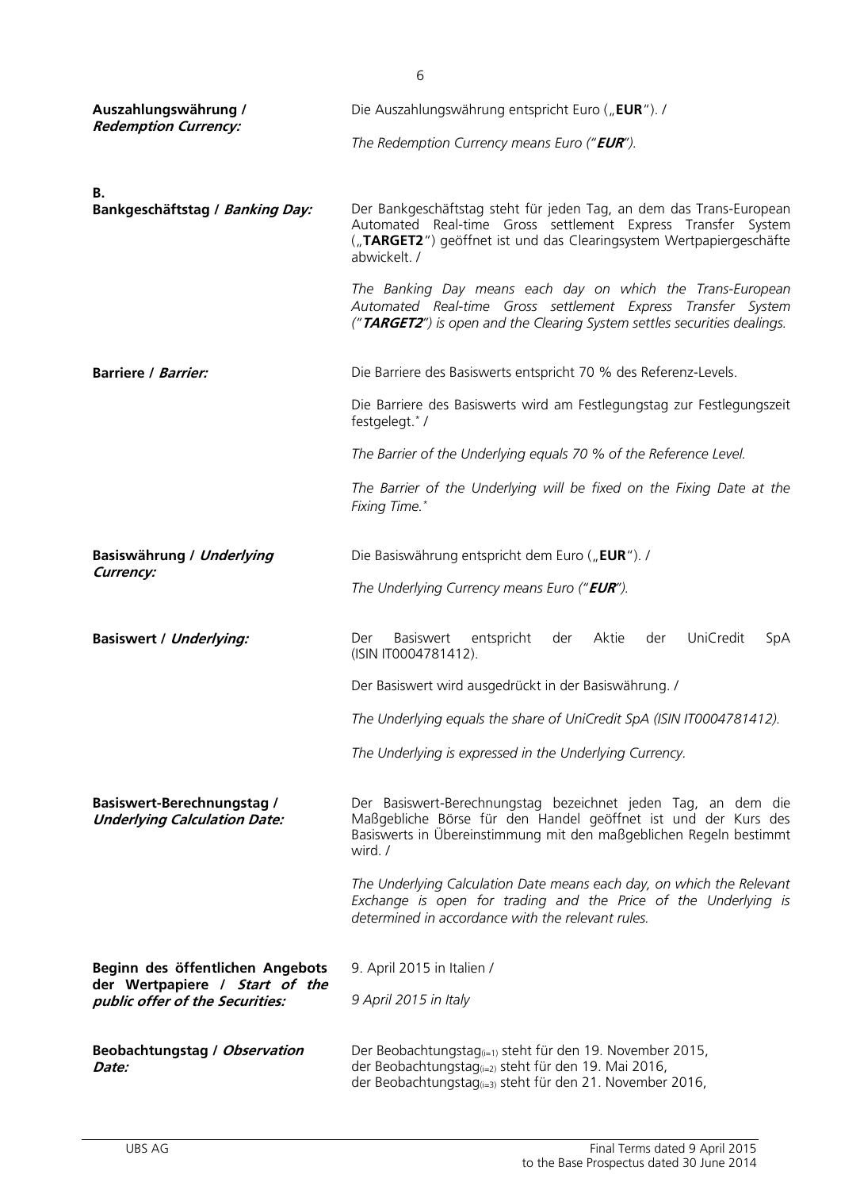| | |
|---|---|
| **Auszahlungswährung / *Redemption Currency:*** | Die Auszahlungswährung entspricht Euro („**EUR**"). /<br><br>*The Redemption Currency means Euro ("**EUR**").* |
| **B.** | |
| **Bankgeschäftstag / *Banking Day:*** | Der Bankgeschäftstag steht für jeden Tag, an dem das Trans-European Automated Real-time Gross settlement Express Transfer System („**TARGET2**") geöffnet ist und das Clearingsystem Wertpapiergeschäfte abwickelt. /<br><br>*The Banking Day means each day on which the Trans-European Automated Real-time Gross settlement Express Transfer System ("**TARGET2**") is open and the Clearing System settles securities dealings.* |
| **Barriere / *Barrier:*** | Die Barriere des Basiswerts entspricht 70 % des Referenz-Levels.<br><br>Die Barriere des Basiswerts wird am Festlegungstag zur Festlegungszeit festgelegt.* /<br><br>*The Barrier of the Underlying equals 70 % of the Reference Level.*<br><br>*The Barrier of the Underlying will be fixed on the Fixing Date at the Fixing Time.** |
| **Basiswährung / *Underlying Currency:*** | Die Basiswährung entspricht dem Euro („**EUR**"). /<br><br>*The Underlying Currency means Euro ("**EUR**").* |
| **Basiswert / *Underlying:*** | Der Basiswert entspricht der Aktie der UniCredit SpA (ISIN IT0004781412).<br><br>Der Basiswert wird ausgedrückt in der Basiswährung. /<br><br>*The Underlying equals the share of UniCredit SpA (ISIN IT0004781412).*<br><br>*The Underlying is expressed in the Underlying Currency.* |
| **Basiswert-Berechnungstag / *Underlying Calculation Date:*** | Der Basiswert-Berechnungstag bezeichnet jeden Tag, an dem die Maßgebliche Börse für den Handel geöffnet ist und der Kurs des Basiswerts in Übereinstimmung mit den maßgeblichen Regeln bestimmt wird. /<br><br>*The Underlying Calculation Date means each day, on which the Relevant Exchange is open for trading and the Price of the Underlying is determined in accordance with the relevant rules.* |
| **Beginn des öffentlichen Angebots der Wertpapiere / *Start of the public offer of the Securities:*** | 9. April 2015 in Italien /<br><br>*9 April 2015 in Italy* |
| **Beobachtungstag / *Observation Date:*** | Der Beobachtungstag$_{(i=1)}$ steht für den 19. November 2015,<br>der Beobachtungstag$_{(i=2)}$ steht für den 19. Mai 2016,<br>der Beobachtungstag$_{(i=3)}$ steht für den 21. November 2016, |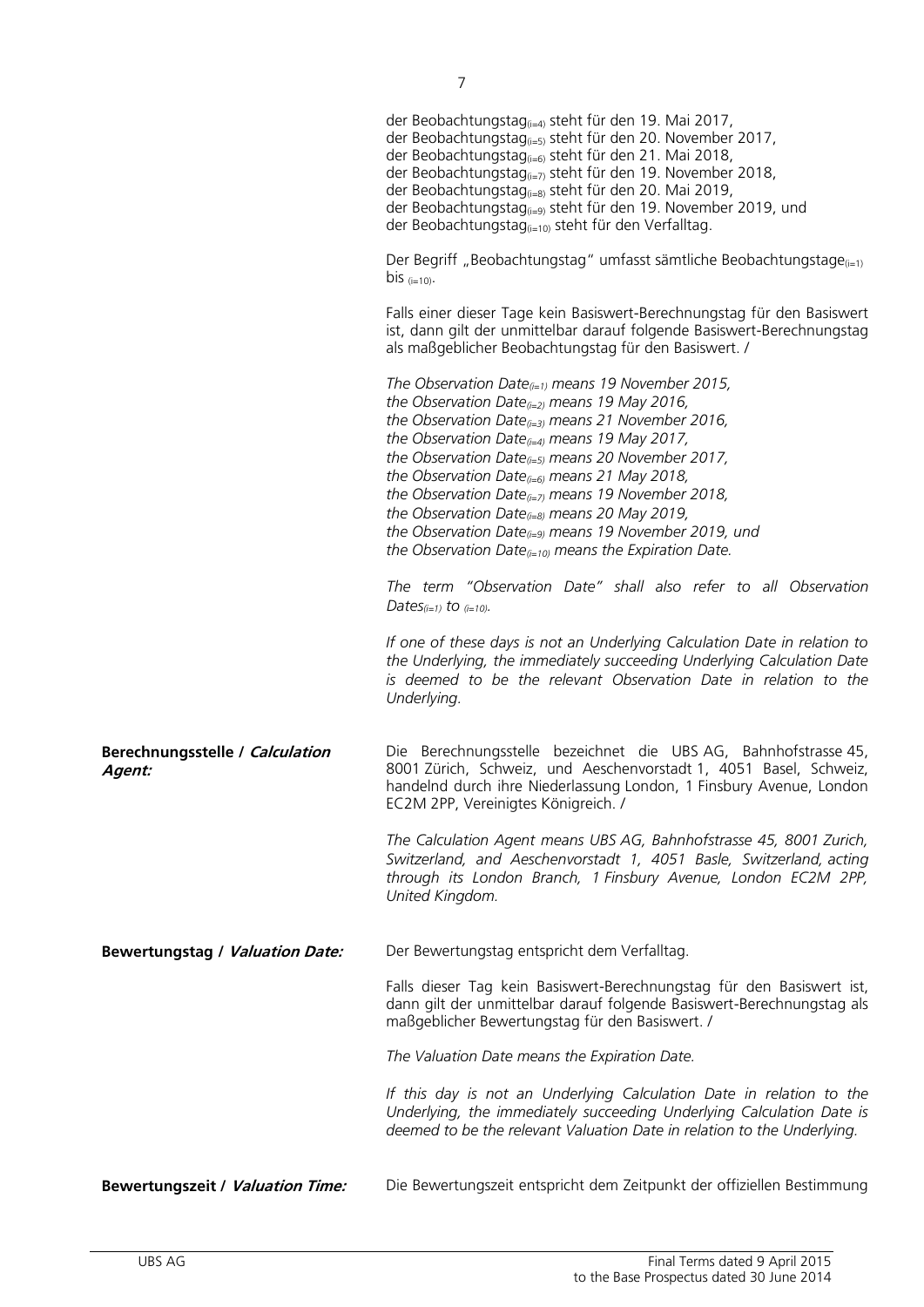der Beobachtungstag$_{(i=4)}$ steht für den 19. Mai 2017,
der Beobachtungstag$_{(i=5)}$ steht für den 20. November 2017,
der Beobachtungstag$_{(i=6)}$ steht für den 21. Mai 2018,
der Beobachtungstag$_{(i=7)}$ steht für den 19. November 2018,
der Beobachtungstag$_{(i=8)}$ steht für den 20. Mai 2019,
der Beobachtungstag$_{(i=9)}$ steht für den 19. November 2019, und
der Beobachtungstag$_{(i=10)}$ steht für den Verfalltag.

Der Begriff „Beobachtungstag" umfasst sämtliche Beobachtungstage$_{(i=1)}$ bis $_{(i=10)}$.

Falls einer dieser Tage kein Basiswert-Berechnungstag für den Basiswert ist, dann gilt der unmittelbar darauf folgende Basiswert-Berechnungstag als maßgeblicher Beobachtungstag für den Basiswert. /

*The Observation Date$_{(i=1)}$ means 19 November 2015,*
*the Observation Date$_{(i=2)}$ means 19 May 2016,*
*the Observation Date$_{(i=3)}$ means 21 November 2016,*
*the Observation Date$_{(i=4)}$ means 19 May 2017,*
*the Observation Date$_{(i=5)}$ means 20 November 2017,*
*the Observation Date$_{(i=6)}$ means 21 May 2018,*
*the Observation Date$_{(i=7)}$ means 19 November 2018,*
*the Observation Date$_{(i=8)}$ means 20 May 2019,*
*the Observation Date$_{(i=9)}$ means 19 November 2019, und*
*the Observation Date$_{(i=10)}$ means the Expiration Date.*

*The term "Observation Date" shall also refer to all Observation Dates$_{(i=1)}$ to $_{(i=10)}$.*

*If one of these days is not an Underlying Calculation Date in relation to the Underlying, the immediately succeeding Underlying Calculation Date is deemed to be the relevant Observation Date in relation to the Underlying.*

**Berechnungsstelle / *Calculation Agent:***

Die Berechnungsstelle bezeichnet die UBS AG, Bahnhofstrasse 45, 8001 Zürich, Schweiz, und Aeschenvorstadt 1, 4051 Basel, Schweiz, handelnd durch ihre Niederlassung London, 1 Finsbury Avenue, London EC2M 2PP, Vereinigtes Königreich. /

*The Calculation Agent means UBS AG, Bahnhofstrasse 45, 8001 Zurich, Switzerland, and Aeschenvorstadt 1, 4051 Basle, Switzerland, acting through its London Branch, 1 Finsbury Avenue, London EC2M 2PP, United Kingdom.*

**Bewertungstag / *Valuation Date:***

Der Bewertungstag entspricht dem Verfalltag.

Falls dieser Tag kein Basiswert-Berechnungstag für den Basiswert ist, dann gilt der unmittelbar darauf folgende Basiswert-Berechnungstag als maßgeblicher Bewertungstag für den Basiswert. /

*The Valuation Date means the Expiration Date.*

*If this day is not an Underlying Calculation Date in relation to the Underlying, the immediately succeeding Underlying Calculation Date is deemed to be the relevant Valuation Date in relation to the Underlying.*

**Bewertungszeit / *Valuation Time:***

Die Bewertungszeit entspricht dem Zeitpunkt der offiziellen Bestimmung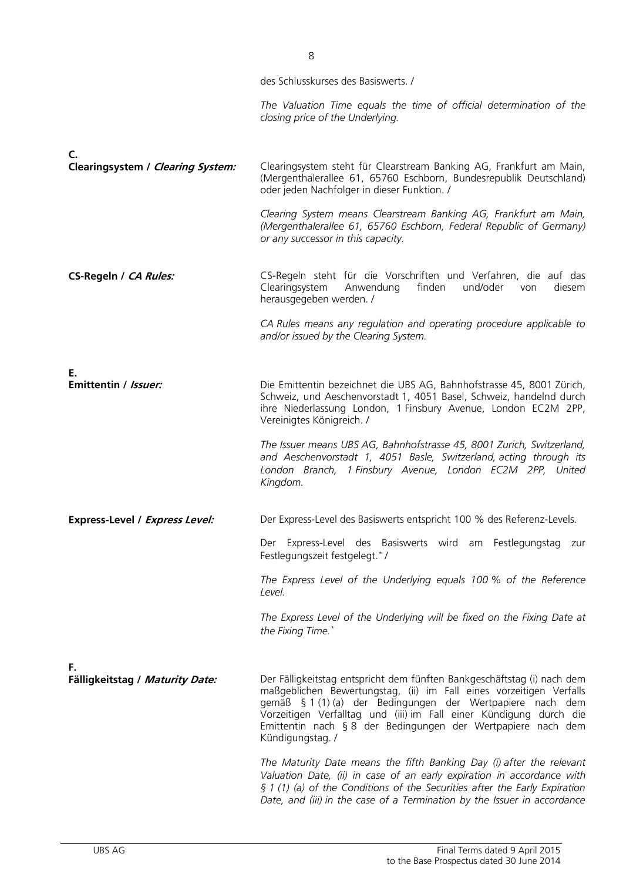des Schlusskurses des Basiswerts. /

*The Valuation Time equals the time of official determination of the closing price of the Underlying.*

**C.**

**Clearingsystem / *Clearing System:***

Clearingsystem steht für Clearstream Banking AG, Frankfurt am Main, (Mergenthalerallee 61, 65760 Eschborn, Bundesrepublik Deutschland) oder jeden Nachfolger in dieser Funktion. /

*Clearing System means Clearstream Banking AG, Frankfurt am Main, (Mergenthalerallee 61, 65760 Eschborn, Federal Republic of Germany) or any successor in this capacity.*

**CS-Regeln / *CA Rules:***

CS-Regeln steht für die Vorschriften und Verfahren, die auf das Clearingsystem Anwendung finden und/oder von diesem herausgegeben werden. /

*CA Rules means any regulation and operating procedure applicable to and/or issued by the Clearing System.*

**E.**

**Emittentin / *Issuer:***

Die Emittentin bezeichnet die UBS AG, Bahnhofstrasse 45, 8001 Zürich, Schweiz, und Aeschenvorstadt 1, 4051 Basel, Schweiz, handelnd durch ihre Niederlassung London, 1 Finsbury Avenue, London EC2M 2PP, Vereinigtes Königreich. /

*The Issuer means UBS AG, Bahnhofstrasse 45, 8001 Zurich, Switzerland, and Aeschenvorstadt 1, 4051 Basle, Switzerland, acting through its London Branch, 1 Finsbury Avenue, London EC2M 2PP, United Kingdom.*

**Express-Level / *Express Level:***

Der Express-Level des Basiswerts entspricht 100 % des Referenz-Levels.

Der Express-Level des Basiswerts wird am Festlegungstag zur Festlegungszeit festgelegt.* /

*The Express Level of the Underlying equals 100 % of the Reference Level.*

*The Express Level of the Underlying will be fixed on the Fixing Date at the Fixing Time.**

**F.**

**Fälligkeitstag / *Maturity Date:***

Der Fälligkeitstag entspricht dem fünften Bankgeschäftstag (i) nach dem maßgeblichen Bewertungstag, (ii) im Fall eines vorzeitigen Verfalls gemäß § 1 (1) (a) der Bedingungen der Wertpapiere nach dem Vorzeitigen Verfalltag und (iii) im Fall einer Kündigung durch die Emittentin nach § 8 der Bedingungen der Wertpapiere nach dem Kündigungstag. /

*The Maturity Date means the fifth Banking Day (i) after the relevant Valuation Date, (ii) in case of an early expiration in accordance with § 1 (1) (a) of the Conditions of the Securities after the Early Expiration Date, and (iii) in the case of a Termination by the Issuer in accordance*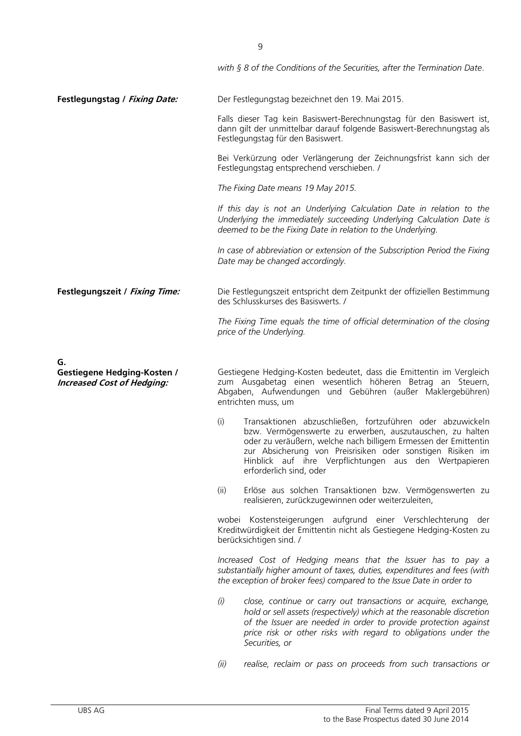*with § 8 of the Conditions of the Securities, after the Termination Date.*

**Festlegungstag / *Fixing Date:***

Der Festlegungstag bezeichnet den 19. Mai 2015.

Falls dieser Tag kein Basiswert-Berechnungstag für den Basiswert ist, dann gilt der unmittelbar darauf folgende Basiswert-Berechnungstag als Festlegungstag für den Basiswert.

Bei Verkürzung oder Verlängerung der Zeichnungsfrist kann sich der Festlegungstag entsprechend verschieben. /

*The Fixing Date means 19 May 2015.*

*If this day is not an Underlying Calculation Date in relation to the Underlying the immediately succeeding Underlying Calculation Date is deemed to be the Fixing Date in relation to the Underlying.*

*In case of abbreviation or extension of the Subscription Period the Fixing Date may be changed accordingly.*

**Festlegungszeit / *Fixing Time:***

Die Festlegungszeit entspricht dem Zeitpunkt der offiziellen Bestimmung des Schlusskurses des Basiswerts. /

*The Fixing Time equals the time of official determination of the closing price of the Underlying.*

## G.

**Gestiegene Hedging-Kosten / *Increased Cost of Hedging:***

Gestiegene Hedging-Kosten bedeutet, dass die Emittentin im Vergleich zum Ausgabetag einen wesentlich höheren Betrag an Steuern, Abgaben, Aufwendungen und Gebühren (außer Maklergebühren) entrichten muss, um

(i) Transaktionen abzuschließen, fortzuführen oder abzuwickeln bzw. Vermögenswerte zu erwerben, auszutauschen, zu halten oder zu veräußern, welche nach billigem Ermessen der Emittentin zur Absicherung von Preisrisiken oder sonstigen Risiken im Hinblick auf ihre Verpflichtungen aus den Wertpapieren erforderlich sind, oder

(ii) Erlöse aus solchen Transaktionen bzw. Vermögenswerten zu realisieren, zurückzugewinnen oder weiterzuleiten,

wobei Kostensteigerungen aufgrund einer Verschlechterung der Kreditwürdigkeit der Emittentin nicht als Gestiegene Hedging-Kosten zu berücksichtigen sind. /

*Increased Cost of Hedging means that the Issuer has to pay a substantially higher amount of taxes, duties, expenditures and fees (with the exception of broker fees) compared to the Issue Date in order to*

*(i) close, continue or carry out transactions or acquire, exchange, hold or sell assets (respectively) which at the reasonable discretion of the Issuer are needed in order to provide protection against price risk or other risks with regard to obligations under the Securities, or*

*(ii) realise, reclaim or pass on proceeds from such transactions or*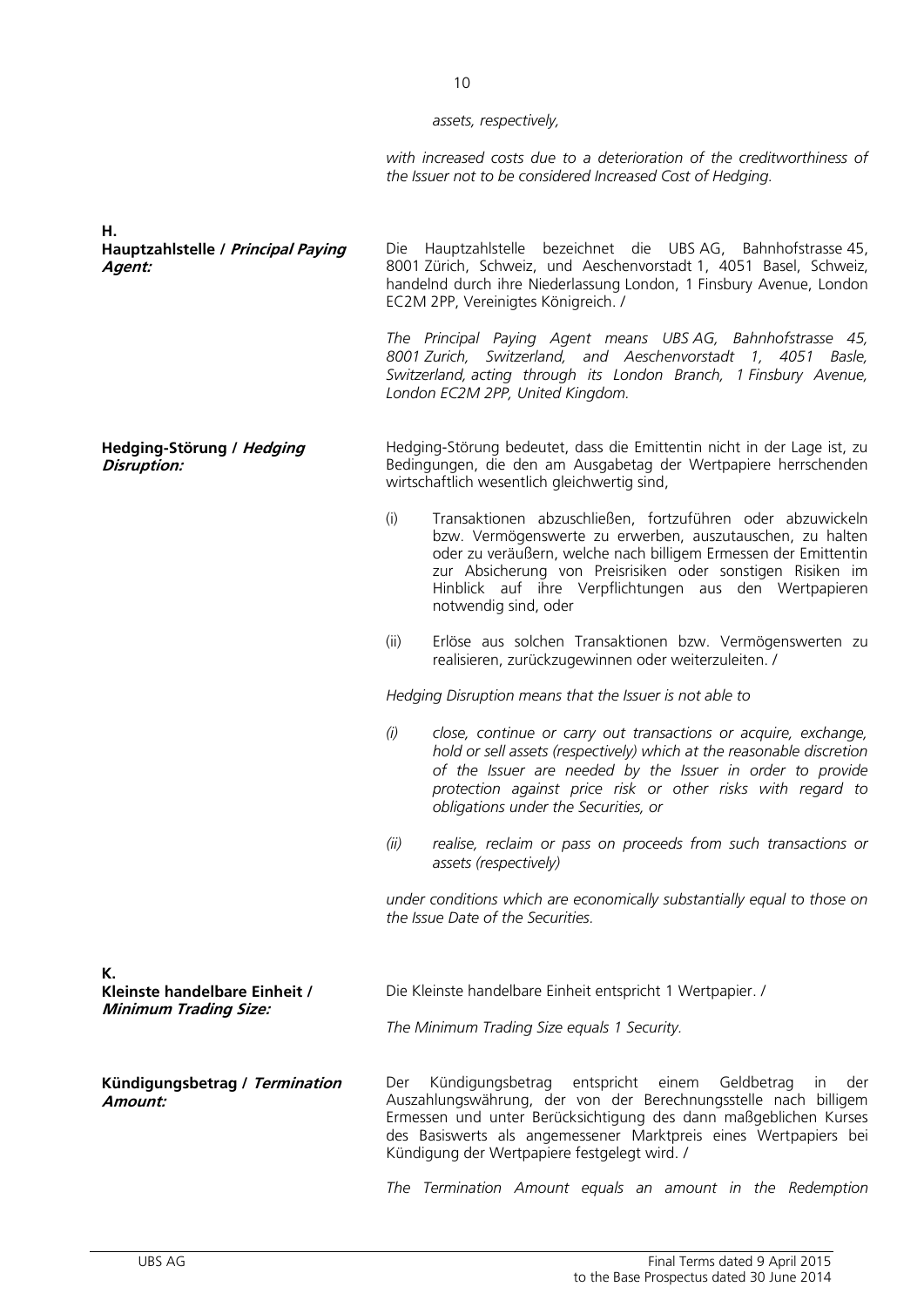*assets, respectively,*

*with increased costs due to a deterioration of the creditworthiness of the Issuer not to be considered Increased Cost of Hedging.*

**H.**

**Hauptzahlstelle / *Principal Paying Agent:***

Die Hauptzahlstelle bezeichnet die UBS AG, Bahnhofstrasse 45, 8001 Zürich, Schweiz, und Aeschenvorstadt 1, 4051 Basel, Schweiz, handelnd durch ihre Niederlassung London, 1 Finsbury Avenue, London EC2M 2PP, Vereinigtes Königreich. /

*The Principal Paying Agent means UBS AG, Bahnhofstrasse 45, 8001 Zurich, Switzerland, and Aeschenvorstadt 1, 4051 Basle, Switzerland, acting through its London Branch, 1 Finsbury Avenue, London EC2M 2PP, United Kingdom.*

**Hedging-Störung / *Hedging Disruption:***

Hedging-Störung bedeutet, dass die Emittentin nicht in der Lage ist, zu Bedingungen, die den am Ausgabetag der Wertpapiere herrschenden wirtschaftlich wesentlich gleichwertig sind,

(i) Transaktionen abzuschließen, fortzuführen oder abzuwickeln bzw. Vermögenswerte zu erwerben, auszutauschen, zu halten oder zu veräußern, welche nach billigem Ermessen der Emittentin zur Absicherung von Preisrisiken oder sonstigen Risiken im Hinblick auf ihre Verpflichtungen aus den Wertpapieren notwendig sind, oder

(ii) Erlöse aus solchen Transaktionen bzw. Vermögenswerten zu realisieren, zurückzugewinnen oder weiterzuleiten. /

*Hedging Disruption means that the Issuer is not able to*

*(i) close, continue or carry out transactions or acquire, exchange, hold or sell assets (respectively) which at the reasonable discretion of the Issuer are needed by the Issuer in order to provide protection against price risk or other risks with regard to obligations under the Securities, or*

*(ii) realise, reclaim or pass on proceeds from such transactions or assets (respectively)*

*under conditions which are economically substantially equal to those on the Issue Date of the Securities.*

**K.**

**Kleinste handelbare Einheit / *Minimum Trading Size:***

Die Kleinste handelbare Einheit entspricht 1 Wertpapier. /

*The Minimum Trading Size equals 1 Security.*

**Kündigungsbetrag / *Termination Amount:***

Der Kündigungsbetrag entspricht einem Geldbetrag in der Auszahlungswährung, der von der Berechnungsstelle nach billigem Ermessen und unter Berücksichtigung des dann maßgeblichen Kurses des Basiswerts als angemessener Marktpreis eines Wertpapiers bei Kündigung der Wertpapiere festgelegt wird. /

*The Termination Amount equals an amount in the Redemption*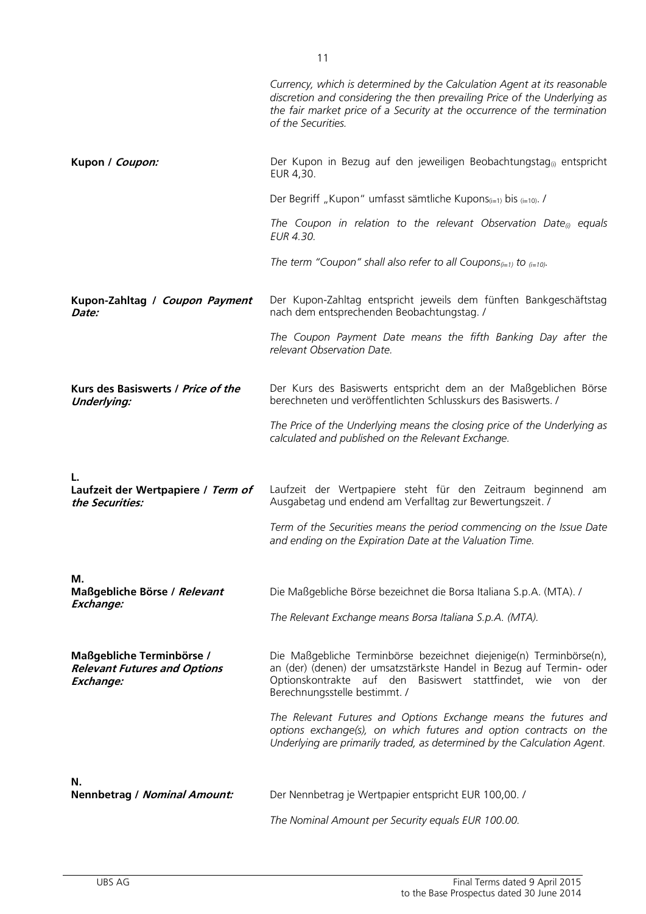| | |
|---|---|
| | *Currency, which is determined by the Calculation Agent at its reasonable discretion and considering the then prevailing Price of the Underlying as the fair market price of a Security at the occurrence of the termination of the Securities.* |
| **Kupon / *Coupon:*** | Der Kupon in Bezug auf den jeweiligen Beobachtungstag$_{(i)}$ entspricht EUR 4,30.<br><br>Der Begriff „Kupon" umfasst sämtliche Kupons$_{(i=1)}$ bis $_{(i=10)}$. /<br><br>*The Coupon in relation to the relevant Observation Date$_{(i)}$ equals EUR 4.30.*<br><br>*The term "Coupon" shall also refer to all Coupons$_{(i=1)}$ to $_{(i=10)}$.* |
| **Kupon-Zahltag / *Coupon Payment Date:*** | Der Kupon-Zahltag entspricht jeweils dem fünften Bankgeschäftstag nach dem entsprechenden Beobachtungstag. /<br><br>*The Coupon Payment Date means the fifth Banking Day after the relevant Observation Date.* |
| **Kurs des Basiswerts / *Price of the Underlying:*** | Der Kurs des Basiswerts entspricht dem an der Maßgeblichen Börse berechneten und veröffentlichten Schlusskurs des Basiswerts. /<br><br>*The Price of the Underlying means the closing price of the Underlying as calculated and published on the Relevant Exchange.* |
| **L.** | |
| **Laufzeit der Wertpapiere / *Term of the Securities:*** | Laufzeit der Wertpapiere steht für den Zeitraum beginnend am Ausgabetag und endend am Verfalltag zur Bewertungszeit. /<br><br>*Term of the Securities means the period commencing on the Issue Date and ending on the Expiration Date at the Valuation Time.* |
| **M.** | |
| **Maßgebliche Börse / *Relevant Exchange:*** | Die Maßgebliche Börse bezeichnet die Borsa Italiana S.p.A. (MTA). /<br><br>*The Relevant Exchange means Borsa Italiana S.p.A. (MTA).* |
| **Maßgebliche Terminbörse / *Relevant Futures and Options Exchange:*** | Die Maßgebliche Terminbörse bezeichnet diejenige(n) Terminbörse(n), an (der) (denen) der umsatzstärkste Handel in Bezug auf Termin- oder Optionskontrakte auf den Basiswert stattfindet, wie von der Berechnungsstelle bestimmt. /<br><br>*The Relevant Futures and Options Exchange means the futures and options exchange(s), on which futures and option contracts on the Underlying are primarily traded, as determined by the Calculation Agent.* |
| **N.** | |
| **Nennbetrag / *Nominal Amount:*** | Der Nennbetrag je Wertpapier entspricht EUR 100,00. /<br><br>*The Nominal Amount per Security equals EUR 100.00.* |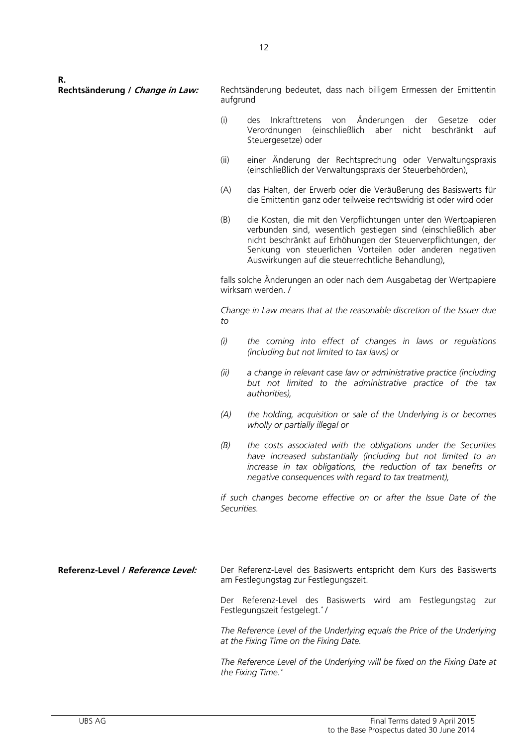**R.**

**Rechtsänderung / *Change in Law:***

Rechtsänderung bedeutet, dass nach billigem Ermessen der Emittentin aufgrund

(i) des Inkrafttretens von Änderungen der Gesetze oder Verordnungen (einschließlich aber nicht beschränkt auf Steuergesetze) oder

(ii) einer Änderung der Rechtsprechung oder Verwaltungspraxis (einschließlich der Verwaltungspraxis der Steuerbehörden),

(A) das Halten, der Erwerb oder die Veräußerung des Basiswerts für die Emittentin ganz oder teilweise rechtswidrig ist oder wird oder

(B) die Kosten, die mit den Verpflichtungen unter den Wertpapieren verbunden sind, wesentlich gestiegen sind (einschließlich aber nicht beschränkt auf Erhöhungen der Steuerverpflichtungen, der Senkung von steuerlichen Vorteilen oder anderen negativen Auswirkungen auf die steuerrechtliche Behandlung),

falls solche Änderungen an oder nach dem Ausgabetag der Wertpapiere wirksam werden. /

*Change in Law means that at the reasonable discretion of the Issuer due to*

*(i) the coming into effect of changes in laws or regulations (including but not limited to tax laws) or*

*(ii) a change in relevant case law or administrative practice (including but not limited to the administrative practice of the tax authorities),*

*(A) the holding, acquisition or sale of the Underlying is or becomes wholly or partially illegal or*

*(B) the costs associated with the obligations under the Securities have increased substantially (including but not limited to an increase in tax obligations, the reduction of tax benefits or negative consequences with regard to tax treatment),*

*if such changes become effective on or after the Issue Date of the Securities.*

**Referenz-Level / *Reference Level:***

Der Referenz-Level des Basiswerts entspricht dem Kurs des Basiswerts am Festlegungstag zur Festlegungszeit.

Der Referenz-Level des Basiswerts wird am Festlegungstag zur Festlegungszeit festgelegt.* /

*The Reference Level of the Underlying equals the Price of the Underlying at the Fixing Time on the Fixing Date.*

*The Reference Level of the Underlying will be fixed on the Fixing Date at the Fixing Time.**

UBS AG

Final Terms dated 9 April 2015
to the Base Prospectus dated 30 June 2014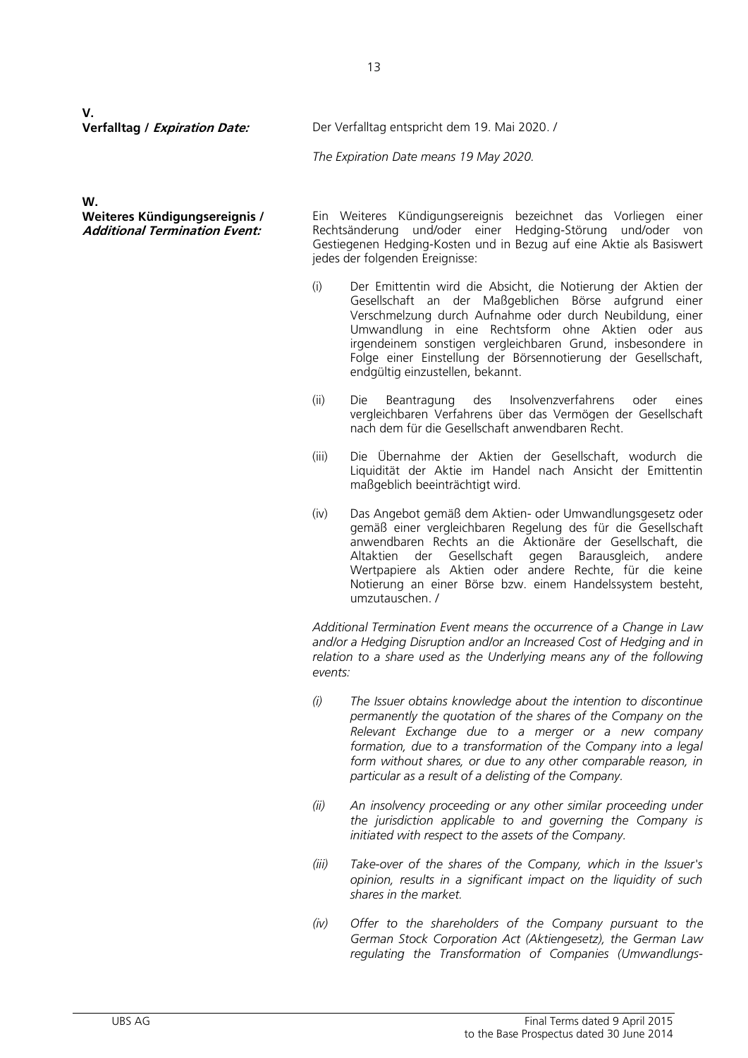**V.**
**Verfalltag / *Expiration Date:***

Der Verfalltag entspricht dem 19. Mai 2020. /

*The Expiration Date means 19 May 2020.*

**W.**
**Weiteres Kündigungsereignis / *Additional Termination Event:***

Ein Weiteres Kündigungsereignis bezeichnet das Vorliegen einer Rechtsänderung und/oder einer Hedging-Störung und/oder von Gestiegenen Hedging-Kosten und in Bezug auf eine Aktie als Basiswert jedes der folgenden Ereignisse:

(i) Der Emittentin wird die Absicht, die Notierung der Aktien der Gesellschaft an der Maßgeblichen Börse aufgrund einer Verschmelzung durch Aufnahme oder durch Neubildung, einer Umwandlung in eine Rechtsform ohne Aktien oder aus irgendeinem sonstigen vergleichbaren Grund, insbesondere in Folge einer Einstellung der Börsennotierung der Gesellschaft, endgültig einzustellen, bekannt.

(ii) Die Beantragung des Insolvenzverfahrens oder eines vergleichbaren Verfahrens über das Vermögen der Gesellschaft nach dem für die Gesellschaft anwendbaren Recht.

(iii) Die Übernahme der Aktien der Gesellschaft, wodurch die Liquidität der Aktie im Handel nach Ansicht der Emittentin maßgeblich beeinträchtigt wird.

(iv) Das Angebot gemäß dem Aktien- oder Umwandlungsgesetz oder gemäß einer vergleichbaren Regelung des für die Gesellschaft anwendbaren Rechts an die Aktionäre der Gesellschaft, die Altaktien der Gesellschaft gegen Barausgleich, andere Wertpapiere als Aktien oder andere Rechte, für die keine Notierung an einer Börse bzw. einem Handelssystem besteht, umzutauschen. /

*Additional Termination Event means the occurrence of a Change in Law and/or a Hedging Disruption and/or an Increased Cost of Hedging and in relation to a share used as the Underlying means any of the following events:*

*(i) The Issuer obtains knowledge about the intention to discontinue permanently the quotation of the shares of the Company on the Relevant Exchange due to a merger or a new company formation, due to a transformation of the Company into a legal form without shares, or due to any other comparable reason, in particular as a result of a delisting of the Company.*

*(ii) An insolvency proceeding or any other similar proceeding under the jurisdiction applicable to and governing the Company is initiated with respect to the assets of the Company.*

*(iii) Take-over of the shares of the Company, which in the Issuer's opinion, results in a significant impact on the liquidity of such shares in the market.*

*(iv) Offer to the shareholders of the Company pursuant to the German Stock Corporation Act (Aktiengesetz), the German Law regulating the Transformation of Companies (Umwandlungs-*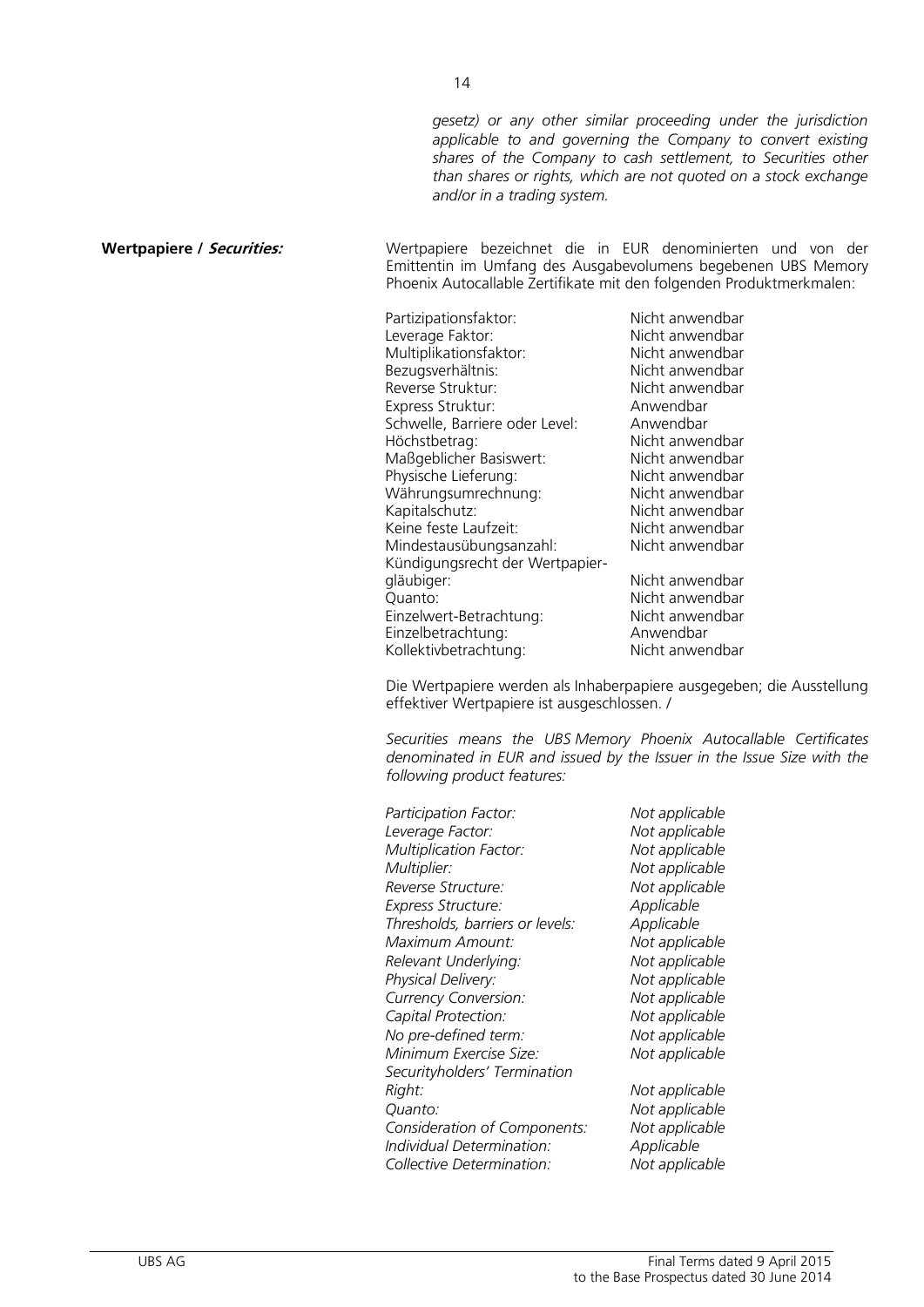*gesetz) or any other similar proceeding under the jurisdiction applicable to and governing the Company to convert existing shares of the Company to cash settlement, to Securities other than shares or rights, which are not quoted on a stock exchange and/or in a trading system.*

**Wertpapiere / *Securities:***

Wertpapiere bezeichnet die in EUR denominierten und von der Emittentin im Umfang des Ausgabevolumens begebenen UBS Memory Phoenix Autocallable Zertifikate mit den folgenden Produktmerkmalen:

| | |
|---|---|
| Partizipationsfaktor: | Nicht anwendbar |
| Leverage Faktor: | Nicht anwendbar |
| Multiplikationsfaktor: | Nicht anwendbar |
| Bezugsverhältnis: | Nicht anwendbar |
| Reverse Struktur: | Nicht anwendbar |
| Express Struktur: | Anwendbar |
| Schwelle, Barriere oder Level: | Anwendbar |
| Höchstbetrag: | Nicht anwendbar |
| Maßgeblicher Basiswert: | Nicht anwendbar |
| Physische Lieferung: | Nicht anwendbar |
| Währungsumrechnung: | Nicht anwendbar |
| Kapitalschutz: | Nicht anwendbar |
| Keine feste Laufzeit: | Nicht anwendbar |
| Mindestausübungsanzahl: | Nicht anwendbar |
| Kündigungsrecht der Wertpapiergläubiger: | Nicht anwendbar |
| Quanto: | Nicht anwendbar |
| Einzelwert-Betrachtung: | Nicht anwendbar |
| Einzelbetrachtung: | Anwendbar |
| Kollektivbetrachtung: | Nicht anwendbar |

Die Wertpapiere werden als Inhaberpapiere ausgegeben; die Ausstellung effektiver Wertpapiere ist ausgeschlossen. /

*Securities means the UBS Memory Phoenix Autocallable Certificates denominated in EUR and issued by the Issuer in the Issue Size with the following product features:*

| | |
|---|---|
| *Participation Factor:* | *Not applicable* |
| *Leverage Factor:* | *Not applicable* |
| *Multiplication Factor:* | *Not applicable* |
| *Multiplier:* | *Not applicable* |
| *Reverse Structure:* | *Not applicable* |
| *Express Structure:* | *Applicable* |
| *Thresholds, barriers or levels:* | *Applicable* |
| *Maximum Amount:* | *Not applicable* |
| *Relevant Underlying:* | *Not applicable* |
| *Physical Delivery:* | *Not applicable* |
| *Currency Conversion:* | *Not applicable* |
| *Capital Protection:* | *Not applicable* |
| *No pre-defined term:* | *Not applicable* |
| *Minimum Exercise Size:* | *Not applicable* |
| *Securityholders' Termination Right:* | *Not applicable* |
| *Quanto:* | *Not applicable* |
| *Consideration of Components:* | *Not applicable* |
| *Individual Determination:* | *Applicable* |
| *Collective Determination:* | *Not applicable* |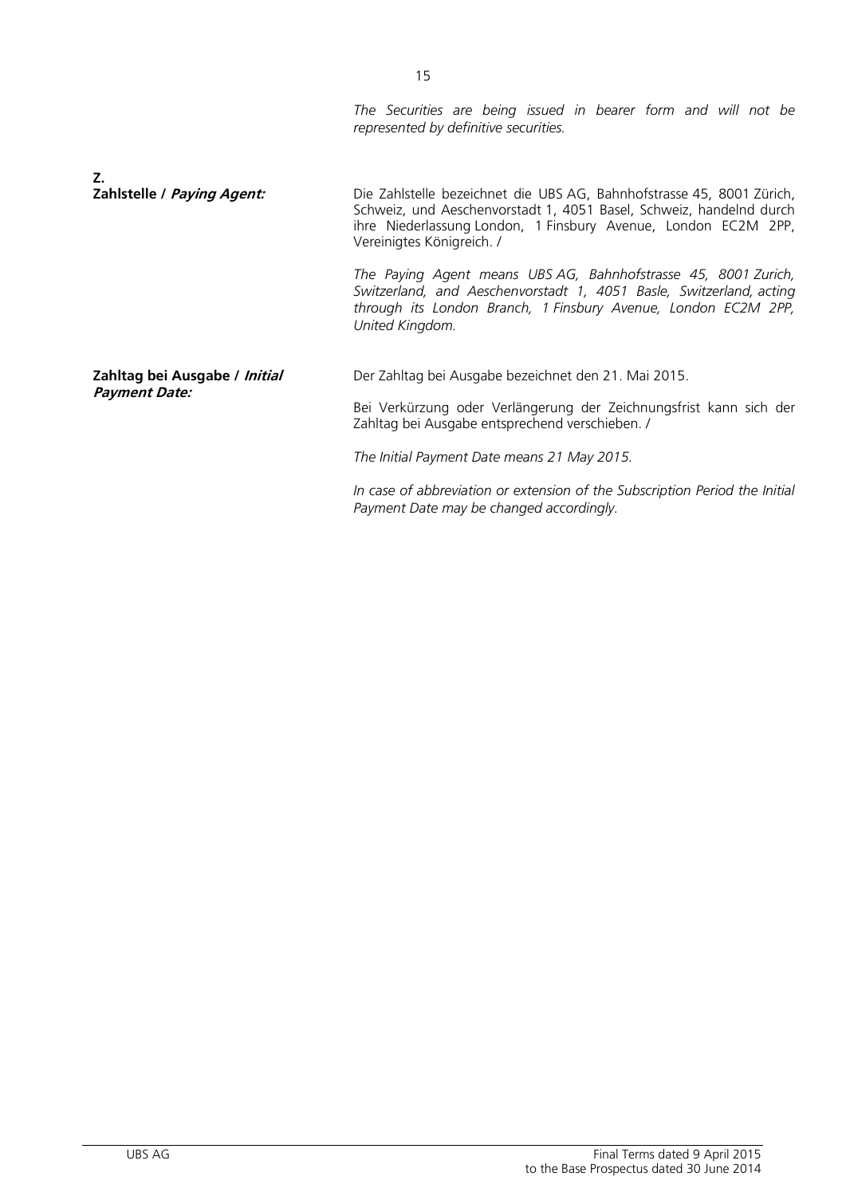*The Securities are being issued in bearer form and will not be represented by definitive securities.*

**Z.**

**Zahlstelle / *Paying Agent:***

Die Zahlstelle bezeichnet die UBS AG, Bahnhofstrasse 45, 8001 Zürich, Schweiz, und Aeschenvorstadt 1, 4051 Basel, Schweiz, handelnd durch ihre Niederlassung London, 1 Finsbury Avenue, London EC2M 2PP, Vereinigtes Königreich. /

*The Paying Agent means UBS AG, Bahnhofstrasse 45, 8001 Zurich, Switzerland, and Aeschenvorstadt 1, 4051 Basle, Switzerland, acting through its London Branch, 1 Finsbury Avenue, London EC2M 2PP, United Kingdom.*

**Zahltag bei Ausgabe / *Initial Payment Date:***

Der Zahltag bei Ausgabe bezeichnet den 21. Mai 2015.

Bei Verkürzung oder Verlängerung der Zeichnungsfrist kann sich der Zahltag bei Ausgabe entsprechend verschieben. /

*The Initial Payment Date means 21 May 2015.*

*In case of abbreviation or extension of the Subscription Period the Initial Payment Date may be changed accordingly.*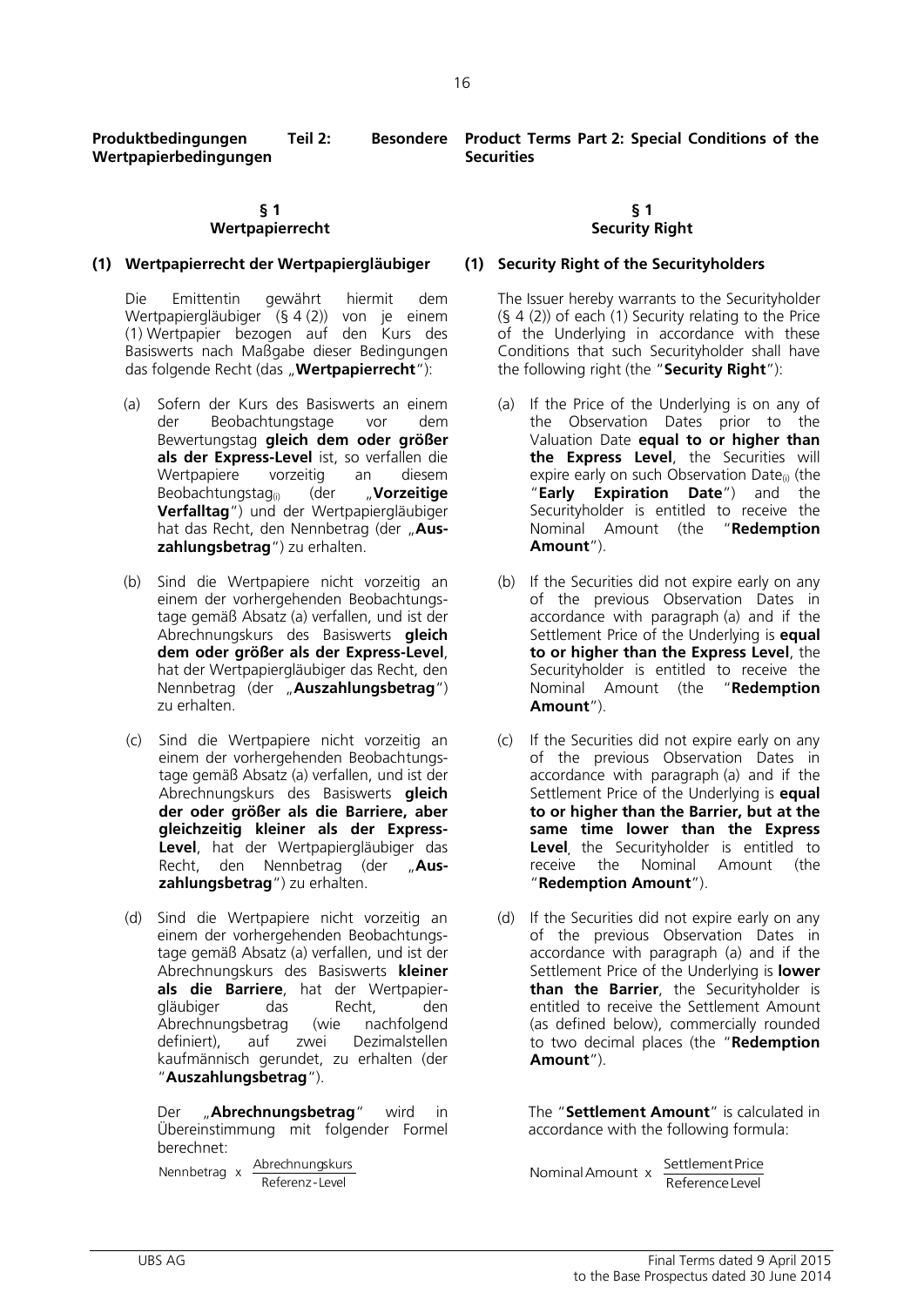**Produktbedingungen Teil 2: Besondere Wertpapierbedingungen**

**Product Terms Part 2: Special Conditions of the Securities**

**§ 1**
**Wertpapierrecht**

**§ 1**
**Security Right**

**(1) Wertpapierrecht der Wertpapiergläubiger**

Die Emittentin gewährt hiermit dem Wertpapiergläubiger (§ 4 (2)) von je einem (1) Wertpapier bezogen auf den Kurs des Basiswerts nach Maßgabe dieser Bedingungen das folgende Recht (das „**Wertpapierrecht**"):

(a) Sofern der Kurs des Basiswerts an einem der Beobachtungstage vor dem Bewertungstag **gleich dem oder größer als der Express-Level** ist, so verfallen die Wertpapiere vorzeitig an diesem Beobachtungstag$_{(i)}$ (der „**Vorzeitige Verfalltag**") und der Wertpapiergläubiger hat das Recht, den Nennbetrag (der „**Auszahlungsbetrag**") zu erhalten.

(b) Sind die Wertpapiere nicht vorzeitig an einem der vorhergehenden Beobachtungstage gemäß Absatz (a) verfallen, und ist der Abrechnungskurs des Basiswerts **gleich dem oder größer als der Express-Level**, hat der Wertpapiergläubiger das Recht, den Nennbetrag (der „**Auszahlungsbetrag**") zu erhalten.

(c) Sind die Wertpapiere nicht vorzeitig an einem der vorhergehenden Beobachtungstage gemäß Absatz (a) verfallen, und ist der Abrechnungskurs des Basiswerts **gleich der oder größer als die Barriere, aber gleichzeitig kleiner als der Express-Level**, hat der Wertpapiergläubiger das Recht, den Nennbetrag (der „**Auszahlungsbetrag**") zu erhalten.

(d) Sind die Wertpapiere nicht vorzeitig an einem der vorhergehenden Beobachtungstage gemäß Absatz (a) verfallen, und ist der Abrechnungskurs des Basiswerts **kleiner als die Barriere**, hat der Wertpapiergläubiger das Recht, den Abrechnungsbetrag (wie nachfolgend definiert), auf zwei Dezimalstellen kaufmännisch gerundet, zu erhalten (der "**Auszahlungsbetrag**").

Der „**Abrechnungsbetrag**" wird in Übereinstimmung mit folgender Formel berechnet:

$$\text{Nennbetrag} \times \frac{\text{Abrechnungskurs}}{\text{Referenz-Level}}$$

**(1) Security Right of the Securityholders**

The Issuer hereby warrants to the Securityholder (§ 4 (2)) of each (1) Security relating to the Price of the Underlying in accordance with these Conditions that such Securityholder shall have the following right (the "**Security Right**"):

(a) If the Price of the Underlying is on any of the Observation Dates prior to the Valuation Date **equal to or higher than the Express Level**, the Securities will expire early on such Observation Date$_{(i)}$ (the "**Early Expiration Date**") and the Securityholder is entitled to receive the Nominal Amount (the "**Redemption Amount**").

(b) If the Securities did not expire early on any of the previous Observation Dates in accordance with paragraph (a) and if the Settlement Price of the Underlying is **equal to or higher than the Express Level**, the Securityholder is entitled to receive the Nominal Amount (the "**Redemption Amount**").

(c) If the Securities did not expire early on any of the previous Observation Dates in accordance with paragraph (a) and if the Settlement Price of the Underlying is **equal to or higher than the Barrier, but at the same time lower than the Express Level**, the Securityholder is entitled to receive the Nominal Amount (the "**Redemption Amount**").

(d) If the Securities did not expire early on any of the previous Observation Dates in accordance with paragraph (a) and if the Settlement Price of the Underlying is **lower than the Barrier**, the Securityholder is entitled to receive the Settlement Amount (as defined below), commercially rounded to two decimal places (the "**Redemption Amount**").

The "**Settlement Amount**" is calculated in accordance with the following formula:

$$\text{Nominal Amount} \times \frac{\text{Settlement Price}}{\text{Reference Level}}$$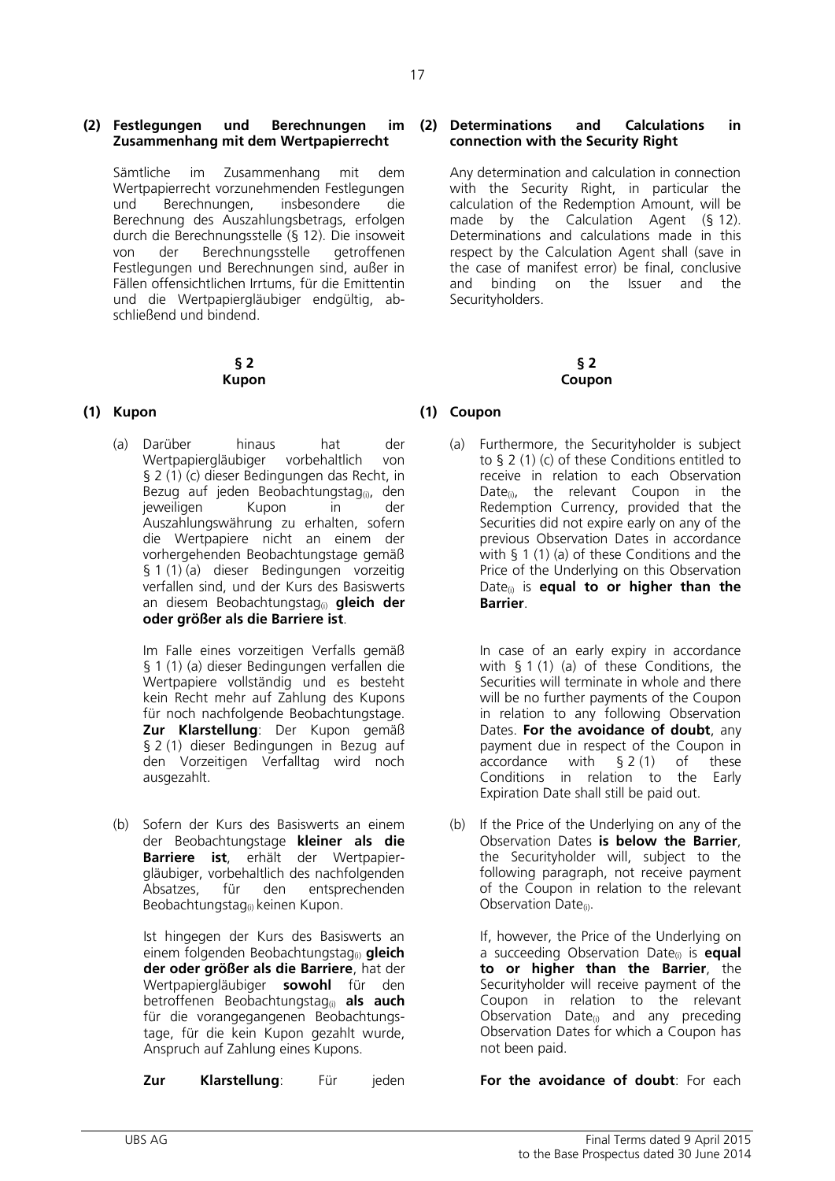**(2) Festlegungen und Berechnungen im Zusammenhang mit dem Wertpapierrecht**

Sämtliche im Zusammenhang mit dem Wertpapierrecht vorzunehmenden Festlegungen und Berechnungen, insbesondere die Berechnung des Auszahlungsbetrags, erfolgen durch die Berechnungsstelle (§ 12). Die insoweit von der Berechnungsstelle getroffenen Festlegungen und Berechnungen sind, außer in Fällen offensichtlichen Irrtums, für die Emittentin und die Wertpapiergläubiger endgültig, abschließend und bindend.

**(2) Determinations and Calculations in connection with the Security Right**

Any determination and calculation in connection with the Security Right, in particular the calculation of the Redemption Amount, will be made by the Calculation Agent (§ 12). Determinations and calculations made in this respect by the Calculation Agent shall (save in the case of manifest error) be final, conclusive and binding on the Issuer and the Securityholders.

**§ 2**
**Kupon**

**(1) Kupon**

(a) Darüber hinaus hat der Wertpapiergläubiger vorbehaltlich von § 2 (1) (c) dieser Bedingungen das Recht, in Bezug auf jeden Beobachtungstag$_{(i)}$, den jeweiligen Kupon in der Auszahlungswährung zu erhalten, sofern die Wertpapiere nicht an einem der vorhergehenden Beobachtungstage gemäß § 1 (1) (a) dieser Bedingungen vorzeitig verfallen sind, und der Kurs des Basiswerts an diesem Beobachtungstag$_{(i)}$ **gleich der oder größer als die Barriere ist**.

Im Falle eines vorzeitigen Verfalls gemäß § 1 (1) (a) dieser Bedingungen verfallen die Wertpapiere vollständig und es besteht kein Recht mehr auf Zahlung des Kupons für noch nachfolgende Beobachtungstage. **Zur Klarstellung**: Der Kupon gemäß § 2 (1) dieser Bedingungen in Bezug auf den Vorzeitigen Verfalltag wird noch ausgezahlt.

(b) Sofern der Kurs des Basiswerts an einem der Beobachtungstage **kleiner als die Barriere ist**, erhält der Wertpapiergläubiger, vorbehaltlich des nachfolgenden Absatzes, für den entsprechenden Beobachtungstag$_{(i)}$ keinen Kupon.

Ist hingegen der Kurs des Basiswerts an einem folgenden Beobachtungstag$_{(i)}$ **gleich der oder größer als die Barriere**, hat der Wertpapiergläubiger **sowohl** für den betroffenen Beobachtungstag$_{(i)}$ **als auch** für die vorangegangenen Beobachtungstage, für die kein Kupon gezahlt wurde, Anspruch auf Zahlung eines Kupons.

**Zur Klarstellung**: Für jeden

**§ 2**
**Coupon**

**(1) Coupon**

(a) Furthermore, the Securityholder is subject to § 2 (1) (c) of these Conditions entitled to receive in relation to each Observation Date$_{(i)}$, the relevant Coupon in the Redemption Currency, provided that the Securities did not expire early on any of the previous Observation Dates in accordance with § 1 (1) (a) of these Conditions and the Price of the Underlying on this Observation Date$_{(i)}$ is **equal to or higher than the Barrier**.

In case of an early expiry in accordance with § 1 (1) (a) of these Conditions, the Securities will terminate in whole and there will be no further payments of the Coupon in relation to any following Observation Dates. **For the avoidance of doubt**, any payment due in respect of the Coupon in accordance with § 2 (1) of these Conditions in relation to the Early Expiration Date shall still be paid out.

(b) If the Price of the Underlying on any of the Observation Dates **is below the Barrier**, the Securityholder will, subject to the following paragraph, not receive payment of the Coupon in relation to the relevant Observation Date$_{(i)}$.

If, however, the Price of the Underlying on a succeeding Observation Date$_{(i)}$ is **equal to or higher than the Barrier**, the Securityholder will receive payment of the Coupon in relation to the relevant Observation Date$_{(i)}$ and any preceding Observation Dates for which a Coupon has not been paid.

**For the avoidance of doubt**: For each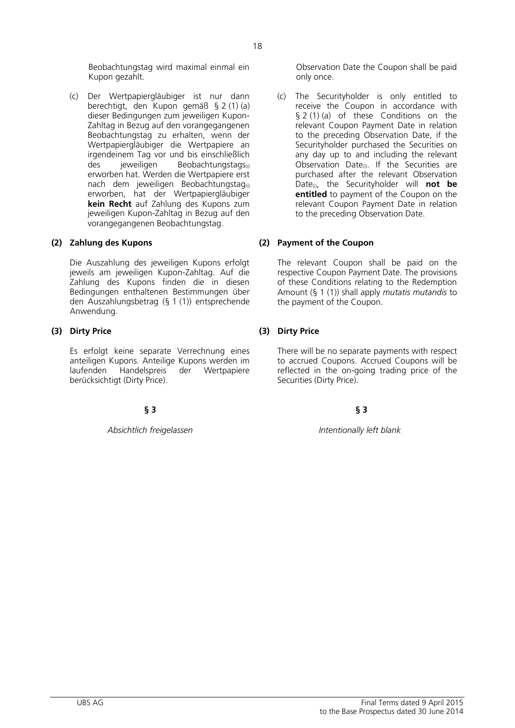Beobachtungstag wird maximal einmal ein Kupon gezahlt.

(c) Der Wertpapiergläubiger ist nur dann berechtigt, den Kupon gemäß § 2 (1) (a) dieser Bedingungen zum jeweiligen Kupon-Zahltag in Bezug auf den vorangegangenen Beobachtungstag zu erhalten, wenn der Wertpapiergläubiger die Wertpapiere an irgendeinem Tag vor und bis einschließlich des jeweiligen $\text{Beobachtungstags}_{(i)}$ erworben hat. Werden die Wertpapiere erst nach dem jeweiligen $\text{Beobachtungstag}_{(i)}$ erworben, hat der Wertpapiergläubiger **kein Recht** auf Zahlung des Kupons zum jeweiligen Kupon-Zahltag in Bezug auf den vorangegangenen Beobachtungstag.

**(2) Zahlung des Kupons**

Die Auszahlung des jeweiligen Kupons erfolgt jeweils am jeweiligen Kupon-Zahltag. Auf die Zahlung des Kupons finden die in diesen Bedingungen enthaltenen Bestimmungen über den Auszahlungsbetrag (§ 1 (1)) entsprechende Anwendung.

**(3) Dirty Price**

Es erfolgt keine separate Verrechnung eines anteiligen Kupons. Anteilige Kupons werden im laufenden Handelspreis der Wertpapiere berücksichtigt (Dirty Price).

**§ 3**

*Absichtlich freigelassen*

Observation Date the Coupon shall be paid only once.

(c) The Securityholder is only entitled to receive the Coupon in accordance with § 2 (1) (a) of these Conditions on the relevant Coupon Payment Date in relation to the preceding Observation Date, if the Securityholder purchased the Securities on any day up to and including the relevant Observation $\text{Date}_{(i)}$. If the Securities are purchased after the relevant Observation $\text{Date}_{(i)}$, the Securityholder will **not be entitled** to payment of the Coupon on the relevant Coupon Payment Date in relation to the preceding Observation Date.

**(2) Payment of the Coupon**

The relevant Coupon shall be paid on the respective Coupon Payment Date. The provisions of these Conditions relating to the Redemption Amount (§ 1 (1)) shall apply *mutatis mutandis* to the payment of the Coupon.

**(3) Dirty Price**

There will be no separate payments with respect to accrued Coupons. Accrued Coupons will be reflected in the on-going trading price of the Securities (Dirty Price).

**§ 3**

*Intentionally left blank*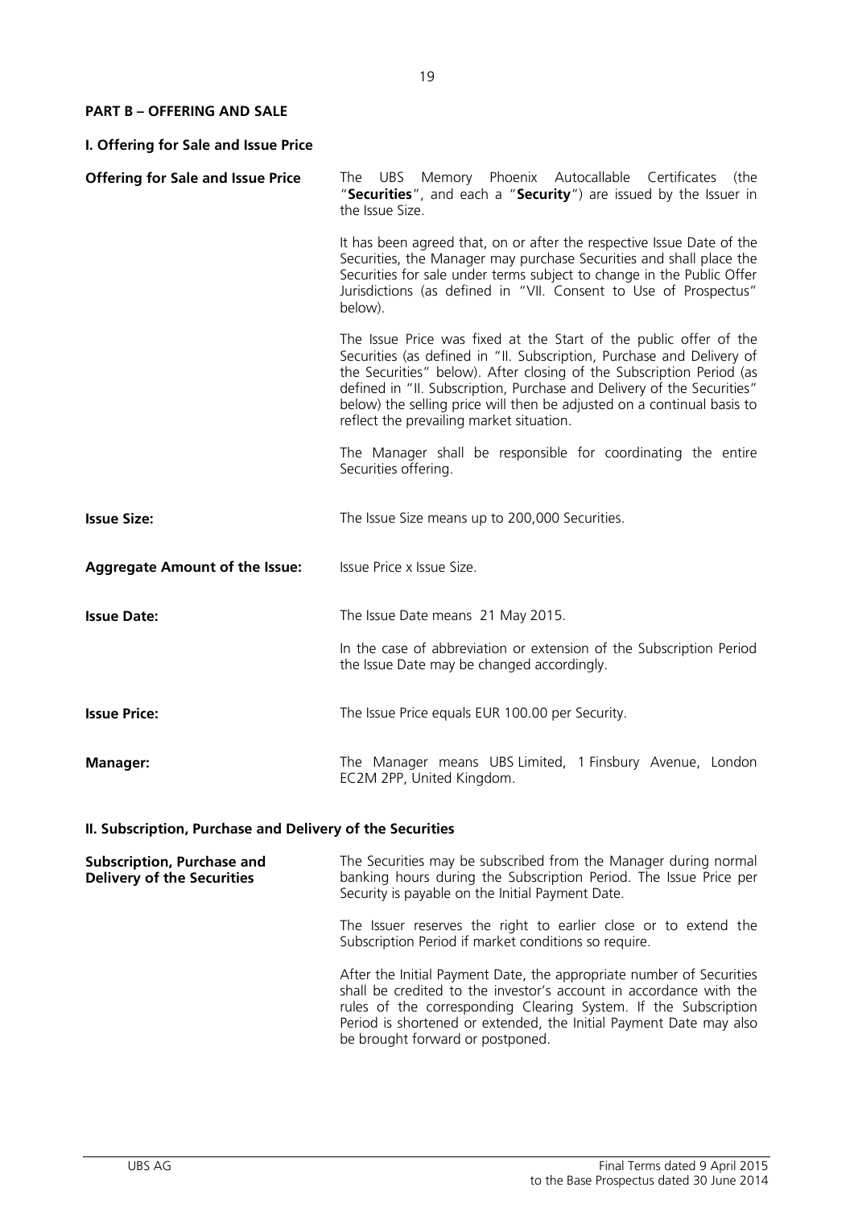## PART B – OFFERING AND SALE

### I. Offering for Sale and Issue Price

| | |
|---|---|
| **Offering for Sale and Issue Price** | The UBS Memory Phoenix Autocallable Certificates (the "**Securities**", and each a "**Security**") are issued by the Issuer in the Issue Size.<br><br>It has been agreed that, on or after the respective Issue Date of the Securities, the Manager may purchase Securities and shall place the Securities for sale under terms subject to change in the Public Offer Jurisdictions (as defined in "VII. Consent to Use of Prospectus" below).<br><br>The Issue Price was fixed at the Start of the public offer of the Securities (as defined in "II. Subscription, Purchase and Delivery of the Securities" below). After closing of the Subscription Period (as defined in "II. Subscription, Purchase and Delivery of the Securities" below) the selling price will then be adjusted on a continual basis to reflect the prevailing market situation.<br><br>The Manager shall be responsible for coordinating the entire Securities offering. |
| **Issue Size:** | The Issue Size means up to 200,000 Securities. |
| **Aggregate Amount of the Issue:** | Issue Price x Issue Size. |
| **Issue Date:** | The Issue Date means 21 May 2015.<br><br>In the case of abbreviation or extension of the Subscription Period the Issue Date may be changed accordingly. |
| **Issue Price:** | The Issue Price equals EUR 100.00 per Security. |
| **Manager:** | The Manager means UBS Limited, 1 Finsbury Avenue, London EC2M 2PP, United Kingdom. |

### II. Subscription, Purchase and Delivery of the Securities

| | |
|---|---|
| **Subscription, Purchase and Delivery of the Securities** | The Securities may be subscribed from the Manager during normal banking hours during the Subscription Period. The Issue Price per Security is payable on the Initial Payment Date.<br><br>The Issuer reserves the right to earlier close or to extend the Subscription Period if market conditions so require.<br><br>After the Initial Payment Date, the appropriate number of Securities shall be credited to the investor's account in accordance with the rules of the corresponding Clearing System. If the Subscription Period is shortened or extended, the Initial Payment Date may also be brought forward or postponed. |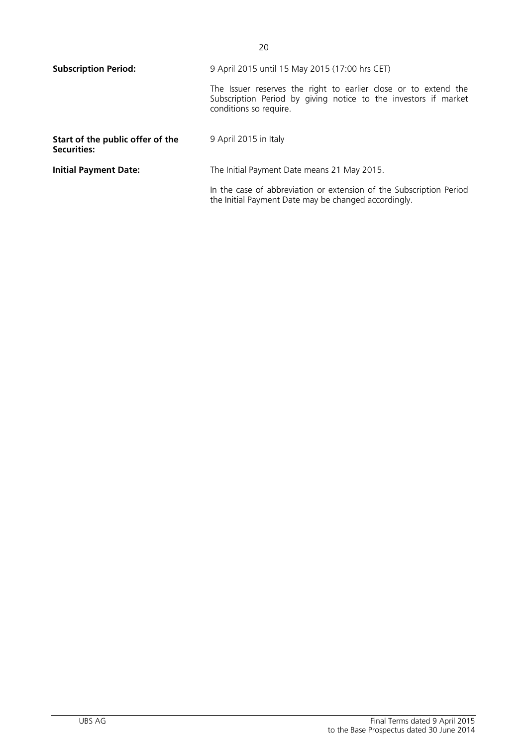| | |
|---|---|
| **Subscription Period:** | 9 April 2015 until 15 May 2015 (17:00 hrs CET)<br><br>The Issuer reserves the right to earlier close or to extend the Subscription Period by giving notice to the investors if market conditions so require. |
| **Start of the public offer of the Securities:** | 9 April 2015 in Italy |
| **Initial Payment Date:** | The Initial Payment Date means 21 May 2015.<br><br>In the case of abbreviation or extension of the Subscription Period the Initial Payment Date may be changed accordingly. |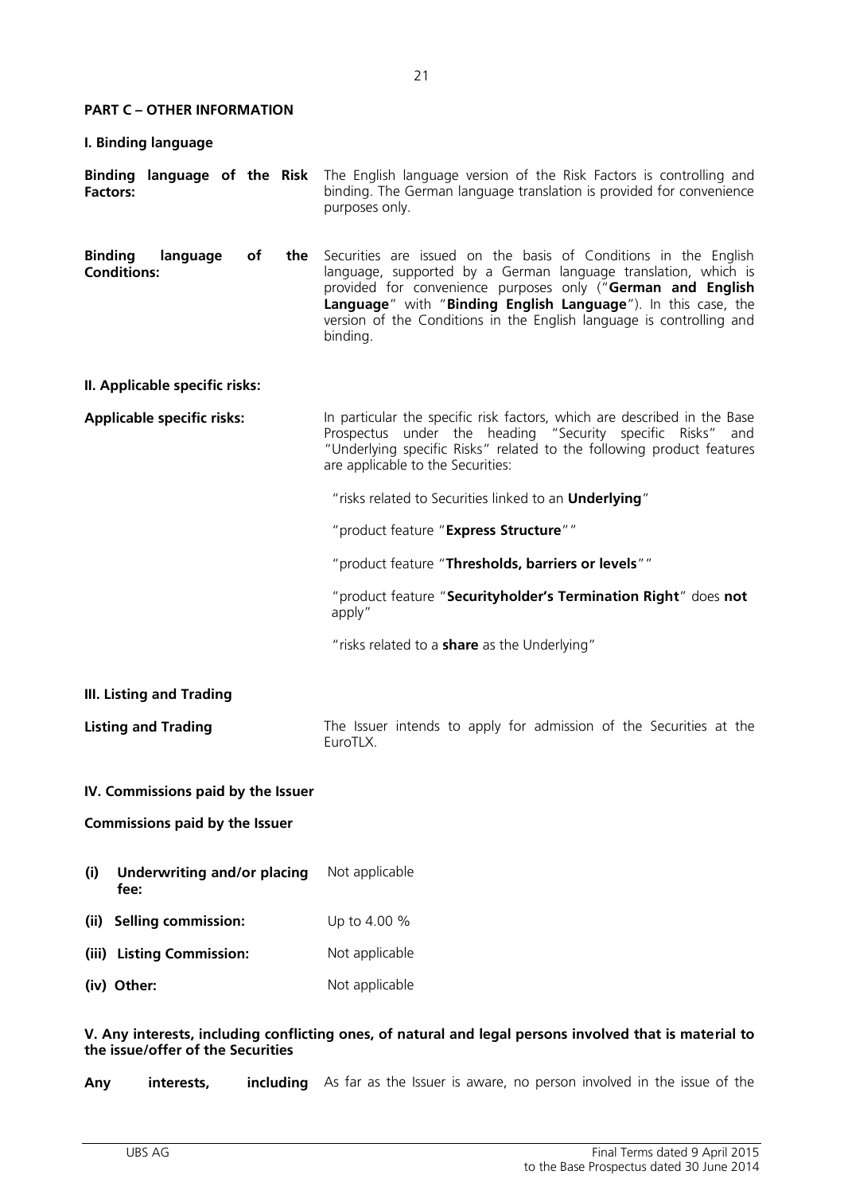**PART C – OTHER INFORMATION**

**I. Binding language**

| | |
|---|---|
| **Binding language of the Risk Factors:** | The English language version of the Risk Factors is controlling and binding. The German language translation is provided for convenience purposes only. |
| **Binding language of the Conditions:** | Securities are issued on the basis of Conditions in the English language, supported by a German language translation, which is provided for convenience purposes only ("**German and English Language**" with "**Binding English Language**"). In this case, the version of the Conditions in the English language is controlling and binding. |

**II. Applicable specific risks:**

| | |
|---|---|
| **Applicable specific risks:** | In particular the specific risk factors, which are described in the Base Prospectus under the heading "Security specific Risks" and "Underlying specific Risks" related to the following product features are applicable to the Securities:<br><br>"risks related to Securities linked to an **Underlying**"<br><br>"product feature "**Express Structure**""<br><br>"product feature "**Thresholds, barriers or levels**""<br><br>"product feature "**Securityholder's Termination Right**" does **not** apply"<br><br>"risks related to a **share** as the Underlying" |

**III. Listing and Trading**

| | |
|---|---|
| **Listing and Trading** | The Issuer intends to apply for admission of the Securities at the EuroTLX. |

**IV. Commissions paid by the Issuer**

**Commissions paid by the Issuer**

| | |
|---|---|
| **(i) Underwriting and/or placing fee:** | Not applicable |
| **(ii) Selling commission:** | Up to 4.00 % |
| **(iii) Listing Commission:** | Not applicable |
| **(iv) Other:** | Not applicable |

**V. Any interests, including conflicting ones, of natural and legal persons involved that is material to the issue/offer of the Securities**

| | |
|---|---|
| **Any interests, including** | As far as the Issuer is aware, no person involved in the issue of the |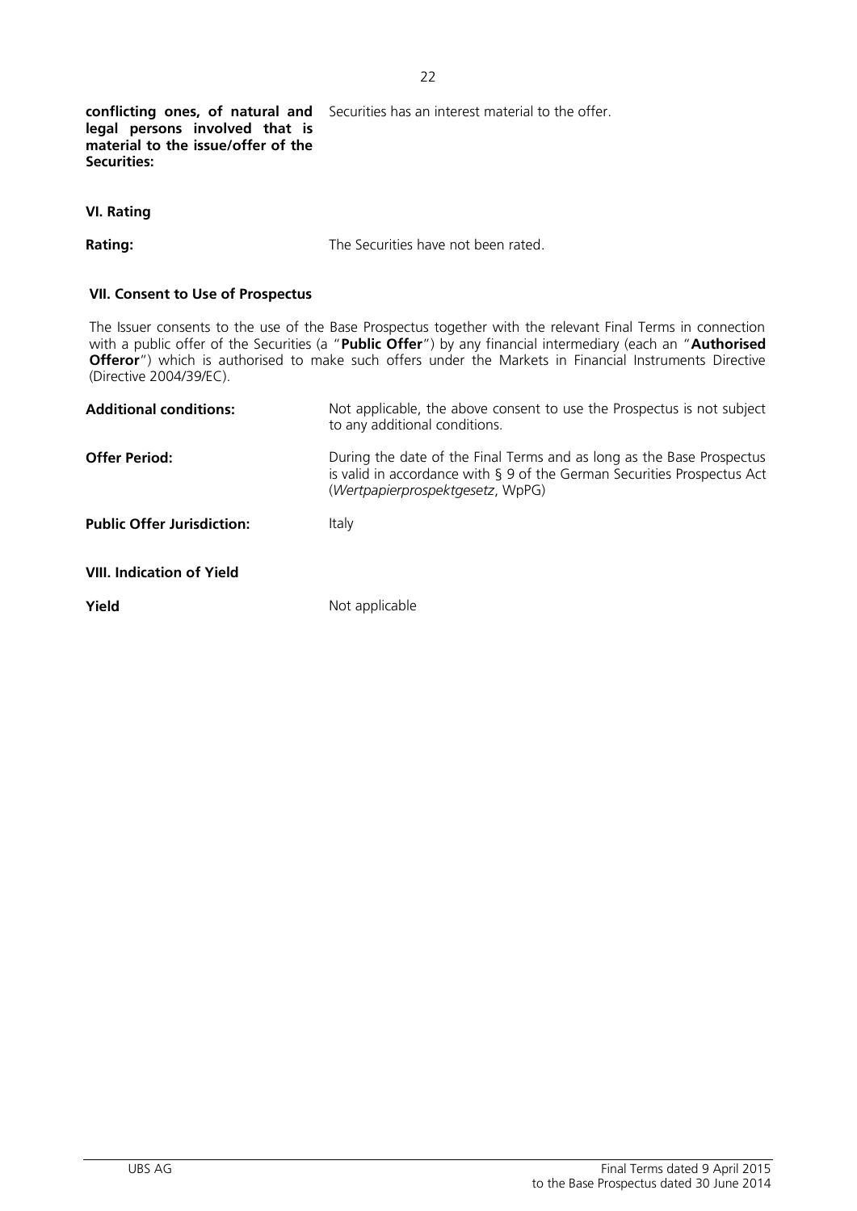| | |
|---|---|
| **conflicting ones, of natural and legal persons involved that is material to the issue/offer of the Securities:** | Securities has an interest material to the offer. |

**VI. Rating**

| | |
|---|---|
| **Rating:** | The Securities have not been rated. |

**VII. Consent to Use of Prospectus**

The Issuer consents to the use of the Base Prospectus together with the relevant Final Terms in connection with a public offer of the Securities (a "**Public Offer**") by any financial intermediary (each an "**Authorised Offeror**") which is authorised to make such offers under the Markets in Financial Instruments Directive (Directive 2004/39/EC).

| | |
|---|---|
| **Additional conditions:** | Not applicable, the above consent to use the Prospectus is not subject to any additional conditions. |
| **Offer Period:** | During the date of the Final Terms and as long as the Base Prospectus is valid in accordance with § 9 of the German Securities Prospectus Act (*Wertpapierprospektgesetz*, WpPG) |
| **Public Offer Jurisdiction:** | Italy |

**VIII. Indication of Yield**

| | |
|---|---|
| **Yield** | Not applicable |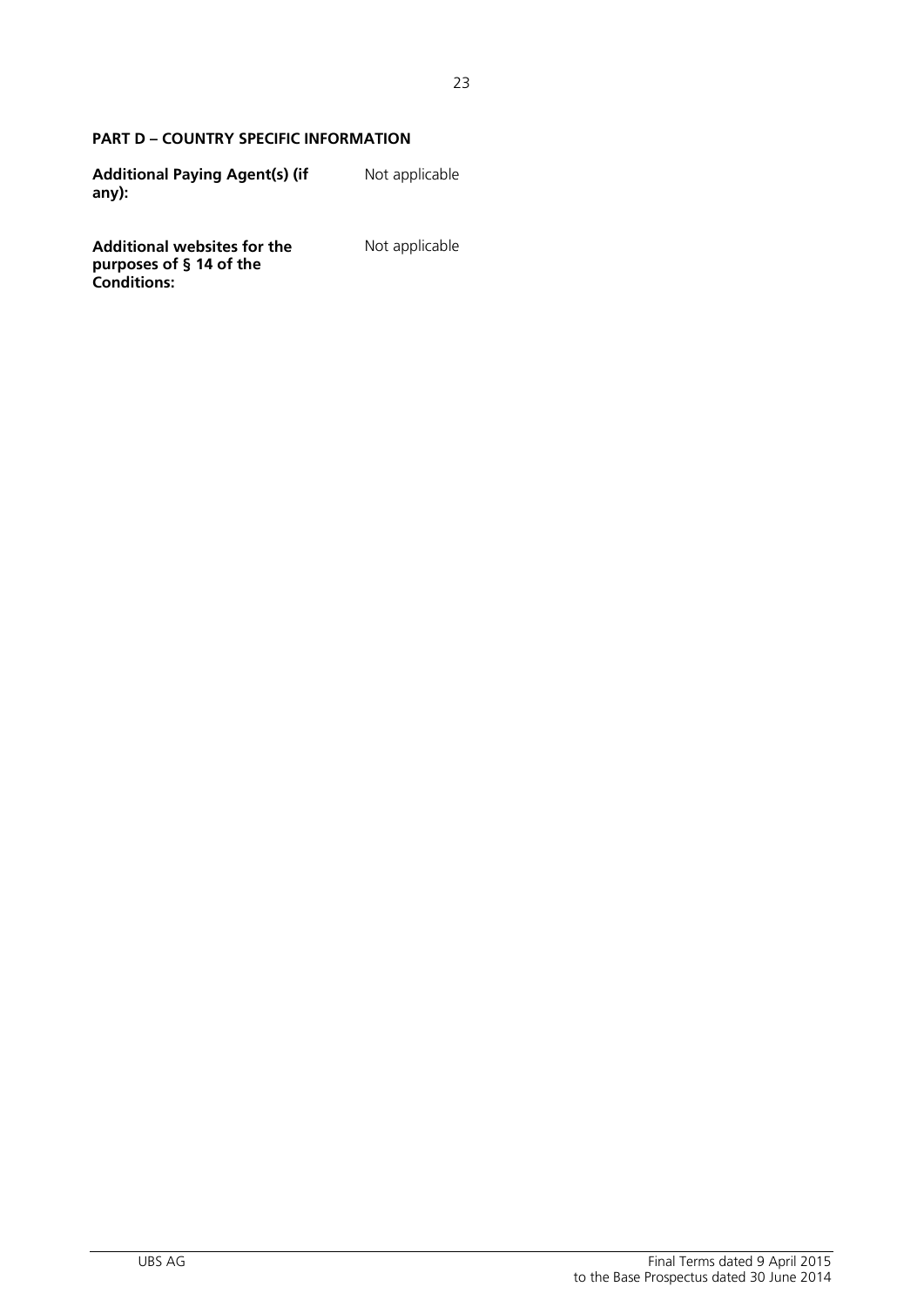**PART D – COUNTRY SPECIFIC INFORMATION**

| | |
|---|---|
| **Additional Paying Agent(s) (if any):** | Not applicable |
| **Additional websites for the purposes of § 14 of the Conditions:** | Not applicable |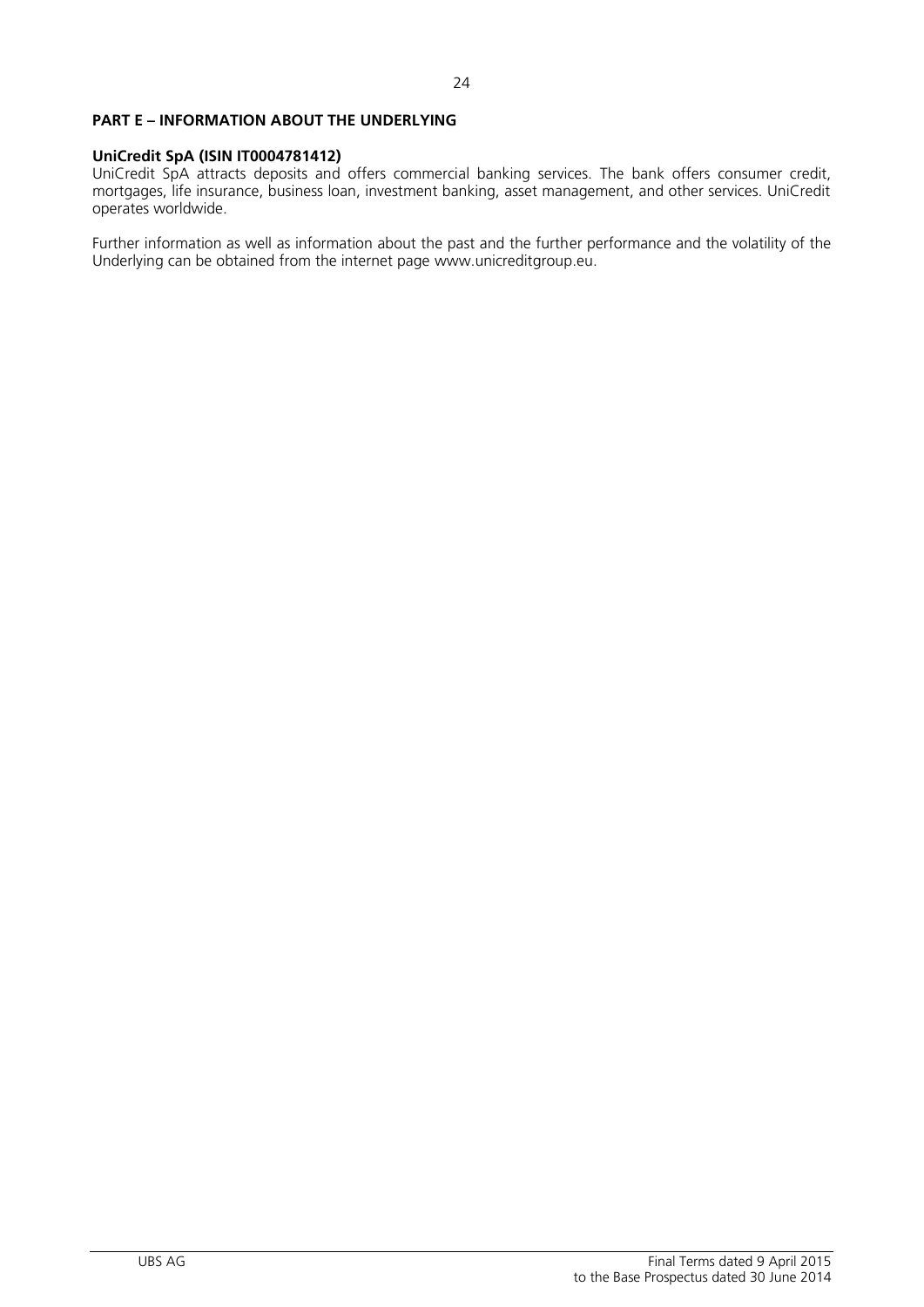## PART E – INFORMATION ABOUT THE UNDERLYING

**UniCredit SpA (ISIN IT0004781412)**

UniCredit SpA attracts deposits and offers commercial banking services. The bank offers consumer credit, mortgages, life insurance, business loan, investment banking, asset management, and other services. UniCredit operates worldwide.

Further information as well as information about the past and the further performance and the volatility of the Underlying can be obtained from the internet page www.unicreditgroup.eu.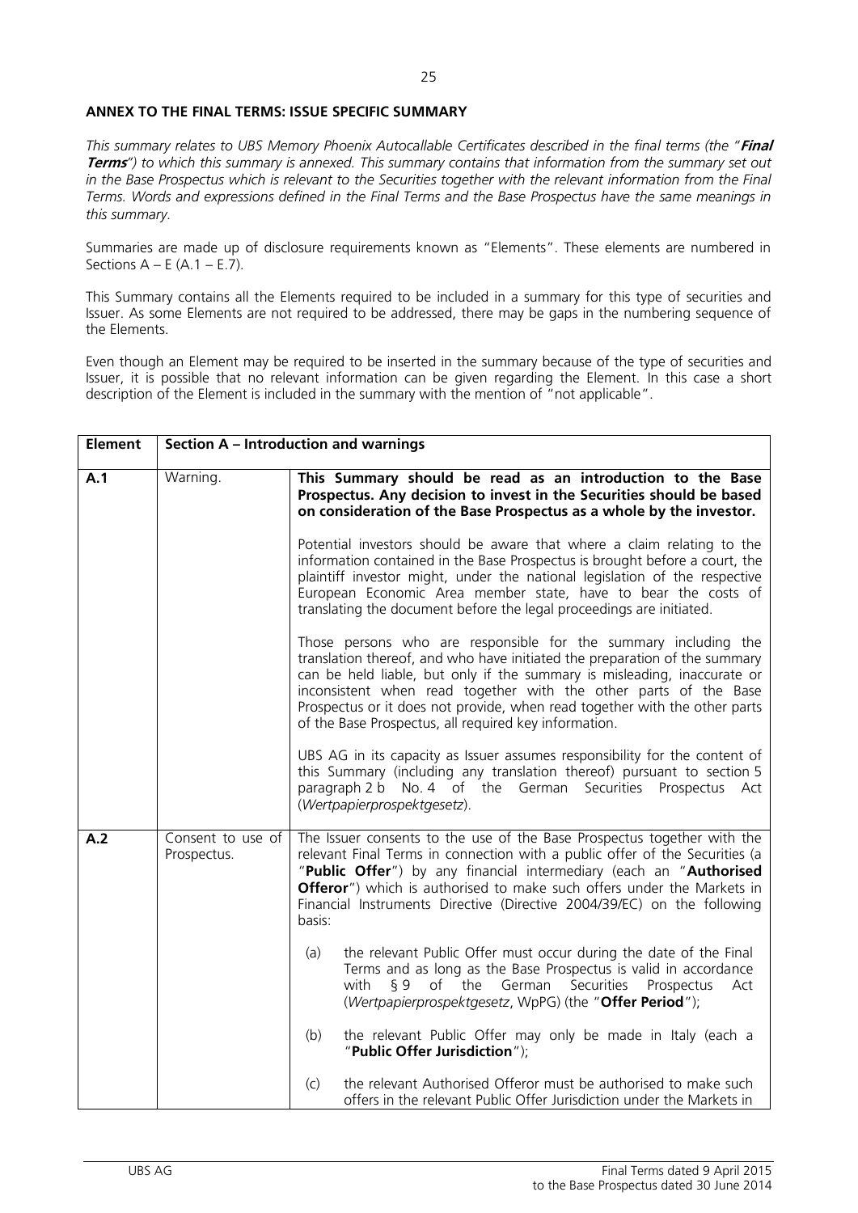**ANNEX TO THE FINAL TERMS: ISSUE SPECIFIC SUMMARY**

*This summary relates to UBS Memory Phoenix Autocallable Certificates described in the final terms (the "**Final Terms**") to which this summary is annexed. This summary contains that information from the summary set out in the Base Prospectus which is relevant to the Securities together with the relevant information from the Final Terms. Words and expressions defined in the Final Terms and the Base Prospectus have the same meanings in this summary.*

Summaries are made up of disclosure requirements known as "Elements". These elements are numbered in Sections A – E (A.1 – E.7).

This Summary contains all the Elements required to be included in a summary for this type of securities and Issuer. As some Elements are not required to be addressed, there may be gaps in the numbering sequence of the Elements.

Even though an Element may be required to be inserted in the summary because of the type of securities and Issuer, it is possible that no relevant information can be given regarding the Element. In this case a short description of the Element is included in the summary with the mention of "not applicable".

| **Element** | **Section A – Introduction and warnings** | |
|---|---|---|
| **A.1** | Warning. | **This Summary should be read as an introduction to the Base Prospectus. Any decision to invest in the Securities should be based on consideration of the Base Prospectus as a whole by the investor.**<br><br>Potential investors should be aware that where a claim relating to the information contained in the Base Prospectus is brought before a court, the plaintiff investor might, under the national legislation of the respective European Economic Area member state, have to bear the costs of translating the document before the legal proceedings are initiated.<br><br>Those persons who are responsible for the summary including the translation thereof, and who have initiated the preparation of the summary can be held liable, but only if the summary is misleading, inaccurate or inconsistent when read together with the other parts of the Base Prospectus or it does not provide, when read together with the other parts of the Base Prospectus, all required key information.<br><br>UBS AG in its capacity as Issuer assumes responsibility for the content of this Summary (including any translation thereof) pursuant to section 5 paragraph 2 b No. 4 of the German Securities Prospectus Act (*Wertpapierprospektgesetz*). |
| **A.2** | Consent to use of Prospectus. | The Issuer consents to the use of the Base Prospectus together with the relevant Final Terms in connection with a public offer of the Securities (a "**Public Offer**") by any financial intermediary (each an "**Authorised Offeror**") which is authorised to make such offers under the Markets in Financial Instruments Directive (Directive 2004/39/EC) on the following basis:<br><br>(a) the relevant Public Offer must occur during the date of the Final Terms and as long as the Base Prospectus is valid in accordance with § 9 of the German Securities Prospectus Act (*Wertpapierprospektgesetz*, WpPG) (the "**Offer Period**");<br><br>(b) the relevant Public Offer may only be made in Italy (each a "**Public Offer Jurisdiction**");<br><br>(c) the relevant Authorised Offeror must be authorised to make such offers in the relevant Public Offer Jurisdiction under the Markets in |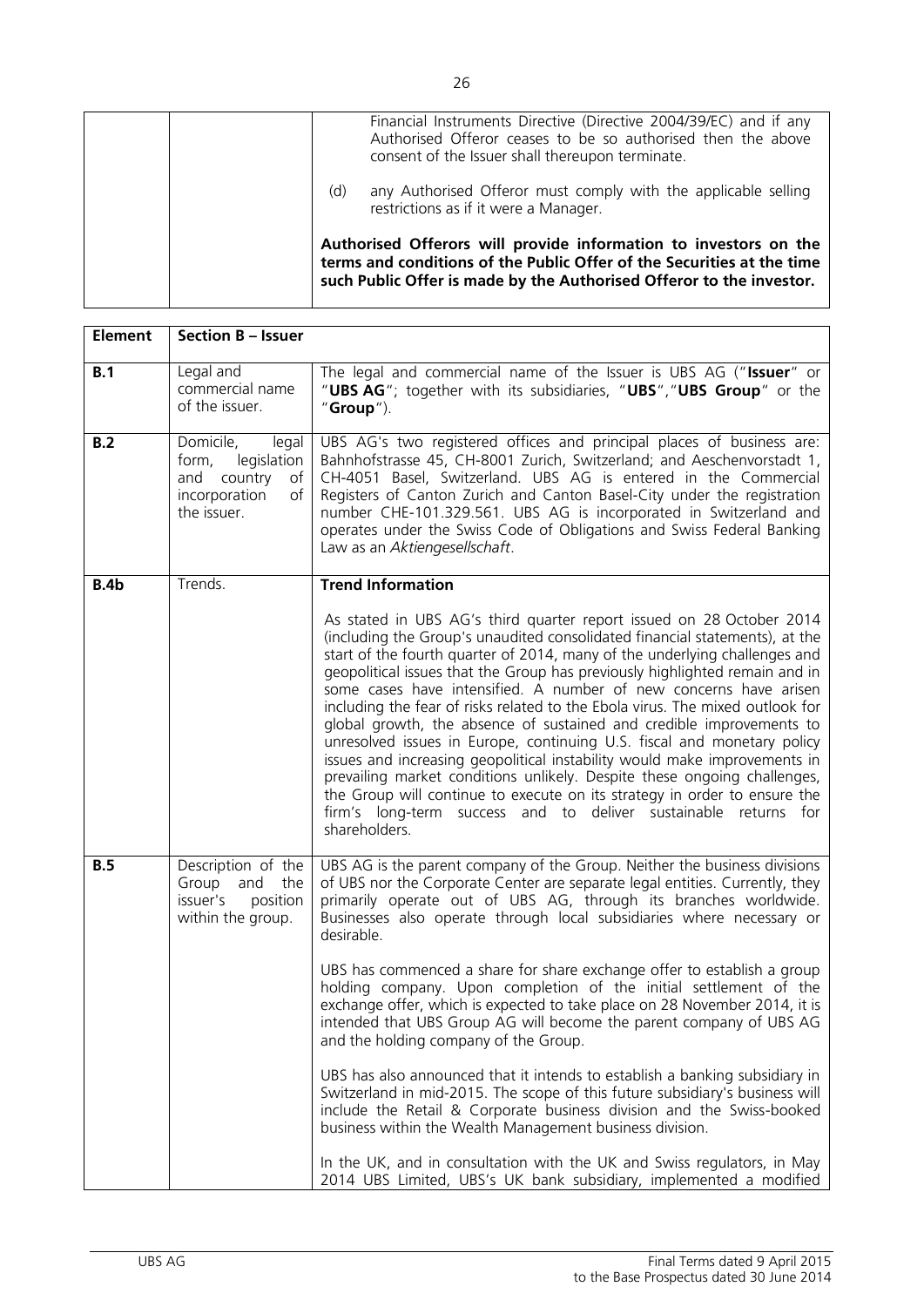| | | |
|---|---|---|
| | | Financial Instruments Directive (Directive 2004/39/EC) and if any Authorised Offeror ceases to be so authorised then the above consent of the Issuer shall thereupon terminate.<br><br>(d) any Authorised Offeror must comply with the applicable selling restrictions as if it were a Manager.<br><br>**Authorised Offerors will provide information to investors on the terms and conditions of the Public Offer of the Securities at the time such Public Offer is made by the Authorised Offeror to the investor.** |

| **Element** | **Section B – Issuer** | |
|---|---|---|
| **B.1** | Legal and commercial name of the issuer. | The legal and commercial name of the Issuer is UBS AG ("**Issuer**" or "**UBS AG**"; together with its subsidiaries, "**UBS**","**UBS Group**" or the "**Group**"). |
| **B.2** | Domicile, legal form, legislation and country of incorporation of the issuer. | UBS AG's two registered offices and principal places of business are: Bahnhofstrasse 45, CH-8001 Zurich, Switzerland; and Aeschenvorstadt 1, CH-4051 Basel, Switzerland. UBS AG is entered in the Commercial Registers of Canton Zurich and Canton Basel-City under the registration number CHE-101.329.561. UBS AG is incorporated in Switzerland and operates under the Swiss Code of Obligations and Swiss Federal Banking Law as an *Aktiengesellschaft*. |
| **B.4b** | Trends. | **Trend Information**<br><br>As stated in UBS AG's third quarter report issued on 28 October 2014 (including the Group's unaudited consolidated financial statements), at the start of the fourth quarter of 2014, many of the underlying challenges and geopolitical issues that the Group has previously highlighted remain and in some cases have intensified. A number of new concerns have arisen including the fear of risks related to the Ebola virus. The mixed outlook for global growth, the absence of sustained and credible improvements to unresolved issues in Europe, continuing U.S. fiscal and monetary policy issues and increasing geopolitical instability would make improvements in prevailing market conditions unlikely. Despite these ongoing challenges, the Group will continue to execute on its strategy in order to ensure the firm's long-term success and to deliver sustainable returns for shareholders. |
| **B.5** | Description of the Group and the issuer's position within the group. | UBS AG is the parent company of the Group. Neither the business divisions of UBS nor the Corporate Center are separate legal entities. Currently, they primarily operate out of UBS AG, through its branches worldwide. Businesses also operate through local subsidiaries where necessary or desirable.<br><br>UBS has commenced a share for share exchange offer to establish a group holding company. Upon completion of the initial settlement of the exchange offer, which is expected to take place on 28 November 2014, it is intended that UBS Group AG will become the parent company of UBS AG and the holding company of the Group.<br><br>UBS has also announced that it intends to establish a banking subsidiary in Switzerland in mid-2015. The scope of this future subsidiary's business will include the Retail & Corporate business division and the Swiss-booked business within the Wealth Management business division.<br><br>In the UK, and in consultation with the UK and Swiss regulators, in May 2014 UBS Limited, UBS's UK bank subsidiary, implemented a modified |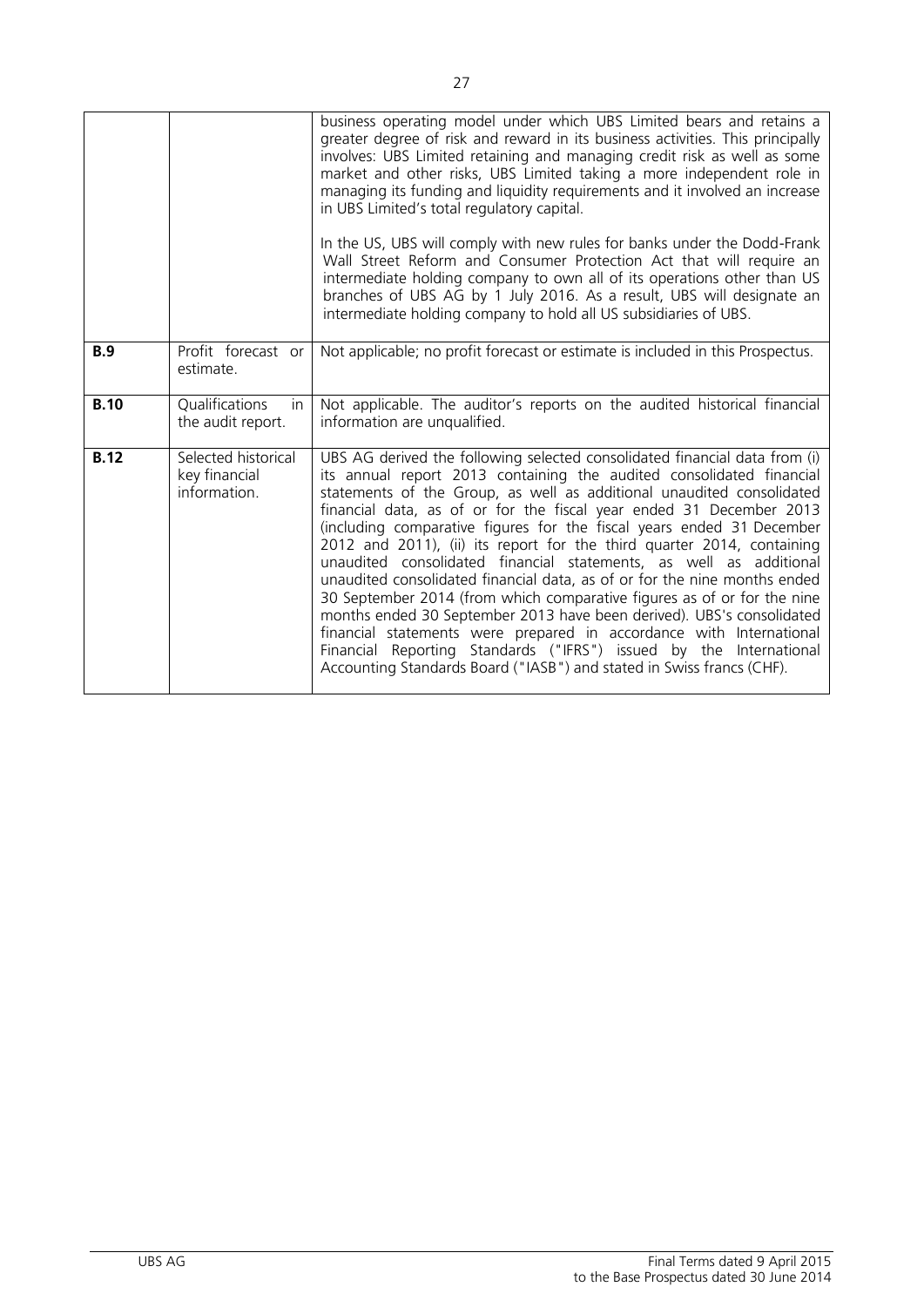| | | |
|---|---|---|
| | | business operating model under which UBS Limited bears and retains a greater degree of risk and reward in its business activities. This principally involves: UBS Limited retaining and managing credit risk as well as some market and other risks, UBS Limited taking a more independent role in managing its funding and liquidity requirements and it involved an increase in UBS Limited's total regulatory capital.<br><br>In the US, UBS will comply with new rules for banks under the Dodd-Frank Wall Street Reform and Consumer Protection Act that will require an intermediate holding company to own all of its operations other than US branches of UBS AG by 1 July 2016. As a result, UBS will designate an intermediate holding company to hold all US subsidiaries of UBS. |
| **B.9** | Profit forecast or estimate. | Not applicable; no profit forecast or estimate is included in this Prospectus. |
| **B.10** | Qualifications in the audit report. | Not applicable. The auditor's reports on the audited historical financial information are unqualified. |
| **B.12** | Selected historical key financial information. | UBS AG derived the following selected consolidated financial data from (i) its annual report 2013 containing the audited consolidated financial statements of the Group, as well as additional unaudited consolidated financial data, as of or for the fiscal year ended 31 December 2013 (including comparative figures for the fiscal years ended 31 December 2012 and 2011), (ii) its report for the third quarter 2014, containing unaudited consolidated financial statements, as well as additional unaudited consolidated financial data, as of or for the nine months ended 30 September 2014 (from which comparative figures as of or for the nine months ended 30 September 2013 have been derived). UBS's consolidated financial statements were prepared in accordance with International Financial Reporting Standards ("IFRS") issued by the International Accounting Standards Board ("IASB") and stated in Swiss francs (CHF). |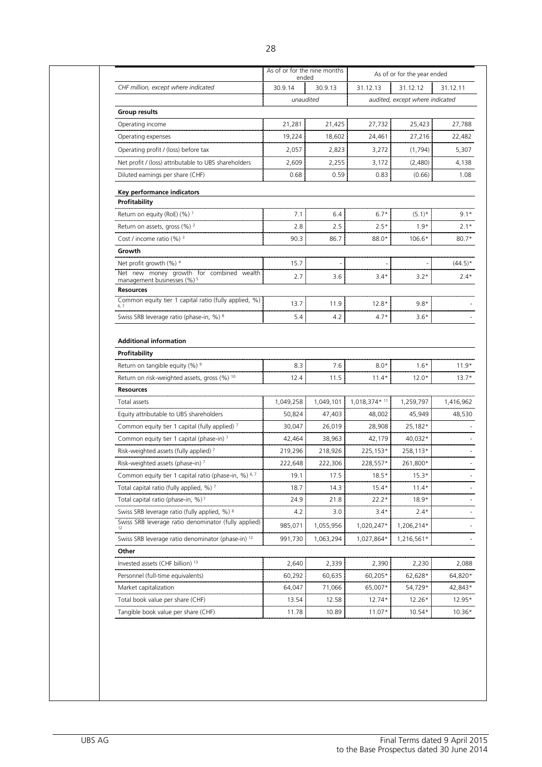| CHF million, except where indicated | As of or for the nine months ended | | As of or for the year ended | | |
|---|---|---|---|---|---|
| | 30.9.14 | 30.9.13 | 31.12.13 | 31.12.12 | 31.12.11 |
| | unaudited | | audited, except where indicated | | |
| **Group results** | | | | | |
| Operating income | 21,281 | 21,425 | 27,732 | 25,423 | 27,788 |
| Operating expenses | 19,224 | 18,602 | 24,461 | 27,216 | 22,482 |
| Operating profit / (loss) before tax | 2,057 | 2,823 | 3,272 | (1,794) | 5,307 |
| Net profit / (loss) attributable to UBS shareholders | 2,609 | 2,255 | 3,172 | (2,480) | 4,138 |
| Diluted earnings per share (CHF) | 0.68 | 0.59 | 0.83 | (0.66) | 1.08 |
| **Key performance indicators** | | | | | |
| **Profitability** | | | | | |
| Return on equity (RoE) (%) [1] | 7.1 | 6.4 | 6.7* | (5.1)* | 9.1* |
| Return on assets, gross (%) [2] | 2.8 | 2.5 | 2.5* | 1.9* | 2.1* |
| Cost / income ratio (%) [3] | 90.3 | 86.7 | 88.0* | 106.6* | 80.7* |
| **Growth** | | | | | |
| Net profit growth (%) [4] | 15.7 | - | - | - | (44.5)* |
| Net new money growth for combined wealth management businesses (%) [5] | 2.7 | 3.6 | 3.4* | 3.2* | 2.4* |
| **Resources** | | | | | |
| Common equity tier 1 capital ratio (fully applied, %) [6, 7] | 13.7 | 11.9 | 12.8* | 9.8* | - |
| Swiss SRB leverage ratio (phase-in, %) [8] | 5.4 | 4.2 | 4.7* | 3.6* | - |
| **Additional information** | | | | | |
| **Profitability** | | | | | |
| Return on tangible equity (%) [9] | 8.3 | 7.6 | 8.0* | 1.6* | 11.9* |
| Return on risk-weighted assets, gross (%) [10] | 12.4 | 11.5 | 11.4* | 12.0* | 13.7* |
| **Resources** | | | | | |
| Total assets | 1,049,258 | 1,049,101 | 1,018,374* [11] | 1,259,797 | 1,416,962 |
| Equity attributable to UBS shareholders | 50,824 | 47,403 | 48,002 | 45,949 | 48,530 |
| Common equity tier 1 capital (fully applied) [7] | 30,047 | 26,019 | 28,908 | 25,182* | - |
| Common equity tier 1 capital (phase-in) [7] | 42,464 | 38,963 | 42,179 | 40,032* | - |
| Risk-weighted assets (fully applied) [7] | 219,296 | 218,926 | 225,153* | 258,113* | - |
| Risk-weighted assets (phase-in) [7] | 222,648 | 222,306 | 228,557* | 261,800* | - |
| Common equity tier 1 capital ratio (phase-in, %) [6, 7] | 19.1 | 17.5 | 18.5* | 15.3* | - |
| Total capital ratio (fully applied, %) [7] | 18.7 | 14.3 | 15.4* | 11.4* | - |
| Total capital ratio (phase-in, %) [7] | 24.9 | 21.8 | 22.2* | 18.9* | - |
| Swiss SRB leverage ratio (fully applied, %) [8] | 4.2 | 3.0 | 3.4* | 2.4* | - |
| Swiss SRB leverage ratio denominator (fully applied) [12] | 985,071 | 1,055,956 | 1,020,247* | 1,206,214* | - |
| Swiss SRB leverage ratio denominator (phase-in) [12] | 991,730 | 1,063,294 | 1,027,864* | 1,216,561* | - |
| **Other** | | | | | |
| Invested assets (CHF billion) [13] | 2,640 | 2,339 | 2,390 | 2,230 | 2,088 |
| Personnel (full-time equivalents) | 60,292 | 60,635 | 60,205* | 62,628* | 64,820* |
| Market capitalization | 64,047 | 71,066 | 65,007* | 54,729* | 42,843* |
| Total book value per share (CHF) | 13.54 | 12.58 | 12.74* | 12.26* | 12.95* |
| Tangible book value per share (CHF) | 11.78 | 10.89 | 11.07* | 10.54* | 10.36* |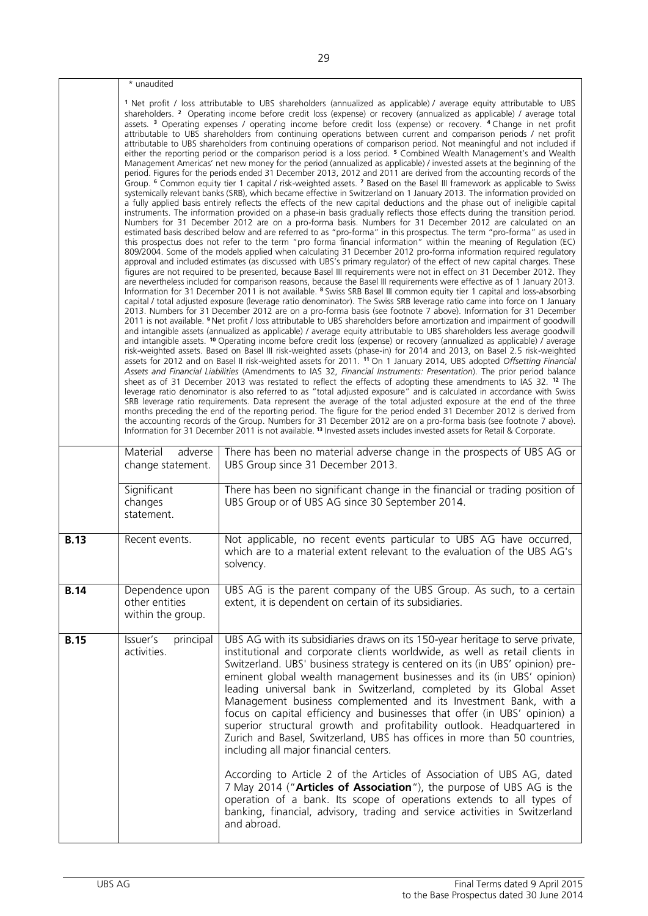| | | |
|---|---|---|
| | * unaudited<br><br>[1] Net profit / loss attributable to UBS shareholders (annualized as applicable) / average equity attributable to UBS shareholders. [2] Operating income before credit loss (expense) or recovery (annualized as applicable) / average total assets. [3] Operating expenses / operating income before credit loss (expense) or recovery. [4] Change in net profit attributable to UBS shareholders from continuing operations between current and comparison periods / net profit attributable to UBS shareholders from continuing operations of comparison period. Not meaningful and not included if either the reporting period or the comparison period is a loss period. [5] Combined Wealth Management's and Wealth Management Americas' net new money for the period (annualized as applicable) / invested assets at the beginning of the period. Figures for the periods ended 31 December 2013, 2012 and 2011 are derived from the accounting records of the Group. [6] Common equity tier 1 capital / risk-weighted assets. [7] Based on the Basel III framework as applicable to Swiss systemically relevant banks (SRB), which became effective in Switzerland on 1 January 2013. The information provided on a fully applied basis entirely reflects the effects of the new capital deductions and the phase out of ineligible capital instruments. The information provided on a phase-in basis gradually reflects those effects during the transition period. Numbers for 31 December 2012 are on a pro-forma basis. Numbers for 31 December 2012 are calculated on an estimated basis described below and are referred to as "pro-forma" in this prospectus. The term "pro-forma" as used in this prospectus does not refer to the term "pro forma financial information" within the meaning of Regulation (EC) 809/2004. Some of the models applied when calculating 31 December 2012 pro-forma information required regulatory approval and included estimates (as discussed with UBS's primary regulator) of the effect of new capital charges. These figures are not required to be presented, because Basel III requirements were not in effect on 31 December 2012. They are nevertheless included for comparison reasons, because the Basel III requirements were effective as of 1 January 2013. Information for 31 December 2011 is not available. [8] Swiss SRB Basel III common equity tier 1 capital and loss-absorbing capital / total adjusted exposure (leverage ratio denominator). The Swiss SRB leverage ratio came into force on 1 January 2013. Numbers for 31 December 2012 are on a pro-forma basis (see footnote 7 above). Information for 31 December 2011 is not available. [9] Net profit / loss attributable to UBS shareholders before amortization and impairment of goodwill and intangible assets (annualized as applicable) / average equity attributable to UBS shareholders less average goodwill and intangible assets. [10] Operating income before credit loss (expense) or recovery (annualized as applicable) / average risk-weighted assets. Based on Basel III risk-weighted assets (phase-in) for 2014 and 2013, on Basel 2.5 risk-weighted assets for 2012 and on Basel II risk-weighted assets for 2011. [11] On 1 January 2014, UBS adopted *Offsetting Financial Assets and Financial Liabilities* (Amendments to IAS 32, *Financial Instruments: Presentation*). The prior period balance sheet as of 31 December 2013 was restated to reflect the effects of adopting these amendments to IAS 32. [12] The leverage ratio denominator is also referred to as "total adjusted exposure" and is calculated in accordance with Swiss SRB leverage ratio requirements. Data represent the average of the total adjusted exposure at the end of the three months preceding the end of the reporting period. The figure for the period ended 31 December 2012 is derived from the accounting records of the Group. Numbers for 31 December 2012 are on a pro-forma basis (see footnote 7 above). Information for 31 December 2011 is not available. [13] Invested assets includes invested assets for Retail & Corporate. | |
| | Material adverse change statement. | There has been no material adverse change in the prospects of UBS AG or UBS Group since 31 December 2013. |
| | Significant changes statement. | There has been no significant change in the financial or trading position of UBS Group or of UBS AG since 30 September 2014. |
| **B.13** | Recent events. | Not applicable, no recent events particular to UBS AG have occurred, which are to a material extent relevant to the evaluation of the UBS AG's solvency. |
| **B.14** | Dependence upon other entities within the group. | UBS AG is the parent company of the UBS Group. As such, to a certain extent, it is dependent on certain of its subsidiaries. |
| **B.15** | Issuer's principal activities. | UBS AG with its subsidiaries draws on its 150-year heritage to serve private, institutional and corporate clients worldwide, as well as retail clients in Switzerland. UBS' business strategy is centered on its (in UBS' opinion) pre-eminent global wealth management businesses and its (in UBS' opinion) leading universal bank in Switzerland, completed by its Global Asset Management business complemented and its Investment Bank, with a focus on capital efficiency and businesses that offer (in UBS' opinion) a superior structural growth and profitability outlook. Headquartered in Zurich and Basel, Switzerland, UBS has offices in more than 50 countries, including all major financial centers.<br><br>According to Article 2 of the Articles of Association of UBS AG, dated 7 May 2014 ("**Articles of Association**"), the purpose of UBS AG is the operation of a bank. Its scope of operations extends to all types of banking, financial, advisory, trading and service activities in Switzerland and abroad. |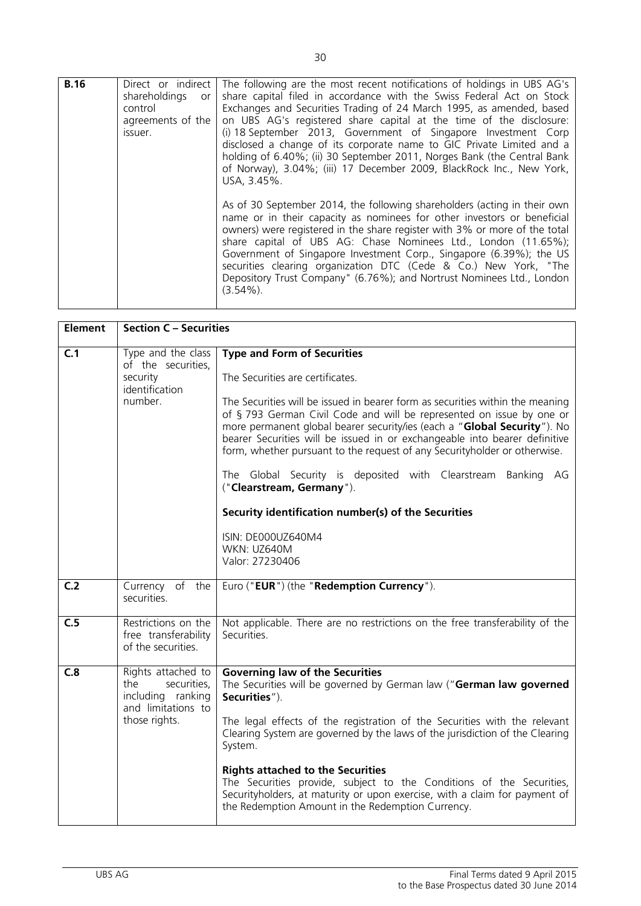| | | |
|---|---|---|
| **B.16** | Direct or indirect shareholdings or control agreements of the issuer. | The following are the most recent notifications of holdings in UBS AG's share capital filed in accordance with the Swiss Federal Act on Stock Exchanges and Securities Trading of 24 March 1995, as amended, based on UBS AG's registered share capital at the time of the disclosure: (i) 18 September 2013, Government of Singapore Investment Corp disclosed a change of its corporate name to GIC Private Limited and a holding of 6.40%; (ii) 30 September 2011, Norges Bank (the Central Bank of Norway), 3.04%; (iii) 17 December 2009, BlackRock Inc., New York, USA, 3.45%.<br><br>As of 30 September 2014, the following shareholders (acting in their own name or in their capacity as nominees for other investors or beneficial owners) were registered in the share register with 3% or more of the total share capital of UBS AG: Chase Nominees Ltd., London (11.65%); Government of Singapore Investment Corp., Singapore (6.39%); the US securities clearing organization DTC (Cede & Co.) New York, "The Depository Trust Company" (6.76%); and Nortrust Nominees Ltd., London (3.54%). |

| **Element** | **Section C – Securities** | |
|---|---|---|
| **C.1** | Type and the class of the securities, security identification number. | **Type and Form of Securities**<br><br>The Securities are certificates.<br><br>The Securities will be issued in bearer form as securities within the meaning of § 793 German Civil Code and will be represented on issue by one or more permanent global bearer security/ies (each a "**Global Security**"). No bearer Securities will be issued in or exchangeable into bearer definitive form, whether pursuant to the request of any Securityholder or otherwise.<br><br>The Global Security is deposited with Clearstream Banking AG ("**Clearstream, Germany**").<br><br>**Security identification number(s) of the Securities**<br><br>ISIN: DE000UZ640M4<br>WKN: UZ640M<br>Valor: 27230406 |
| **C.2** | Currency of the securities. | Euro ("**EUR**") (the "**Redemption Currency**"). |
| **C.5** | Restrictions on the free transferability of the securities. | Not applicable. There are no restrictions on the free transferability of the Securities. |
| **C.8** | Rights attached to the securities, including ranking and limitations to those rights. | **Governing law of the Securities**<br>The Securities will be governed by German law ("**German law governed Securities**").<br><br>The legal effects of the registration of the Securities with the relevant Clearing System are governed by the laws of the jurisdiction of the Clearing System.<br><br>**Rights attached to the Securities**<br>The Securities provide, subject to the Conditions of the Securities, Securityholders, at maturity or upon exercise, with a claim for payment of the Redemption Amount in the Redemption Currency. |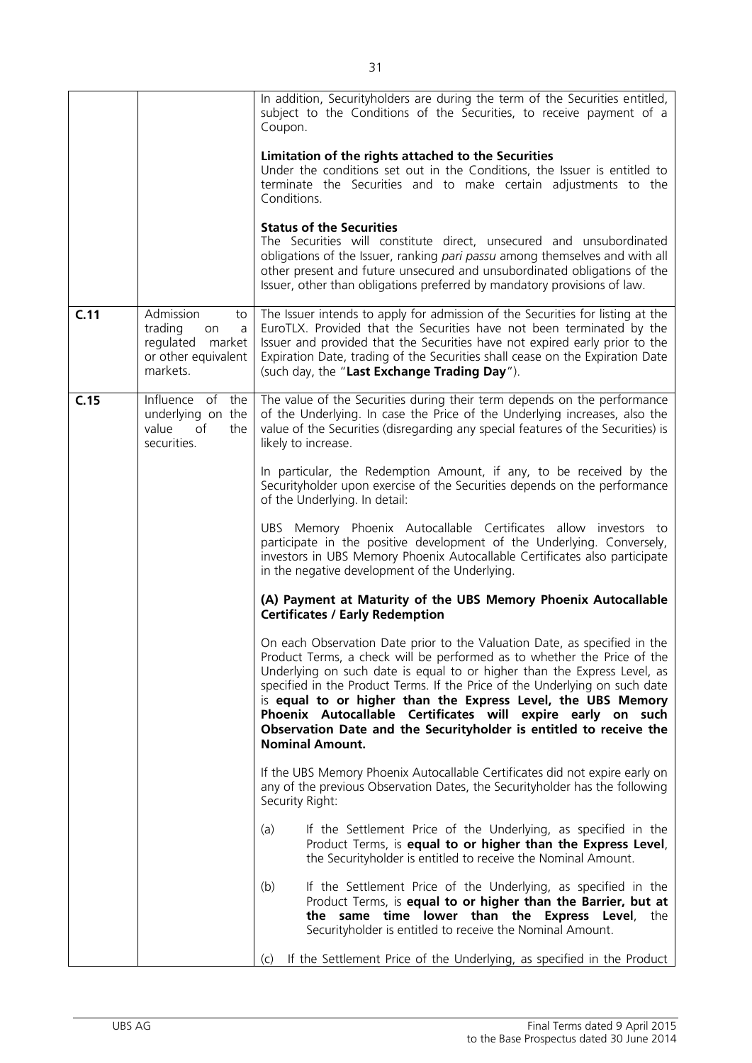| | | |
|---|---|---|
| | | In addition, Securityholders are during the term of the Securities entitled, subject to the Conditions of the Securities, to receive payment of a Coupon.<br><br>**Limitation of the rights attached to the Securities**<br>Under the conditions set out in the Conditions, the Issuer is entitled to terminate the Securities and to make certain adjustments to the Conditions.<br><br>**Status of the Securities**<br>The Securities will constitute direct, unsecured and unsubordinated obligations of the Issuer, ranking *pari passu* among themselves and with all other present and future unsecured and unsubordinated obligations of the Issuer, other than obligations preferred by mandatory provisions of law. |
| **C.11** | Admission to trading on a regulated market or other equivalent markets. | The Issuer intends to apply for admission of the Securities for listing at the EuroTLX. Provided that the Securities have not been terminated by the Issuer and provided that the Securities have not expired early prior to the Expiration Date, trading of the Securities shall cease on the Expiration Date (such day, the "**Last Exchange Trading Day**"). |
| **C.15** | Influence of the underlying on the value of the securities. | The value of the Securities during their term depends on the performance of the Underlying. In case the Price of the Underlying increases, also the value of the Securities (disregarding any special features of the Securities) is likely to increase.<br><br>In particular, the Redemption Amount, if any, to be received by the Securityholder upon exercise of the Securities depends on the performance of the Underlying. In detail:<br><br>UBS Memory Phoenix Autocallable Certificates allow investors to participate in the positive development of the Underlying. Conversely, investors in UBS Memory Phoenix Autocallable Certificates also participate in the negative development of the Underlying.<br><br>**(A) Payment at Maturity of the UBS Memory Phoenix Autocallable Certificates / Early Redemption**<br><br>On each Observation Date prior to the Valuation Date, as specified in the Product Terms, a check will be performed as to whether the Price of the Underlying on such date is equal to or higher than the Express Level, as specified in the Product Terms. If the Price of the Underlying on such date is **equal to or higher than the Express Level, the UBS Memory Phoenix Autocallable Certificates will expire early on such Observation Date and the Securityholder is entitled to receive the Nominal Amount.**<br><br>If the UBS Memory Phoenix Autocallable Certificates did not expire early on any of the previous Observation Dates, the Securityholder has the following Security Right:<br><br>(a) If the Settlement Price of the Underlying, as specified in the Product Terms, is **equal to or higher than the Express Level**, the Securityholder is entitled to receive the Nominal Amount.<br><br>(b) If the Settlement Price of the Underlying, as specified in the Product Terms, is **equal to or higher than the Barrier, but at the same time lower than the Express Level**, the Securityholder is entitled to receive the Nominal Amount.<br><br>(c) If the Settlement Price of the Underlying, as specified in the Product |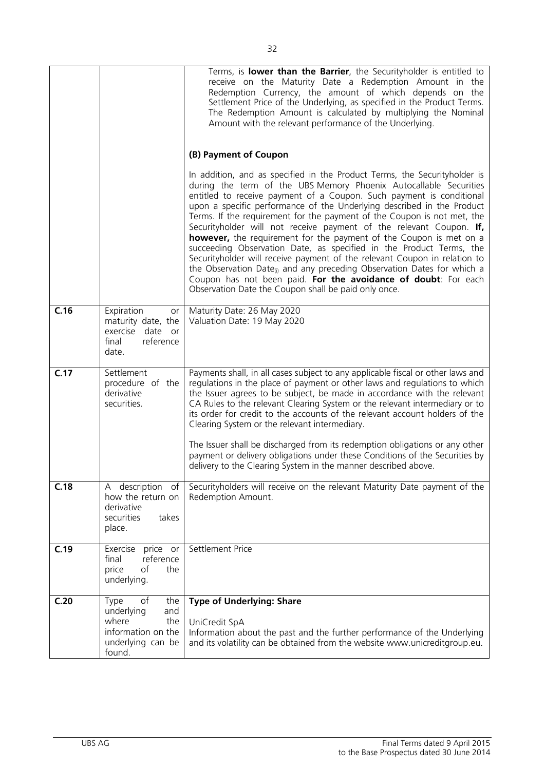| | | |
|---|---|---|
| | | Terms, is **lower than the Barrier**, the Securityholder is entitled to receive on the Maturity Date a Redemption Amount in the Redemption Currency, the amount of which depends on the Settlement Price of the Underlying, as specified in the Product Terms. The Redemption Amount is calculated by multiplying the Nominal Amount with the relevant performance of the Underlying.<br><br>**(B) Payment of Coupon**<br><br>In addition, and as specified in the Product Terms, the Securityholder is during the term of the UBS Memory Phoenix Autocallable Securities entitled to receive payment of a Coupon. Such payment is conditional upon a specific performance of the Underlying described in the Product Terms. If the requirement for the payment of the Coupon is not met, the Securityholder will not receive payment of the relevant Coupon. **If, however,** the requirement for the payment of the Coupon is met on a succeeding Observation Date, as specified in the Product Terms, the Securityholder will receive payment of the relevant Coupon in relation to the Observation Date$_{(i)}$ and any preceding Observation Dates for which a Coupon has not been paid. **For the avoidance of doubt**: For each Observation Date the Coupon shall be paid only once. |
| **C.16** | Expiration or maturity date, the exercise date or final reference date. | Maturity Date: 26 May 2020<br>Valuation Date: 19 May 2020 |
| **C.17** | Settlement procedure of the derivative securities. | Payments shall, in all cases subject to any applicable fiscal or other laws and regulations in the place of payment or other laws and regulations to which the Issuer agrees to be subject, be made in accordance with the relevant CA Rules to the relevant Clearing System or the relevant intermediary or to its order for credit to the accounts of the relevant account holders of the Clearing System or the relevant intermediary.<br><br>The Issuer shall be discharged from its redemption obligations or any other payment or delivery obligations under these Conditions of the Securities by delivery to the Clearing System in the manner described above. |
| **C.18** | A description of how the return on derivative securities takes place. | Securityholders will receive on the relevant Maturity Date payment of the Redemption Amount. |
| **C.19** | Exercise price or final reference price of the underlying. | Settlement Price |
| **C.20** | Type of the underlying and where the information on the underlying can be found. | **Type of Underlying: Share**<br><br>UniCredit SpA<br>Information about the past and the further performance of the Underlying and its volatility can be obtained from the website www.unicreditgroup.eu. |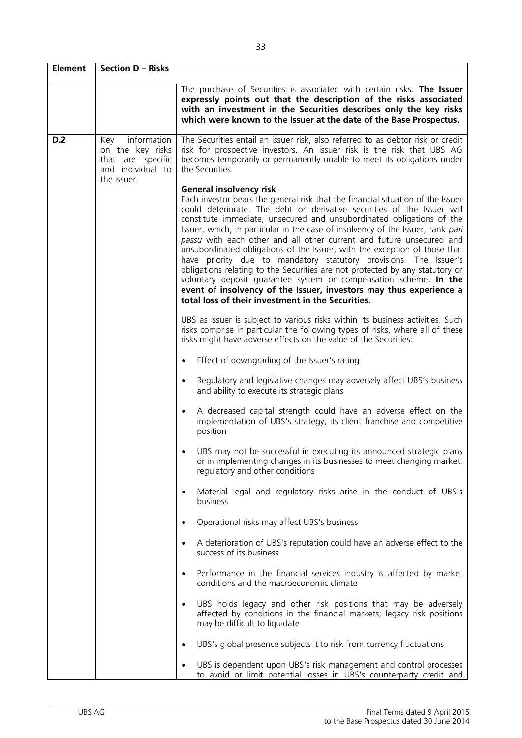| Element | Section D – Risks | |
|---|---|---|
| | | The purchase of Securities is associated with certain risks. **The Issuer expressly points out that the description of the risks associated with an investment in the Securities describes only the key risks which were known to the Issuer at the date of the Base Prospectus.** |
| D.2 | Key information on the key risks that are specific and individual to the issuer. | The Securities entail an issuer risk, also referred to as debtor risk or credit risk for prospective investors. An issuer risk is the risk that UBS AG becomes temporarily or permanently unable to meet its obligations under the Securities.<br><br>**General insolvency risk**<br>Each investor bears the general risk that the financial situation of the Issuer could deteriorate. The debt or derivative securities of the Issuer will constitute immediate, unsecured and unsubordinated obligations of the Issuer, which, in particular in the case of insolvency of the Issuer, rank *pari passu* with each other and all other current and future unsecured and unsubordinated obligations of the Issuer, with the exception of those that have priority due to mandatory statutory provisions. The Issuer's obligations relating to the Securities are not protected by any statutory or voluntary deposit guarantee system or compensation scheme. **In the event of insolvency of the Issuer, investors may thus experience a total loss of their investment in the Securities.**<br><br>UBS as Issuer is subject to various risks within its business activities. Such risks comprise in particular the following types of risks, where all of these risks might have adverse effects on the value of the Securities:<br><br>• Effect of downgrading of the Issuer's rating<br><br>• Regulatory and legislative changes may adversely affect UBS's business and ability to execute its strategic plans<br><br>• A decreased capital strength could have an adverse effect on the implementation of UBS's strategy, its client franchise and competitive position<br><br>• UBS may not be successful in executing its announced strategic plans or in implementing changes in its businesses to meet changing market, regulatory and other conditions<br><br>• Material legal and regulatory risks arise in the conduct of UBS's business<br><br>• Operational risks may affect UBS's business<br><br>• A deterioration of UBS's reputation could have an adverse effect to the success of its business<br><br>• Performance in the financial services industry is affected by market conditions and the macroeconomic climate<br><br>• UBS holds legacy and other risk positions that may be adversely affected by conditions in the financial markets; legacy risk positions may be difficult to liquidate<br><br>• UBS's global presence subjects it to risk from currency fluctuations<br><br>• UBS is dependent upon UBS's risk management and control processes to avoid or limit potential losses in UBS's counterparty credit and |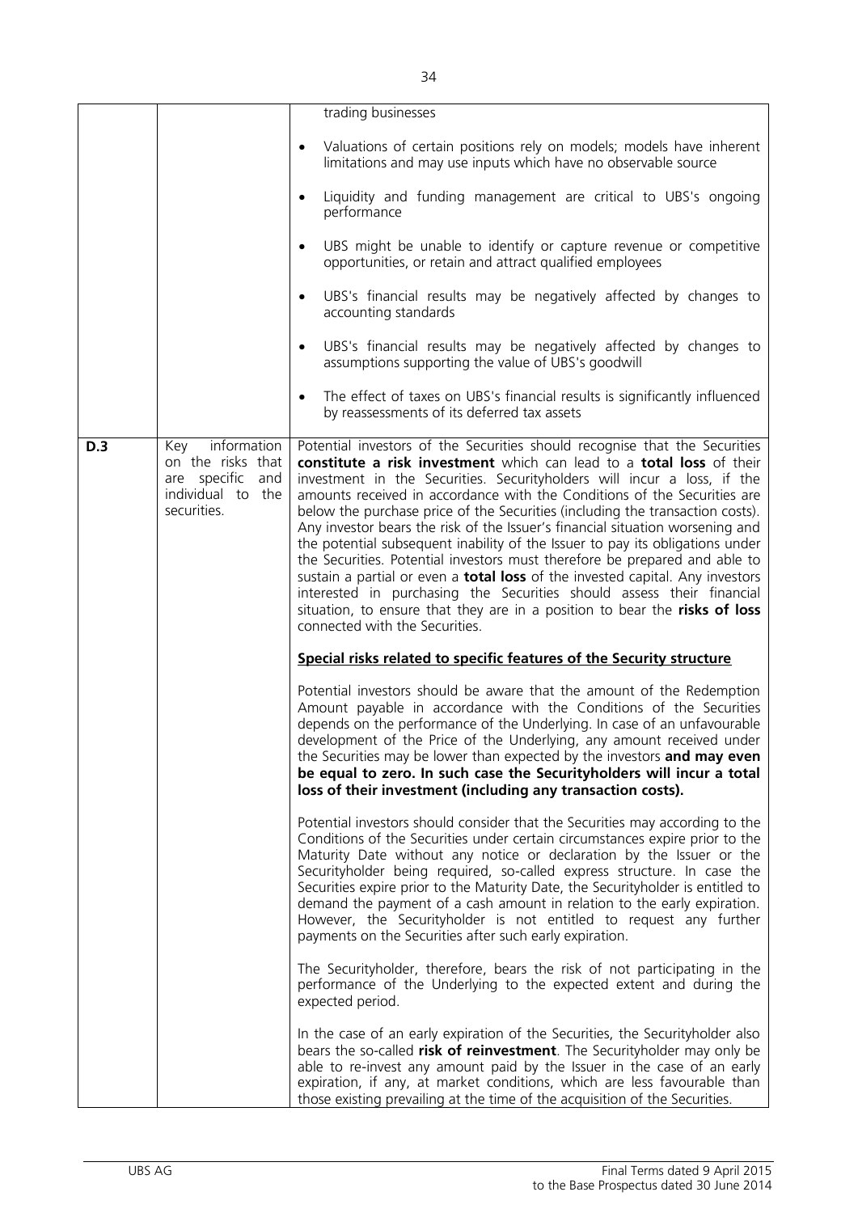| | | |
|---|---|---|
| | | trading businesses<br><br>• Valuations of certain positions rely on models; models have inherent limitations and may use inputs which have no observable source<br><br>• Liquidity and funding management are critical to UBS's ongoing performance<br><br>• UBS might be unable to identify or capture revenue or competitive opportunities, or retain and attract qualified employees<br><br>• UBS's financial results may be negatively affected by changes to accounting standards<br><br>• UBS's financial results may be negatively affected by changes to assumptions supporting the value of UBS's goodwill<br><br>• The effect of taxes on UBS's financial results is significantly influenced by reassessments of its deferred tax assets |
| **D.3** | Key information on the risks that are specific and individual to the securities. | Potential investors of the Securities should recognise that the Securities **constitute a risk investment** which can lead to a **total loss** of their investment in the Securities. Securityholders will incur a loss, if the amounts received in accordance with the Conditions of the Securities are below the purchase price of the Securities (including the transaction costs). Any investor bears the risk of the Issuer's financial situation worsening and the potential subsequent inability of the Issuer to pay its obligations under the Securities. Potential investors must therefore be prepared and able to sustain a partial or even a **total loss** of the invested capital. Any investors interested in purchasing the Securities should assess their financial situation, to ensure that they are in a position to bear the **risks of loss** connected with the Securities.<br><br>**<u>Special risks related to specific features of the Security structure</u>**<br><br>Potential investors should be aware that the amount of the Redemption Amount payable in accordance with the Conditions of the Securities depends on the performance of the Underlying. In case of an unfavourable development of the Price of the Underlying, any amount received under the Securities may be lower than expected by the investors **and may even be equal to zero. In such case the Securityholders will incur a total loss of their investment (including any transaction costs).**<br><br>Potential investors should consider that the Securities may according to the Conditions of the Securities under certain circumstances expire prior to the Maturity Date without any notice or declaration by the Issuer or the Securityholder being required, so-called express structure. In case the Securities expire prior to the Maturity Date, the Securityholder is entitled to demand the payment of a cash amount in relation to the early expiration. However, the Securityholder is not entitled to request any further payments on the Securities after such early expiration.<br><br>The Securityholder, therefore, bears the risk of not participating in the performance of the Underlying to the expected extent and during the expected period.<br><br>In the case of an early expiration of the Securities, the Securityholder also bears the so-called **risk of reinvestment**. The Securityholder may only be able to re-invest any amount paid by the Issuer in the case of an early expiration, if any, at market conditions, which are less favourable than those existing prevailing at the time of the acquisition of the Securities. |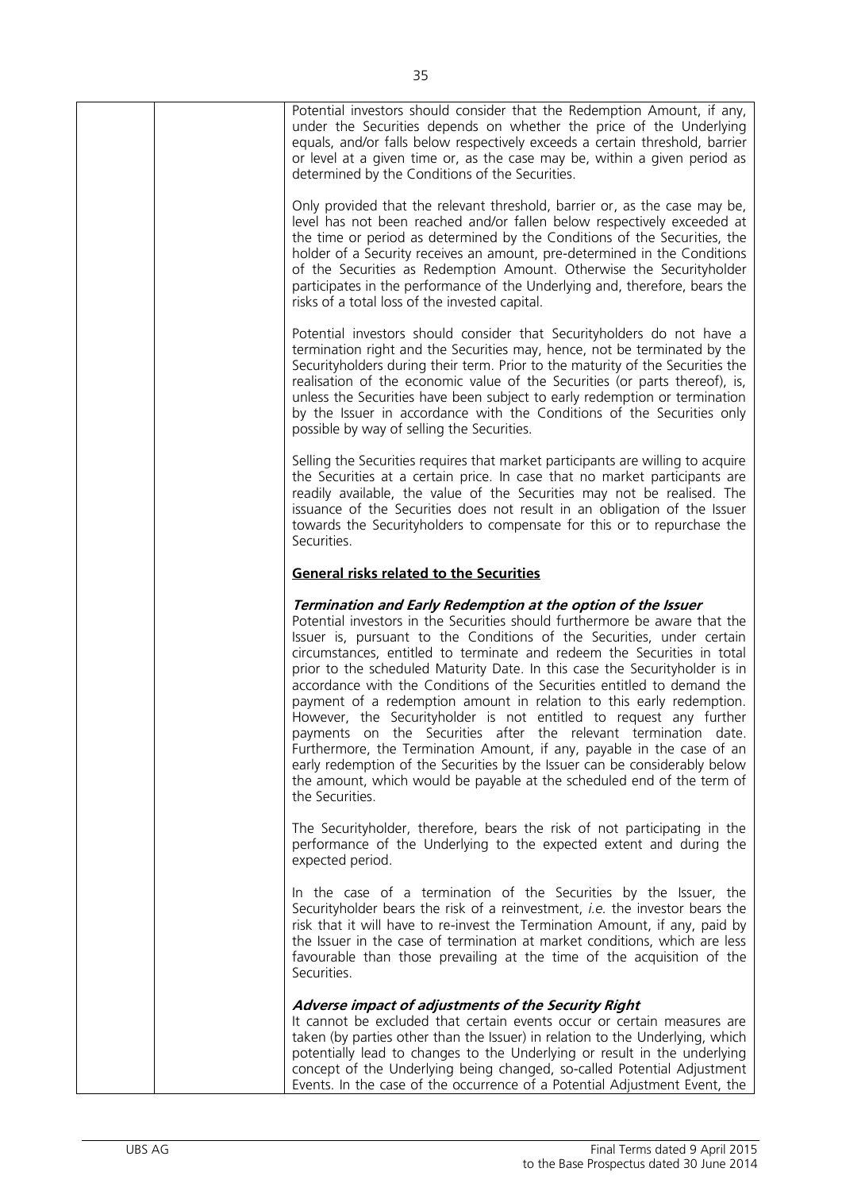Potential investors should consider that the Redemption Amount, if any, under the Securities depends on whether the price of the Underlying equals, and/or falls below respectively exceeds a certain threshold, barrier or level at a given time or, as the case may be, within a given period as determined by the Conditions of the Securities.

Only provided that the relevant threshold, barrier or, as the case may be, level has not been reached and/or fallen below respectively exceeded at the time or period as determined by the Conditions of the Securities, the holder of a Security receives an amount, pre-determined in the Conditions of the Securities as Redemption Amount. Otherwise the Securityholder participates in the performance of the Underlying and, therefore, bears the risks of a total loss of the invested capital.

Potential investors should consider that Securityholders do not have a termination right and the Securities may, hence, not be terminated by the Securityholders during their term. Prior to the maturity of the Securities the realisation of the economic value of the Securities (or parts thereof), is, unless the Securities have been subject to early redemption or termination by the Issuer in accordance with the Conditions of the Securities only possible by way of selling the Securities.

Selling the Securities requires that market participants are willing to acquire the Securities at a certain price. In case that no market participants are readily available, the value of the Securities may not be realised. The issuance of the Securities does not result in an obligation of the Issuer towards the Securityholders to compensate for this or to repurchase the Securities.

**General risks related to the Securities**

***Termination and Early Redemption at the option of the Issuer***

Potential investors in the Securities should furthermore be aware that the Issuer is, pursuant to the Conditions of the Securities, under certain circumstances, entitled to terminate and redeem the Securities in total prior to the scheduled Maturity Date. In this case the Securityholder is in accordance with the Conditions of the Securities entitled to demand the payment of a redemption amount in relation to this early redemption. However, the Securityholder is not entitled to request any further payments on the Securities after the relevant termination date. Furthermore, the Termination Amount, if any, payable in the case of an early redemption of the Securities by the Issuer can be considerably below the amount, which would be payable at the scheduled end of the term of the Securities.

The Securityholder, therefore, bears the risk of not participating in the performance of the Underlying to the expected extent and during the expected period.

In the case of a termination of the Securities by the Issuer, the Securityholder bears the risk of a reinvestment, *i.e.* the investor bears the risk that it will have to re-invest the Termination Amount, if any, paid by the Issuer in the case of termination at market conditions, which are less favourable than those prevailing at the time of the acquisition of the Securities.

***Adverse impact of adjustments of the Security Right***

It cannot be excluded that certain events occur or certain measures are taken (by parties other than the Issuer) in relation to the Underlying, which potentially lead to changes to the Underlying or result in the underlying concept of the Underlying being changed, so-called Potential Adjustment Events. In the case of the occurrence of a Potential Adjustment Event, the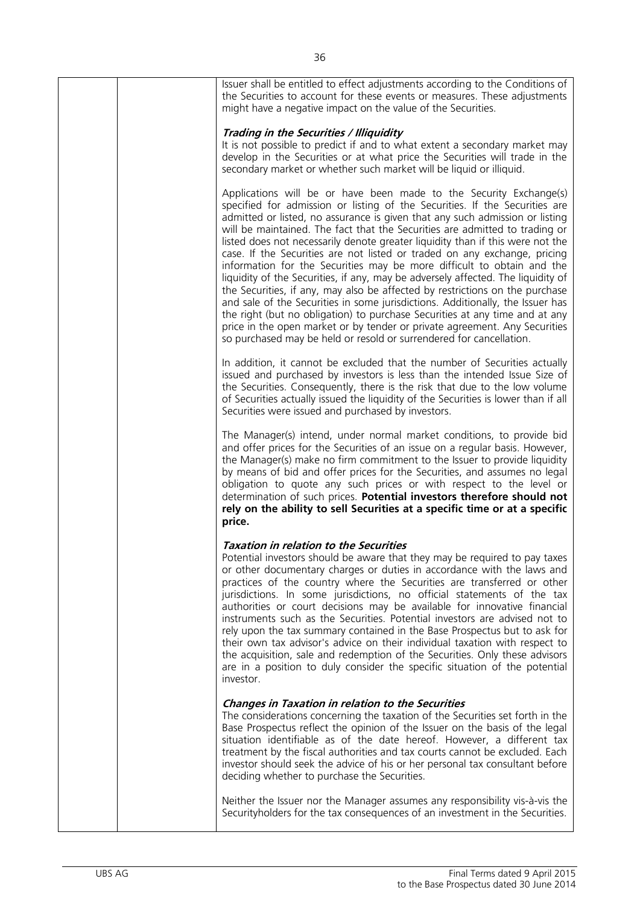Issuer shall be entitled to effect adjustments according to the Conditions of the Securities to account for these events or measures. These adjustments might have a negative impact on the value of the Securities.

***Trading in the Securities / Illiquidity***

It is not possible to predict if and to what extent a secondary market may develop in the Securities or at what price the Securities will trade in the secondary market or whether such market will be liquid or illiquid.

Applications will be or have been made to the Security Exchange(s) specified for admission or listing of the Securities. If the Securities are admitted or listed, no assurance is given that any such admission or listing will be maintained. The fact that the Securities are admitted to trading or listed does not necessarily denote greater liquidity than if this were not the case. If the Securities are not listed or traded on any exchange, pricing information for the Securities may be more difficult to obtain and the liquidity of the Securities, if any, may be adversely affected. The liquidity of the Securities, if any, may also be affected by restrictions on the purchase and sale of the Securities in some jurisdictions. Additionally, the Issuer has the right (but no obligation) to purchase Securities at any time and at any price in the open market or by tender or private agreement. Any Securities so purchased may be held or resold or surrendered for cancellation.

In addition, it cannot be excluded that the number of Securities actually issued and purchased by investors is less than the intended Issue Size of the Securities. Consequently, there is the risk that due to the low volume of Securities actually issued the liquidity of the Securities is lower than if all Securities were issued and purchased by investors.

The Manager(s) intend, under normal market conditions, to provide bid and offer prices for the Securities of an issue on a regular basis. However, the Manager(s) make no firm commitment to the Issuer to provide liquidity by means of bid and offer prices for the Securities, and assumes no legal obligation to quote any such prices or with respect to the level or determination of such prices. **Potential investors therefore should not rely on the ability to sell Securities at a specific time or at a specific price.**

***Taxation in relation to the Securities***

Potential investors should be aware that they may be required to pay taxes or other documentary charges or duties in accordance with the laws and practices of the country where the Securities are transferred or other jurisdictions. In some jurisdictions, no official statements of the tax authorities or court decisions may be available for innovative financial instruments such as the Securities. Potential investors are advised not to rely upon the tax summary contained in the Base Prospectus but to ask for their own tax advisor's advice on their individual taxation with respect to the acquisition, sale and redemption of the Securities. Only these advisors are in a position to duly consider the specific situation of the potential investor.

***Changes in Taxation in relation to the Securities***

The considerations concerning the taxation of the Securities set forth in the Base Prospectus reflect the opinion of the Issuer on the basis of the legal situation identifiable as of the date hereof. However, a different tax treatment by the fiscal authorities and tax courts cannot be excluded. Each investor should seek the advice of his or her personal tax consultant before deciding whether to purchase the Securities.

Neither the Issuer nor the Manager assumes any responsibility vis-à-vis the Securityholders for the tax consequences of an investment in the Securities.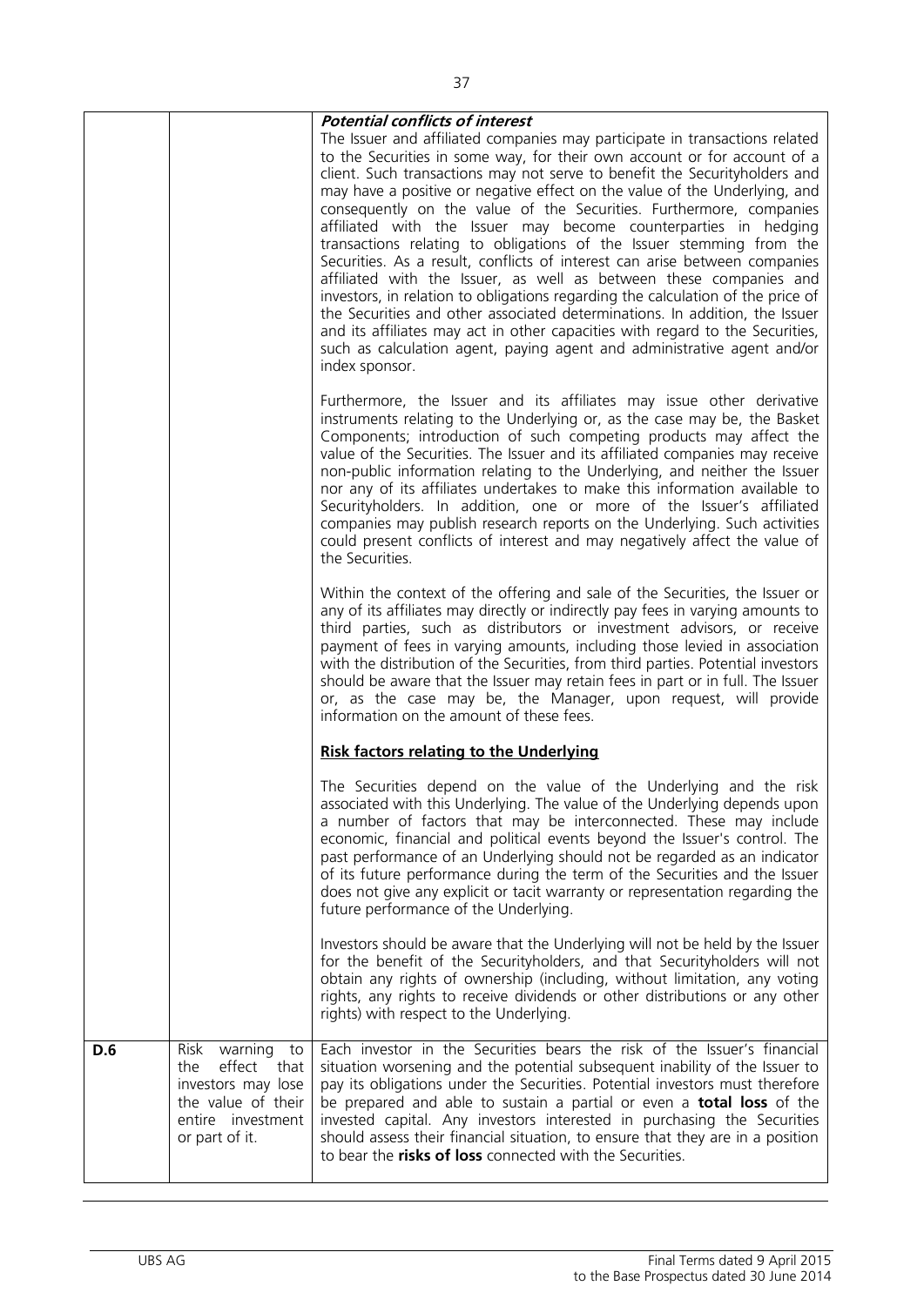| | | ***Potential conflicts of interest*** The Issuer and affiliated companies may participate in transactions related to the Securities in some way, for their own account or for account of a client. Such transactions may not serve to benefit the Securityholders and may have a positive or negative effect on the value of the Underlying, and consequently on the value of the Securities. Furthermore, companies affiliated with the Issuer may become counterparties in hedging transactions relating to obligations of the Issuer stemming from the Securities. As a result, conflicts of interest can arise between companies affiliated with the Issuer, as well as between these companies and investors, in relation to obligations regarding the calculation of the price of the Securities and other associated determinations. In addition, the Issuer and its affiliates may act in other capacities with regard to the Securities, such as calculation agent, paying agent and administrative agent and/or index sponsor.<br><br>Furthermore, the Issuer and its affiliates may issue other derivative instruments relating to the Underlying or, as the case may be, the Basket Components; introduction of such competing products may affect the value of the Securities. The Issuer and its affiliated companies may receive non-public information relating to the Underlying, and neither the Issuer nor any of its affiliates undertakes to make this information available to Securityholders. In addition, one or more of the Issuer's affiliated companies may publish research reports on the Underlying. Such activities could present conflicts of interest and may negatively affect the value of the Securities.<br><br>Within the context of the offering and sale of the Securities, the Issuer or any of its affiliates may directly or indirectly pay fees in varying amounts to third parties, such as distributors or investment advisors, or receive payment of fees in varying amounts, including those levied in association with the distribution of the Securities, from third parties. Potential investors should be aware that the Issuer may retain fees in part or in full. The Issuer or, as the case may be, the Manager, upon request, will provide information on the amount of these fees.<br><br>**Risk factors relating to the Underlying**<br><br>The Securities depend on the value of the Underlying and the risk associated with this Underlying. The value of the Underlying depends upon a number of factors that may be interconnected. These may include economic, financial and political events beyond the Issuer's control. The past performance of an Underlying should not be regarded as an indicator of its future performance during the term of the Securities and the Issuer does not give any explicit or tacit warranty or representation regarding the future performance of the Underlying.<br><br>Investors should be aware that the Underlying will not be held by the Issuer for the benefit of the Securityholders, and that Securityholders will not obtain any rights of ownership (including, without limitation, any voting rights, any rights to receive dividends or other distributions or any other rights) with respect to the Underlying. |
|---|---|---|
| **D.6** | Risk warning to the effect that investors may lose the value of their entire investment or part of it. | Each investor in the Securities bears the risk of the Issuer's financial situation worsening and the potential subsequent inability of the Issuer to pay its obligations under the Securities. Potential investors must therefore be prepared and able to sustain a partial or even a **total loss** of the invested capital. Any investors interested in purchasing the Securities should assess their financial situation, to ensure that they are in a position to bear the **risks of loss** connected with the Securities. |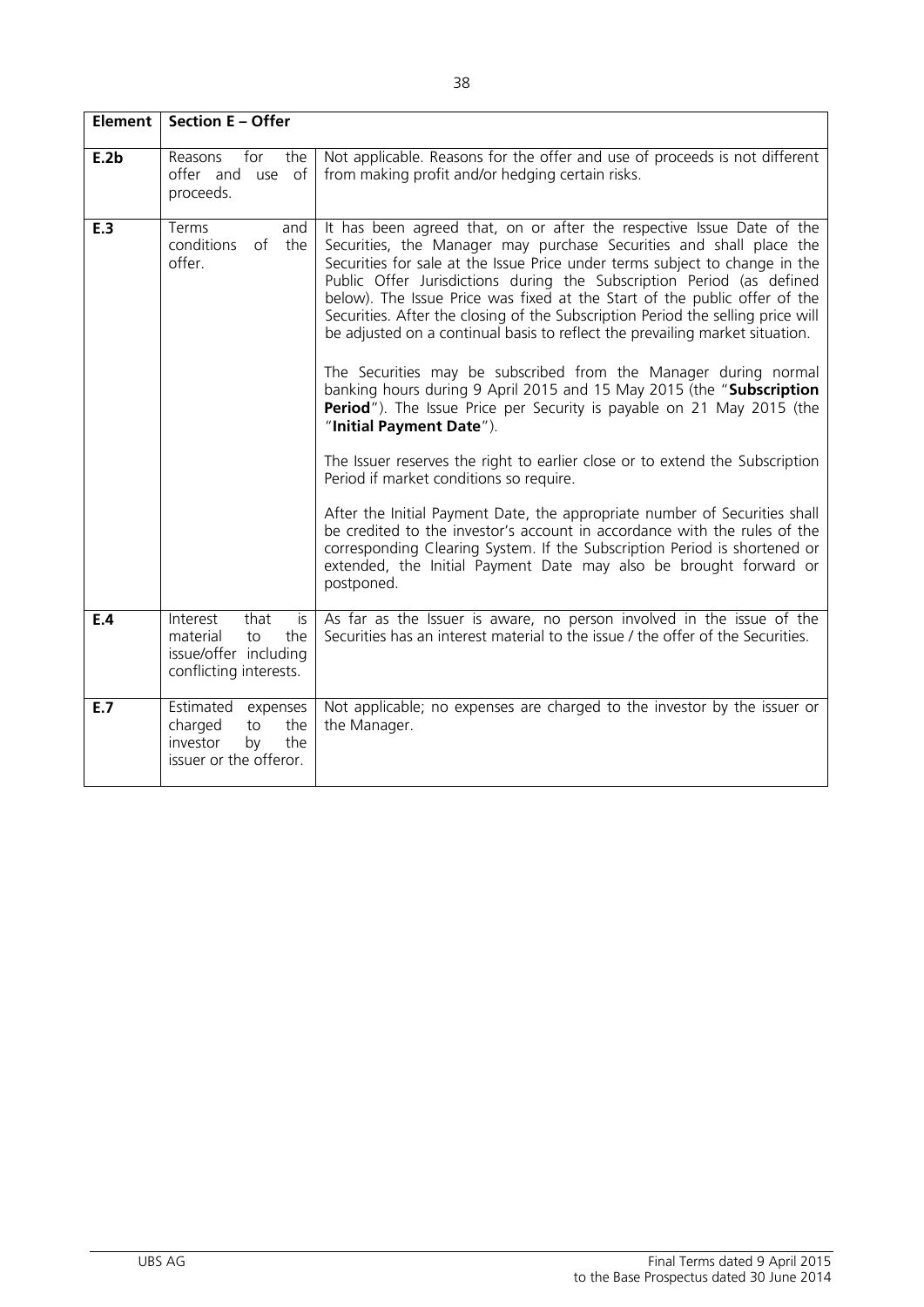| Element | Section E – Offer | |
|---|---|---|
| E.2b | Reasons for the offer and use of proceeds. | Not applicable. Reasons for the offer and use of proceeds is not different from making profit and/or hedging certain risks. |
| E.3 | Terms and conditions of the offer. | It has been agreed that, on or after the respective Issue Date of the Securities, the Manager may purchase Securities and shall place the Securities for sale at the Issue Price under terms subject to change in the Public Offer Jurisdictions during the Subscription Period (as defined below). The Issue Price was fixed at the Start of the public offer of the Securities. After the closing of the Subscription Period the selling price will be adjusted on a continual basis to reflect the prevailing market situation.<br><br>The Securities may be subscribed from the Manager during normal banking hours during 9 April 2015 and 15 May 2015 (the "**Subscription Period**"). The Issue Price per Security is payable on 21 May 2015 (the "**Initial Payment Date**").<br><br>The Issuer reserves the right to earlier close or to extend the Subscription Period if market conditions so require.<br><br>After the Initial Payment Date, the appropriate number of Securities shall be credited to the investor's account in accordance with the rules of the corresponding Clearing System. If the Subscription Period is shortened or extended, the Initial Payment Date may also be brought forward or postponed. |
| E.4 | Interest that is material to the issue/offer including conflicting interests. | As far as the Issuer is aware, no person involved in the issue of the Securities has an interest material to the issue / the offer of the Securities. |
| E.7 | Estimated expenses charged to the investor by the issuer or the offeror. | Not applicable; no expenses are charged to the investor by the issuer or the Manager. |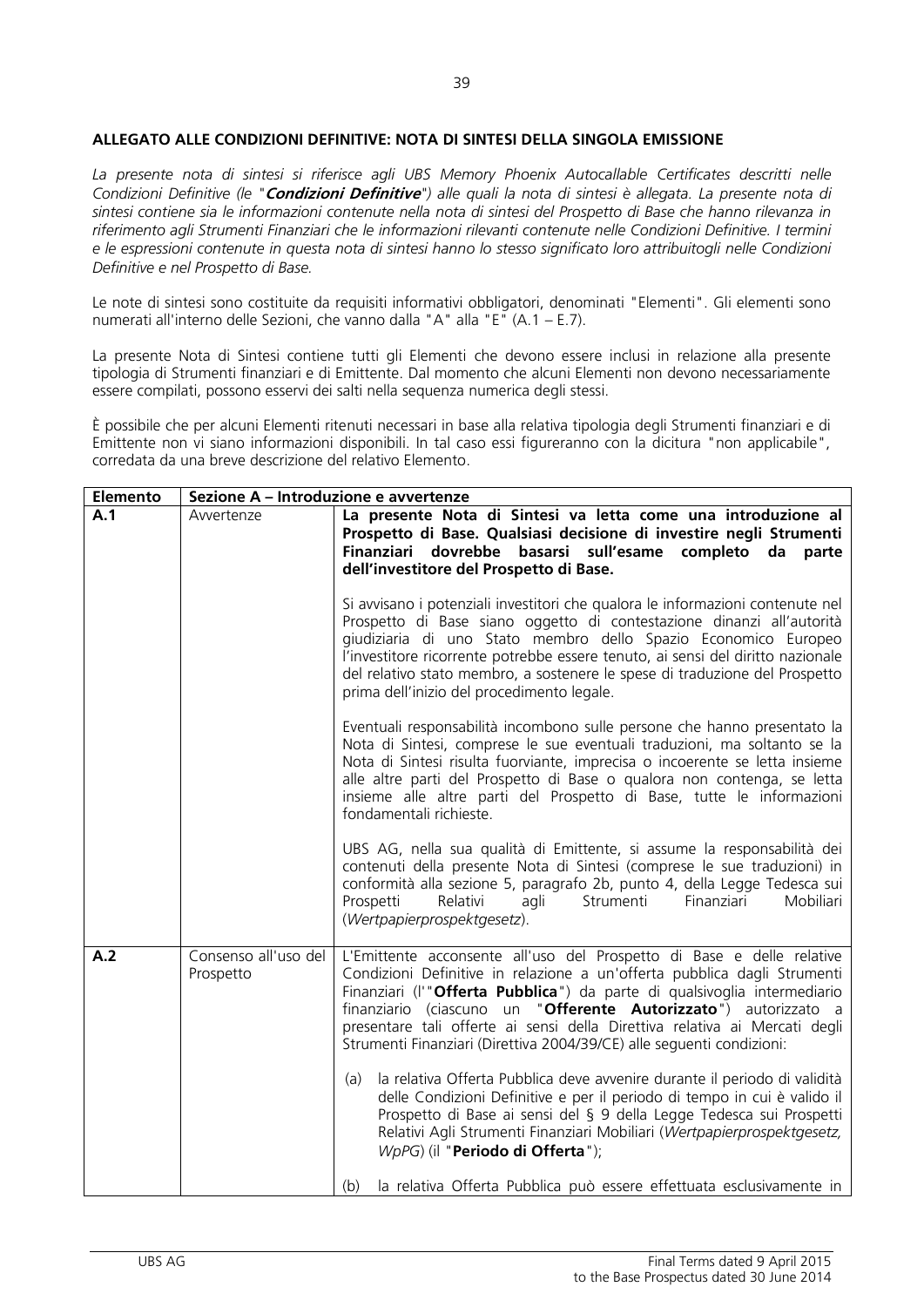**ALLEGATO ALLE CONDIZIONI DEFINITIVE: NOTA DI SINTESI DELLA SINGOLA EMISSIONE**

*La presente nota di sintesi si riferisce agli UBS Memory Phoenix Autocallable Certificates descritti nelle Condizioni Definitive (le "**Condizioni Definitive**") alle quali la nota di sintesi è allegata. La presente nota di sintesi contiene sia le informazioni contenute nella nota di sintesi del Prospetto di Base che hanno rilevanza in riferimento agli Strumenti Finanziari che le informazioni rilevanti contenute nelle Condizioni Definitive. I termini e le espressioni contenute in questa nota di sintesi hanno lo stesso significato loro attribuitogli nelle Condizioni Definitive e nel Prospetto di Base.*

Le note di sintesi sono costituite da requisiti informativi obbligatori, denominati "Elementi". Gli elementi sono numerati all'interno delle Sezioni, che vanno dalla "A" alla "E" (A.1 – E.7).

La presente Nota di Sintesi contiene tutti gli Elementi che devono essere inclusi in relazione alla presente tipologia di Strumenti finanziari e di Emittente. Dal momento che alcuni Elementi non devono necessariamente essere compilati, possono esservi dei salti nella sequenza numerica degli stessi.

È possibile che per alcuni Elementi ritenuti necessari in base alla relativa tipologia degli Strumenti finanziari e di Emittente non vi siano informazioni disponibili. In tal caso essi figureranno con la dicitura "non applicabile", corredata da una breve descrizione del relativo Elemento.

| Elemento | Sezione A – Introduzione e avvertenze | |
|---|---|---|
| **A.1** | Avvertenze | **La presente Nota di Sintesi va letta come una introduzione al Prospetto di Base. Qualsiasi decisione di investire negli Strumenti Finanziari dovrebbe basarsi sull'esame completo da parte dell'investitore del Prospetto di Base.**<br><br>Si avvisano i potenziali investitori che qualora le informazioni contenute nel Prospetto di Base siano oggetto di contestazione dinanzi all'autorità giudiziaria di uno Stato membro dello Spazio Economico Europeo l'investitore ricorrente potrebbe essere tenuto, ai sensi del diritto nazionale del relativo stato membro, a sostenere le spese di traduzione del Prospetto prima dell'inizio del procedimento legale.<br><br>Eventuali responsabilità incombono sulle persone che hanno presentato la Nota di Sintesi, comprese le sue eventuali traduzioni, ma soltanto se la Nota di Sintesi risulta fuorviante, imprecisa o incoerente se letta insieme alle altre parti del Prospetto di Base o qualora non contenga, se letta insieme alle altre parti del Prospetto di Base, tutte le informazioni fondamentali richieste.<br><br>UBS AG, nella sua qualità di Emittente, si assume la responsabilità dei contenuti della presente Nota di Sintesi (comprese le sue traduzioni) in conformità alla sezione 5, paragrafo 2b, punto 4, della Legge Tedesca sui Prospetti Relativi agli Strumenti Finanziari Mobiliari (*Wertpapierprospektgesetz*). |
| **A.2** | Consenso all'uso del Prospetto | L'Emittente acconsente all'uso del Prospetto di Base e delle relative Condizioni Definitive in relazione a un'offerta pubblica dagli Strumenti Finanziari (l'"**Offerta Pubblica**") da parte di qualsivoglia intermediario finanziario (ciascuno un "**Offerente Autorizzato**") autorizzato a presentare tali offerte ai sensi della Direttiva relativa ai Mercati degli Strumenti Finanziari (Direttiva 2004/39/CE) alle seguenti condizioni:<br><br>(a) la relativa Offerta Pubblica deve avvenire durante il periodo di validità delle Condizioni Definitive e per il periodo di tempo in cui è valido il Prospetto di Base ai sensi del § 9 della Legge Tedesca sui Prospetti Relativi Agli Strumenti Finanziari Mobiliari (*Wertpapierprospektgesetz, WpPG*) (il "**Periodo di Offerta**");<br><br>(b) la relativa Offerta Pubblica può essere effettuata esclusivamente in |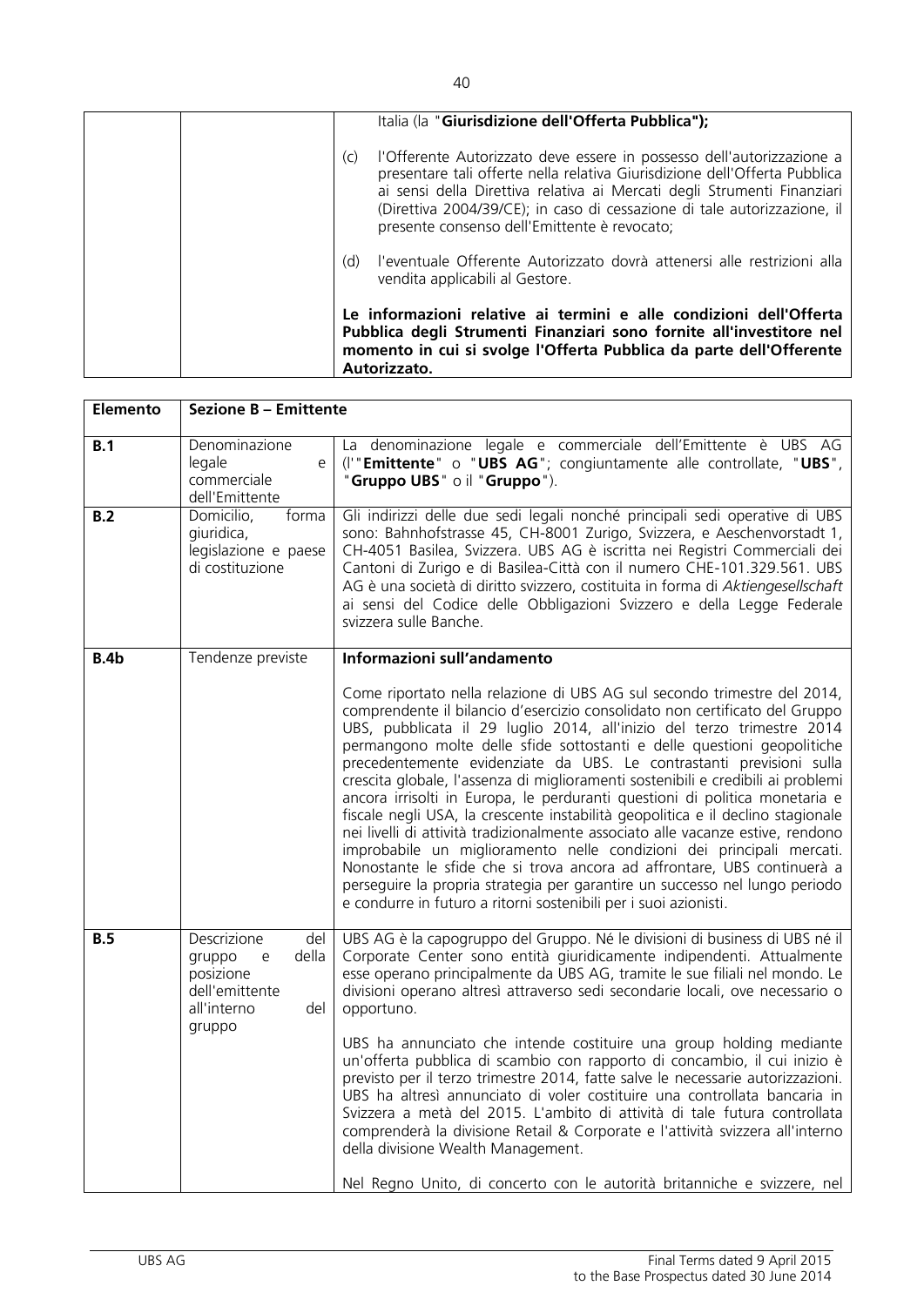| | | Italia (la "**Giurisdizione dell'Offerta Pubblica");**<br><br>(c) l'Offerente Autorizzato deve essere in possesso dell'autorizzazione a presentare tali offerte nella relativa Giurisdizione dell'Offerta Pubblica ai sensi della Direttiva relativa ai Mercati degli Strumenti Finanziari (Direttiva 2004/39/CE); in caso di cessazione di tale autorizzazione, il presente consenso dell'Emittente è revocato;<br><br>(d) l'eventuale Offerente Autorizzato dovrà attenersi alle restrizioni alla vendita applicabili al Gestore.<br><br>**Le informazioni relative ai termini e alle condizioni dell'Offerta Pubblica degli Strumenti Finanziari sono fornite all'investitore nel momento in cui si svolge l'Offerta Pubblica da parte dell'Offerente Autorizzato.** |
|---|---|---|

| **Elemento** | **Sezione B – Emittente** | |
|---|---|---|
| **B.1** | Denominazione legale e commerciale dell'Emittente | La denominazione legale e commerciale dell'Emittente è UBS AG (l'"**Emittente**" o "**UBS AG**"; congiuntamente alle controllate, "**UBS**", "**Gruppo UBS**" o il "**Gruppo**"). |
| **B.2** | Domicilio, forma giuridica, legislazione e paese di costituzione | Gli indirizzi delle due sedi legali nonché principali sedi operative di UBS sono: Bahnhofstrasse 45, CH-8001 Zurigo, Svizzera, e Aeschenvorstadt 1, CH-4051 Basilea, Svizzera. UBS AG è iscritta nei Registri Commerciali dei Cantoni di Zurigo e di Basilea-Città con il numero CHE-101.329.561. UBS AG è una società di diritto svizzero, costituita in forma di *Aktiengesellschaft* ai sensi del Codice delle Obbligazioni Svizzero e della Legge Federale svizzera sulle Banche. |
| **B.4b** | Tendenze previste | **Informazioni sull'andamento**<br><br>Come riportato nella relazione di UBS AG sul secondo trimestre del 2014, comprendente il bilancio d'esercizio consolidato non certificato del Gruppo UBS, pubblicata il 29 luglio 2014, all'inizio del terzo trimestre 2014 permangono molte delle sfide sottostanti e delle questioni geopolitiche precedentemente evidenziate da UBS. Le contrastanti previsioni sulla crescita globale, l'assenza di miglioramenti sostenibili e credibili ai problemi ancora irrisolti in Europa, le perduranti questioni di politica monetaria e fiscale negli USA, la crescente instabilità geopolitica e il declino stagionale nei livelli di attività tradizionalmente associato alle vacanze estive, rendono improbabile un miglioramento nelle condizioni dei principali mercati. Nonostante le sfide che si trova ancora ad affrontare, UBS continuerà a perseguire la propria strategia per garantire un successo nel lungo periodo e condurre in futuro a ritorni sostenibili per i suoi azionisti. |
| **B.5** | Descrizione del gruppo e della posizione dell'emittente all'interno del gruppo | UBS AG è la capogruppo del Gruppo. Né le divisioni di business di UBS né il Corporate Center sono entità giuridicamente indipendenti. Attualmente esse operano principalmente da UBS AG, tramite le sue filiali nel mondo. Le divisioni operano altresì attraverso sedi secondarie locali, ove necessario o opportuno.<br><br>UBS ha annunciato che intende costituire una group holding mediante un'offerta pubblica di scambio con rapporto di concambio, il cui inizio è previsto per il terzo trimestre 2014, fatte salve le necessarie autorizzazioni. UBS ha altresì annunciato di voler costituire una controllata bancaria in Svizzera a metà del 2015. L'ambito di attività di tale futura controllata comprenderà la divisione Retail & Corporate e l'attività svizzera all'interno della divisione Wealth Management.<br><br>Nel Regno Unito, di concerto con le autorità britanniche e svizzere, nel |

UBS AG

Final Terms dated 9 April 2015
to the Base Prospectus dated 30 June 2014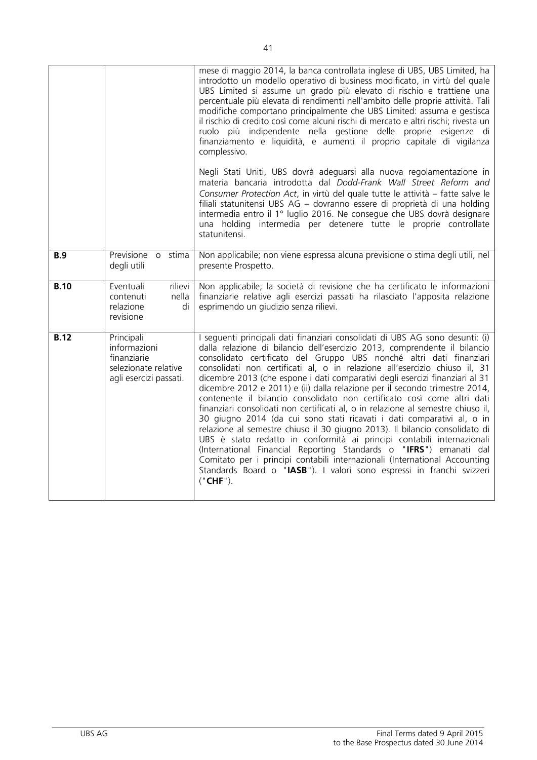| | | |
|---|---|---|
| | | mese di maggio 2014, la banca controllata inglese di UBS, UBS Limited, ha introdotto un modello operativo di business modificato, in virtù del quale UBS Limited si assume un grado più elevato di rischio e trattiene una percentuale più elevata di rendimenti nell'ambito delle proprie attività. Tali modifiche comportano principalmente che UBS Limited: assuma e gestisca il rischio di credito così come alcuni rischi di mercato e altri rischi; rivesta un ruolo più indipendente nella gestione delle proprie esigenze di finanziamento e liquidità, e aumenti il proprio capitale di vigilanza complessivo.<br><br>Negli Stati Uniti, UBS dovrà adeguarsi alla nuova regolamentazione in materia bancaria introdotta dal *Dodd-Frank Wall Street Reform and Consumer Protection Act*, in virtù del quale tutte le attività – fatte salve le filiali statunitensi UBS AG – dovranno essere di proprietà di una holding intermedia entro il 1° luglio 2016. Ne consegue che UBS dovrà designare una holding intermedia per detenere tutte le proprie controllate statunitensi. |
| **B.9** | Previsione o stima degli utili | Non applicabile; non viene espressa alcuna previsione o stima degli utili, nel presente Prospetto. |
| **B.10** | Eventuali rilievi contenuti nella relazione di revisione | Non applicabile; la società di revisione che ha certificato le informazioni finanziarie relative agli esercizi passati ha rilasciato l'apposita relazione esprimendo un giudizio senza rilievi. |
| **B.12** | Principali informazioni finanziarie selezionate relative agli esercizi passati. | I seguenti principali dati finanziari consolidati di UBS AG sono desunti: (i) dalla relazione di bilancio dell'esercizio 2013, comprendente il bilancio consolidato certificato del Gruppo UBS nonché altri dati finanziari consolidati non certificati al, o in relazione all'esercizio chiuso il, 31 dicembre 2013 (che espone i dati comparativi degli esercizi finanziari al 31 dicembre 2012 e 2011) e (ii) dalla relazione per il secondo trimestre 2014, contenente il bilancio consolidato non certificato così come altri dati finanziari consolidati non certificati al, o in relazione al semestre chiuso il, 30 giugno 2014 (da cui sono stati ricavati i dati comparativi al, o in relazione al semestre chiuso il 30 giugno 2013). Il bilancio consolidato di UBS è stato redatto in conformità ai principi contabili internazionali (International Financial Reporting Standards o "**IFRS**") emanati dal Comitato per i principi contabili internazionali (International Accounting Standards Board o "**IASB**"). I valori sono espressi in franchi svizzeri ("**CHF**"). |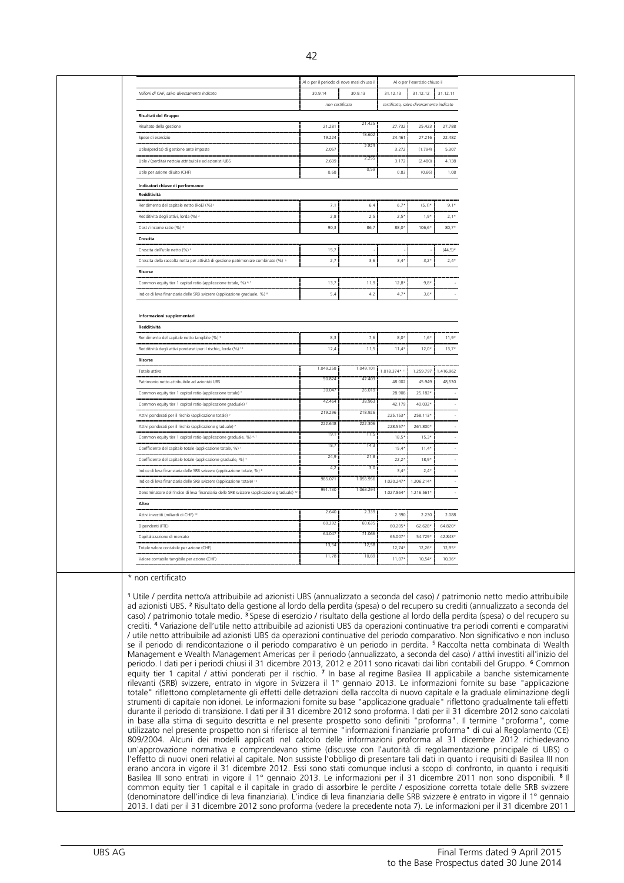| Milioni di CHF, salvo diversamente indicato | Al o per il periodo di nove mesi chiuso il | | Al o per l'esercizio chiuso il | | |
|---|---|---|---|---|---|
| | 30.9.14 | 30.9.13 | 31.12.13 | 31.12.12 | 31.12.11 |
| | non certificato | | certificato, salvo diversamente indicato | | |
| **Risultati del Gruppo** | | | | | |
| Risultato della gestione | 21.281 | 21.425 | 27.732 | 25.423 | 27.788 |
| Spese di esercizio | 19.224 | 18.602 | 24.461 | 27.216 | 22.482 |
| Utile/(perdita) di gestione ante imposte | 2.057 | 2.823 | 3.272 | (1.794) | 5.307 |
| Utile / (perdita) netto/a attribuibile ad azionisti UBS | 2.609 | 2.255 | 3.172 | (2.480) | 4.138 |
| Utile per azione diluito (CHF) | 0,68 | 0,59 | 0,83 | (0,66) | 1,08 |
| **Indicatori chiave di performance** | | | | | |
| **Redditività** | | | | | |
| Rendimento del capitale netto (RoE) (%) [1] | 7,1 | 6,4 | 6,7* | (5,1)* | 9,1* |
| Redditività degli attivi, lorda (%) [2] | 2,8 | 2,5 | 2,5* | 1,9* | 2,1* |
| Cost / income ratio (%) [3] | 90,3 | 86,7 | 88,0* | 106,6* | 80,7* |
| **Crescita** | | | | | |
| Crescita dell'utile netto (%) [4] | 15,7 | - | - | - | (44,5)* |
| Crescita della raccolta netta per attività di gestione patrimoniale combinate (%) [5] | 2,7 | 3,6 | 3,4* | 3,2* | 2,4* |
| **Risorse** | | | | | |
| Common equity tier 1 capital ratio (applicazione totale, %) [6, 7] | 13,7 | 11,9 | 12,8* | 9,8* | - |
| Indice di leva finanziaria delle SRB svizzere (applicazione graduale, %) [8] | 5,4 | 4,2 | 4,7* | 3,6* | - |
| **Informazioni supplementari** | | | | | |
| **Redditività** | | | | | |
| Rendimento del capitale netto tangibile (%) [9] | 8,3 | 7,6 | 8,0* | 1,6* | 11,9* |
| Redditività degli attivi ponderati per il rischio, lorda (%) [10] | 12,4 | 11,5 | 11,4* | 12,0* | 13,7* |
| **Risorse** | | | | | |
| Totale attivo | 1.049.258 | 1.049.101 | 1.018.374* [11] | 1.259.797 | 1.416,962 |
| Patrimonio netto attribuibile ad azionisti UBS | 50.824 | 47.403 | 48.002 | 45.949 | 48,530 |
| Common equity tier 1 capital ratio (applicazione totale) [7] | 30.047 | 26.019 | 28.908 | 25.182* | - |
| Common equity tier 1 capital ratio (applicazione graduale) [7] | 42.464 | 38.963 | 42.179 | 40.032* | - |
| Attivi ponderati per il rischio (applicazione totale) [7] | 219.296 | 218.926 | 225.153* | 258.113* | - |
| Attivi ponderati per il rischio (applicazione graduale) [7] | 222.648 | 222.306 | 228.557* | 261.800* | - |
| Common equity tier 1 capital ratio (applicazione graduale, %) [6, 7] | 19,1 | 17,5 | 18,5* | 15,3* | - |
| Coefficiente del capitale totale (applicazione totale, %) [7] | 18,7 | 14,3 | 15,4* | 11,4* | - |
| Coefficiente del capitale totale (applicazione graduale, %) [7] | 24,9 | 21,8 | 22,2* | 18,9* | - |
| Indice di leva finanziaria delle SRB svizzere (applicazione totale, %) [8] | 4,2 | 3,0 | 3,4* | 2,4* | - |
| Indice di leva finanziaria delle SRB svizzere (applicazione totale) [12] | 985.071 | 1.055.956 | 1.020.247* | 1.206.214* | - |
| Denominatore dell'indice di leva finanziaria delle SRB svizzere (applicazione graduale) [12] | 991.730 | 1.063.294 | 1.027.864* | 1.216.561* | - |
| **Altro** | | | | | |
| Attivi investiti (miliardi di CHF) [13] | 2.640 | 2.339 | 2.390 | 2.230 | 2.088 |
| Dipendenti (FTE) | 60.292 | 60.635 | 60.205* | 62.628* | 64.820* |
| Capitalizzazione di mercato | 64.047 | 71.066 | 65.007* | 54.729* | 42.843* |
| Totale valore contabile per azione (CHF) | 13,54 | 12,58 | 12,74* | 12,26* | 12,95* |
| Valore contabile tangibile per azione (CHF) | 11,78 | 10,89 | 11,07* | 10,54* | 10,36* |

\* non certificato

[1] Utile / perdita netto/a attribuibile ad azionisti UBS (annualizzato a seconda del caso) / patrimonio netto medio attribuibile ad azionisti UBS. [2] Risultato della gestione al lordo della perdita (spesa) o del recupero su crediti (annualizzato a seconda del caso) / patrimonio totale medio. [3] Spese di esercizio / risultato della gestione al lordo della perdita (spesa) o del recupero su crediti. [4] Variazione dell'utile netto attribuibile ad azionisti UBS da operazioni continuative tra periodi correnti e comparativi / utile netto attribuibile ad azionisti UBS da operazioni continuative del periodo comparativo. Non significativo e non incluso se il periodo di rendicontazione o il periodo comparativo è un periodo in perdita. [5] Raccolta netta combinata di Wealth Management e Wealth Management Americas per il periodo (annualizzato, a seconda del caso) / attivi investiti all'inizio del periodo. I dati per i periodi chiusi il 31 dicembre 2013, 2012 e 2011 sono ricavati dai libri contabili del Gruppo. [6] Common equity tier 1 capital / attivi ponderati per il rischio. [7] In base al regime Basilea III applicabile a banche sistemicamente rilevanti (SRB) svizzere, entrato in vigore in Svizzera il 1° gennaio 2013. Le informazioni fornite su base "applicazione totale" riflettono completamente gli effetti delle detrazioni della raccolta di nuovo capitale e la graduale eliminazione degli strumenti di capitale non idonei. Le informazioni fornite su base "applicazione graduale" riflettono gradualmente tali effetti durante il periodo di transizione. I dati per il 31 dicembre 2012 sono proforma. I dati per il 31 dicembre 2012 sono calcolati in base alla stima di seguito descritta e nel presente prospetto sono definiti "proforma". Il termine "proforma", come utilizzato nel presente prospetto non si riferisce al termine "informazioni finanziarie proforma" di cui al Regolamento (CE) 809/2004. Alcuni dei modelli applicati nel calcolo delle informazioni proforma al 31 dicembre 2012 richiedevano un'approvazione normativa e comprendevano stime (discusse con l'autorità di regolamentazione principale di UBS) o l'effetto di nuovi oneri relativi al capitale. Non sussiste l'obbligo di presentare tali dati in quanto i requisiti di Basilea III non erano ancora in vigore il 31 dicembre 2012. Essi sono stati comunque inclusi a scopo di confronto, in quanto i requisiti Basilea III sono entrati in vigore il 1° gennaio 2013. Le informazioni per il 31 dicembre 2011 non sono disponibili. [8] Il common equity tier 1 capital e il capitale in grado di assorbire le perdite / esposizione corretta totale delle SRB svizzere (denominatore dell'indice di leva finanziaria). L'indice di leva finanziaria delle SRB svizzere è entrato in vigore il 1° gennaio 2013. I dati per il 31 dicembre 2012 sono proforma (vedere la precedente nota 7). Le informazioni per il 31 dicembre 2011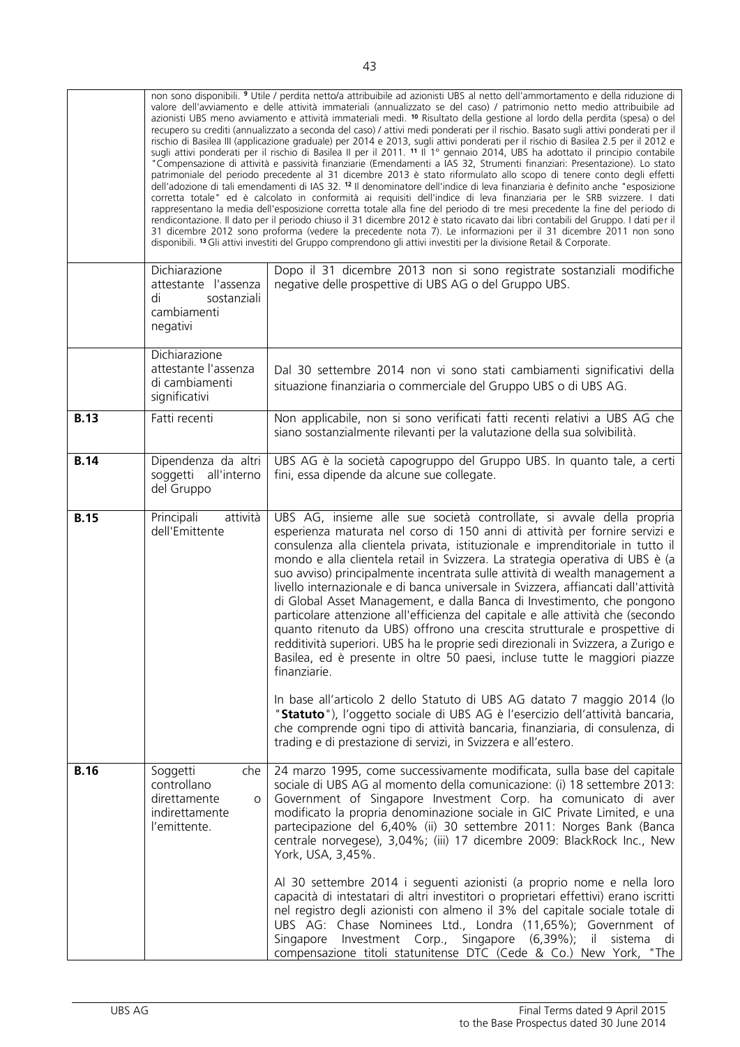| | | |
|---|---|---|
| | non sono disponibili. [9] Utile / perdita netto/a attribuibile ad azionisti UBS al netto dell'ammortamento e della riduzione di valore dell'avviamento e delle attività immateriali (annualizzato se del caso) / patrimonio netto medio attribuibile ad azionisti UBS meno avviamento e attività immateriali medi. [10] Risultato della gestione al lordo della perdita (spesa) o del recupero su crediti (annualizzato a seconda del caso) / attivi medi ponderati per il rischio. Basato sugli attivi ponderati per il rischio di Basilea III (applicazione graduale) per 2014 e 2013, sugli attivi ponderati per il rischio di Basilea 2.5 per il 2012 e sugli attivi ponderati per il rischio di Basilea II per il 2011. [11] Il 1° gennaio 2014, UBS ha adottato il principio contabile "Compensazione di attività e passività finanziarie (Emendamenti a IAS 32, Strumenti finanziari: Presentazione). Lo stato patrimoniale del periodo precedente al 31 dicembre 2013 è stato riformulato allo scopo di tenere conto degli effetti dell'adozione di tali emendamenti di IAS 32. [12] Il denominatore dell'indice di leva finanziaria è definito anche "esposizione corretta totale" ed è calcolato in conformità ai requisiti dell'indice di leva finanziaria per le SRB svizzere. I dati rappresentano la media dell'esposizione corretta totale alla fine del periodo di tre mesi precedente la fine del periodo di rendicontazione. Il dato per il periodo chiuso il 31 dicembre 2012 è stato ricavato dai libri contabili del Gruppo. I dati per il 31 dicembre 2012 sono proforma (vedere la precedente nota 7). Le informazioni per il 31 dicembre 2011 non sono disponibili. [13] Gli attivi investiti del Gruppo comprendono gli attivi investiti per la divisione Retail & Corporate. | |
| | Dichiarazione attestante l'assenza di sostanziali cambiamenti negativi | Dopo il 31 dicembre 2013 non si sono registrate sostanziali modifiche negative delle prospettive di UBS AG o del Gruppo UBS. |
| | Dichiarazione attestante l'assenza di cambiamenti significativi | Dal 30 settembre 2014 non vi sono stati cambiamenti significativi della situazione finanziaria o commerciale del Gruppo UBS o di UBS AG. |
| **B.13** | Fatti recenti | Non applicabile, non si sono verificati fatti recenti relativi a UBS AG che siano sostanzialmente rilevanti per la valutazione della sua solvibilità. |
| **B.14** | Dipendenza da altri soggetti all'interno del Gruppo | UBS AG è la società capogruppo del Gruppo UBS. In quanto tale, a certi fini, essa dipende da alcune sue collegate. |
| **B.15** | Principali attività dell'Emittente | UBS AG, insieme alle sue società controllate, si avvale della propria esperienza maturata nel corso di 150 anni di attività per fornire servizi e consulenza alla clientela privata, istituzionale e imprenditoriale in tutto il mondo e alla clientela retail in Svizzera. La strategia operativa di UBS è (a suo avviso) principalmente incentrata sulle attività di wealth management a livello internazionale e di banca universale in Svizzera, affiancati dall'attività di Global Asset Management, e dalla Banca di Investimento, che pongono particolare attenzione all'efficienza del capitale e alle attività che (secondo quanto ritenuto da UBS) offrono una crescita strutturale e prospettive di redditività superiori. UBS ha le proprie sedi direzionali in Svizzera, a Zurigo e Basilea, ed è presente in oltre 50 paesi, incluse tutte le maggiori piazze finanziarie.<br><br>In base all'articolo 2 dello Statuto di UBS AG datato 7 maggio 2014 (lo "**Statuto**"), l'oggetto sociale di UBS AG è l'esercizio dell'attività bancaria, che comprende ogni tipo di attività bancaria, finanziaria, di consulenza, di trading e di prestazione di servizi, in Svizzera e all'estero. |
| **B.16** | Soggetti che controllano direttamente o indirettamente l'emittente. | 24 marzo 1995, come successivamente modificata, sulla base del capitale sociale di UBS AG al momento della comunicazione: (i) 18 settembre 2013: Government of Singapore Investment Corp. ha comunicato di aver modificato la propria denominazione sociale in GIC Private Limited, e una partecipazione del 6,40% (ii) 30 settembre 2011: Norges Bank (Banca centrale norvegese), 3,04%; (iii) 17 dicembre 2009: BlackRock Inc., New York, USA, 3,45%.<br><br>Al 30 settembre 2014 i seguenti azionisti (a proprio nome e nella loro capacità di intestatari di altri investitori o proprietari effettivi) erano iscritti nel registro degli azionisti con almeno il 3% del capitale sociale totale di UBS AG: Chase Nominees Ltd., Londra (11,65%); Government of Singapore Investment Corp., Singapore (6,39%); il sistema di compensazione titoli statunitense DTC (Cede & Co.) New York, "The |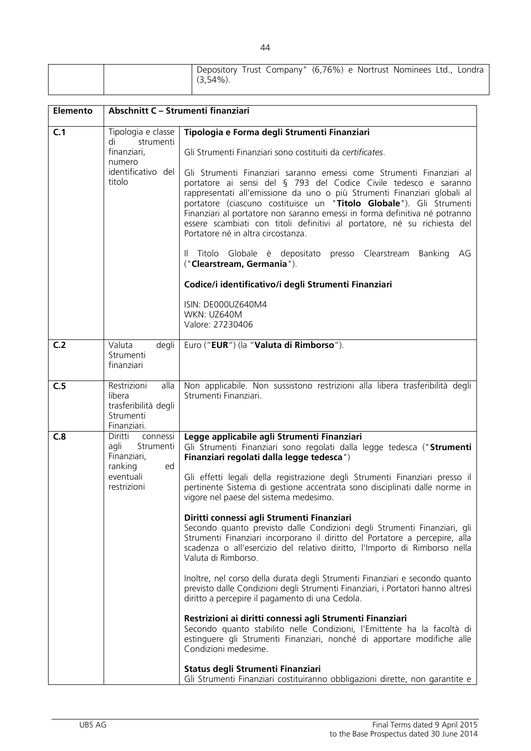| | | Depository Trust Company" (6,76%) e Nortrust Nominees Ltd., Londra (3,54%). |
|---|---|---|

| Elemento | Abschnitt C – Strumenti finanziari | |
|---|---|---|
| **C.1** | Tipologia e classe di strumenti finanziari, numero identificativo del titolo | **Tipologia e Forma degli Strumenti Finanziari**<br><br>Gli Strumenti Finanziari sono costituiti da *certificates*.<br><br>Gli Strumenti Finanziari saranno emessi come Strumenti Finanziari al portatore ai sensi del § 793 del Codice Civile tedesco e saranno rappresentati all'emissione da uno o più Strumenti Finanziari globali al portatore (ciascuno costituisce un "**Titolo Globale**"). Gli Strumenti Finanziari al portatore non saranno emessi in forma definitiva né potranno essere scambiati con titoli definitivi al portatore, né su richiesta del Portatore né in altra circostanza.<br><br>Il Titolo Globale è depositato presso Clearstream Banking AG ("**Clearstream, Germania**").<br><br>**Codice/i identificativo/i degli Strumenti Finanziari**<br><br>ISIN: DE000UZ640M4<br>WKN: UZ640M<br>Valore: 27230406 |
| **C.2** | Valuta degli Strumenti finanziari | Euro ("**EUR**") (la "**Valuta di Rimborso**"). |
| **C.5** | Restrizioni alla libera trasferibilità degli Strumenti Finanziari. | Non applicabile. Non sussistono restrizioni alla libera trasferibilità degli Strumenti Finanziari. |
| **C.8** | Diritti connessi agli Strumenti Finanziari, ranking ed eventuali restrizioni | **Legge applicabile agli Strumenti Finanziari**<br>Gli Strumenti Finanziari sono regolati dalla legge tedesca ("**Strumenti Finanziari regolati dalla legge tedesca**")<br><br>Gli effetti legali della registrazione degli Strumenti Finanziari presso il pertinente Sistema di gestione accentrata sono disciplinati dalle norme in vigore nel paese del sistema medesimo.<br><br>**Diritti connessi agli Strumenti Finanziari**<br>Secondo quanto previsto dalle Condizioni degli Strumenti Finanziari, gli Strumenti Finanziari incorporano il diritto del Portatore a percepire, alla scadenza o all'esercizio del relativo diritto, l'Importo di Rimborso nella Valuta di Rimborso.<br><br>Inoltre, nel corso della durata degli Strumenti Finanziari e secondo quanto previsto dalle Condizioni degli Strumenti Finanziari, i Portatori hanno altresì diritto a percepire il pagamento di una Cedola.<br><br>**Restrizioni ai diritti connessi agli Strumenti Finanziari**<br>Secondo quanto stabilito nelle Condizioni, l'Emittente ha la facoltà di estinguere gli Strumenti Finanziari, nonché di apportare modifiche alle Condizioni medesime.<br><br>**Status degli Strumenti Finanziari**<br>Gli Strumenti Finanziari costituiranno obbligazioni dirette, non garantite e |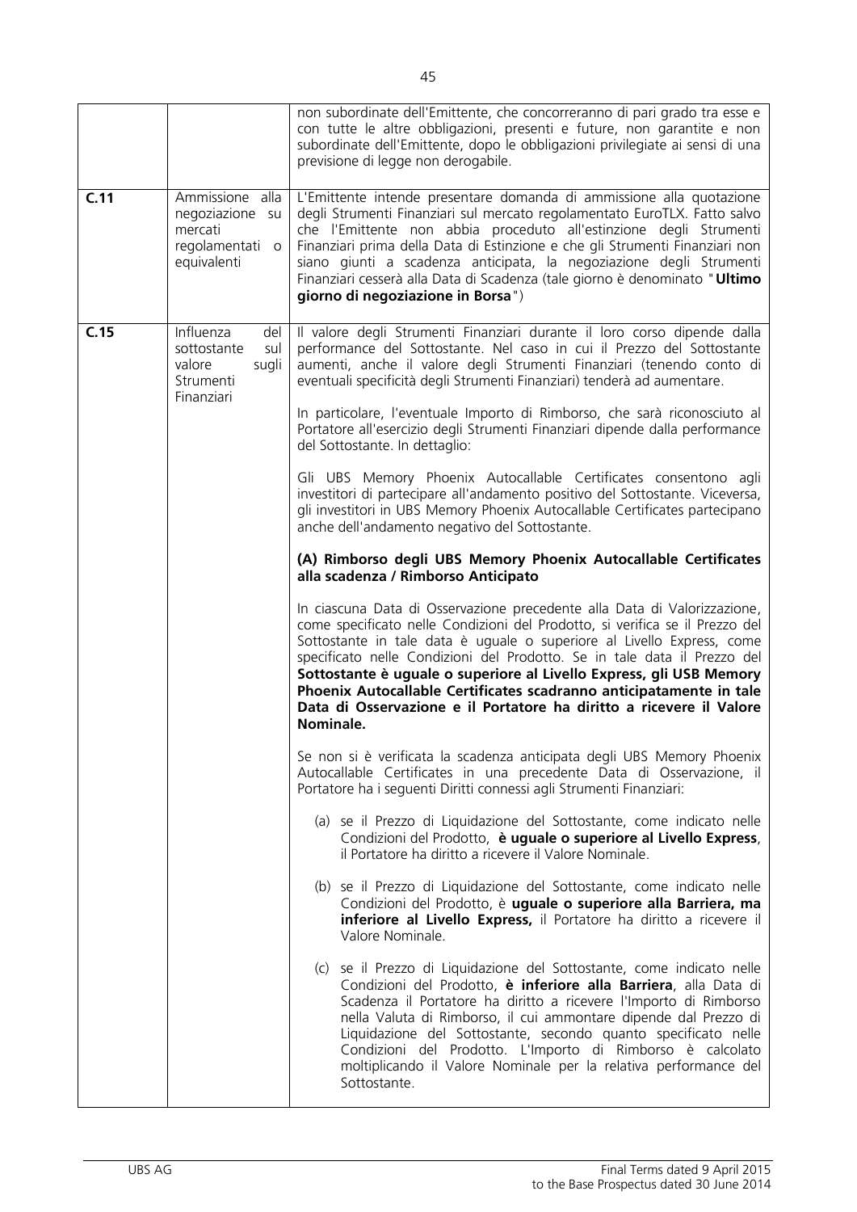| | | |
|---|---|---|
| | | non subordinate dell'Emittente, che concorreranno di pari grado tra esse e con tutte le altre obbligazioni, presenti e future, non garantite e non subordinate dell'Emittente, dopo le obbligazioni privilegiate ai sensi di una previsione di legge non derogabile. |
| **C.11** | Ammissione alla negoziazione su mercati regolamentati o equivalenti | L'Emittente intende presentare domanda di ammissione alla quotazione degli Strumenti Finanziari sul mercato regolamentato EuroTLX. Fatto salvo che l'Emittente non abbia proceduto all'estinzione degli Strumenti Finanziari prima della Data di Estinzione e che gli Strumenti Finanziari non siano giunti a scadenza anticipata, la negoziazione degli Strumenti Finanziari cesserà alla Data di Scadenza (tale giorno è denominato "**Ultimo giorno di negoziazione in Borsa**") |
| **C.15** | Influenza del sottostante sul valore sugli Strumenti Finanziari | Il valore degli Strumenti Finanziari durante il loro corso dipende dalla performance del Sottostante. Nel caso in cui il Prezzo del Sottostante aumenti, anche il valore degli Strumenti Finanziari (tenendo conto di eventuali specificità degli Strumenti Finanziari) tenderà ad aumentare.<br><br>In particolare, l'eventuale Importo di Rimborso, che sarà riconosciuto al Portatore all'esercizio degli Strumenti Finanziari dipende dalla performance del Sottostante. In dettaglio:<br><br>Gli UBS Memory Phoenix Autocallable Certificates consentono agli investitori di partecipare all'andamento positivo del Sottostante. Viceversa, gli investitori in UBS Memory Phoenix Autocallable Certificates partecipano anche dell'andamento negativo del Sottostante.<br><br>**(A) Rimborso degli UBS Memory Phoenix Autocallable Certificates alla scadenza / Rimborso Anticipato**<br><br>In ciascuna Data di Osservazione precedente alla Data di Valorizzazione, come specificato nelle Condizioni del Prodotto, si verifica se il Prezzo del Sottostante in tale data è uguale o superiore al Livello Express, come specificato nelle Condizioni del Prodotto. Se in tale data il Prezzo del **Sottostante è uguale o superiore al Livello Express, gli USB Memory Phoenix Autocallable Certificates scadranno anticipatamente in tale Data di Osservazione e il Portatore ha diritto a ricevere il Valore Nominale.**<br><br>Se non si è verificata la scadenza anticipata degli UBS Memory Phoenix Autocallable Certificates in una precedente Data di Osservazione, il Portatore ha i seguenti Diritti connessi agli Strumenti Finanziari:<br><br>(a) se il Prezzo di Liquidazione del Sottostante, come indicato nelle Condizioni del Prodotto, **è uguale o superiore al Livello Express**, il Portatore ha diritto a ricevere il Valore Nominale.<br><br>(b) se il Prezzo di Liquidazione del Sottostante, come indicato nelle Condizioni del Prodotto, è **uguale o superiore alla Barriera, ma inferiore al Livello Express,** il Portatore ha diritto a ricevere il Valore Nominale.<br><br>(c) se il Prezzo di Liquidazione del Sottostante, come indicato nelle Condizioni del Prodotto, **è inferiore alla Barriera**, alla Data di Scadenza il Portatore ha diritto a ricevere l'Importo di Rimborso nella Valuta di Rimborso, il cui ammontare dipende dal Prezzo di Liquidazione del Sottostante, secondo quanto specificato nelle Condizioni del Prodotto. L'Importo di Rimborso è calcolato moltiplicando il Valore Nominale per la relativa performance del Sottostante. |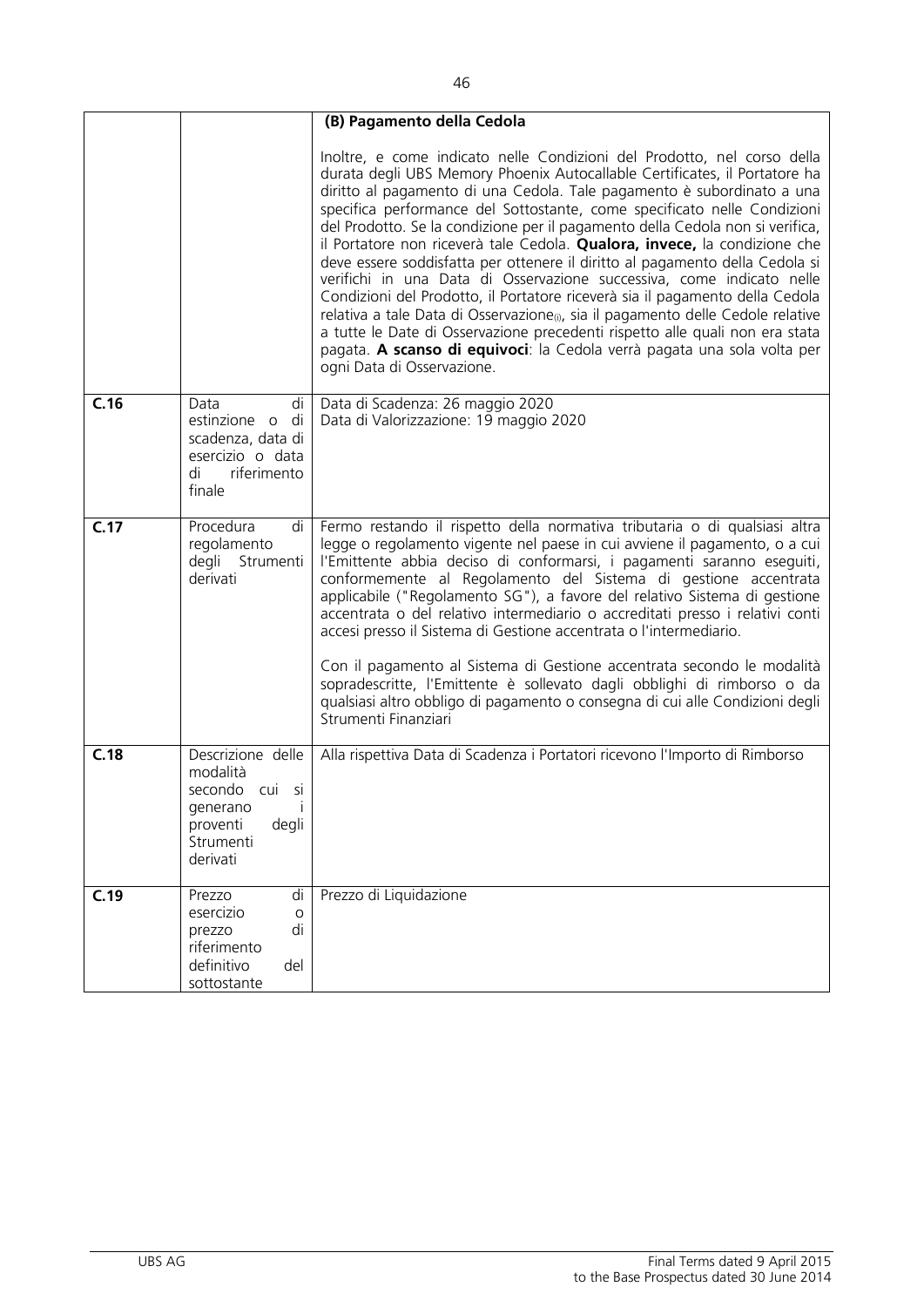| | | |
|---|---|---|
| | | **(B) Pagamento della Cedola**<br><br>Inoltre, e come indicato nelle Condizioni del Prodotto, nel corso della durata degli UBS Memory Phoenix Autocallable Certificates, il Portatore ha diritto al pagamento di una Cedola. Tale pagamento è subordinato a una specifica performance del Sottostante, come specificato nelle Condizioni del Prodotto. Se la condizione per il pagamento della Cedola non si verifica, il Portatore non riceverà tale Cedola. **Qualora, invece,** la condizione che deve essere soddisfatta per ottenere il diritto al pagamento della Cedola si verifichi in una Data di Osservazione successiva, come indicato nelle Condizioni del Prodotto, il Portatore riceverà sia il pagamento della Cedola relativa a tale Data di Osservazione$_{(i)}$, sia il pagamento delle Cedole relative a tutte le Date di Osservazione precedenti rispetto alle quali non era stata pagata. **A scanso di equivoci**: la Cedola verrà pagata una sola volta per ogni Data di Osservazione. |
| **C.16** | Data di estinzione o di scadenza, data di esercizio o data di riferimento finale | Data di Scadenza: 26 maggio 2020<br>Data di Valorizzazione: 19 maggio 2020 |
| **C.17** | Procedura di regolamento degli Strumenti derivati | Fermo restando il rispetto della normativa tributaria o di qualsiasi altra legge o regolamento vigente nel paese in cui avviene il pagamento, o a cui l'Emittente abbia deciso di conformarsi, i pagamenti saranno eseguiti, conformemente al Regolamento del Sistema di gestione accentrata applicabile ("Regolamento SG"), a favore del relativo Sistema di gestione accentrata o del relativo intermediario o accreditati presso i relativi conti accesi presso il Sistema di Gestione accentrata o l'intermediario.<br><br>Con il pagamento al Sistema di Gestione accentrata secondo le modalità sopradescritte, l'Emittente è sollevato dagli obblighi di rimborso o da qualsiasi altro obbligo di pagamento o consegna di cui alle Condizioni degli Strumenti Finanziari |
| **C.18** | Descrizione delle modalità secondo cui si generano i proventi degli Strumenti derivati | Alla rispettiva Data di Scadenza i Portatori ricevono l'Importo di Rimborso |
| **C.19** | Prezzo di esercizio o prezzo di riferimento definitivo del sottostante | Prezzo di Liquidazione |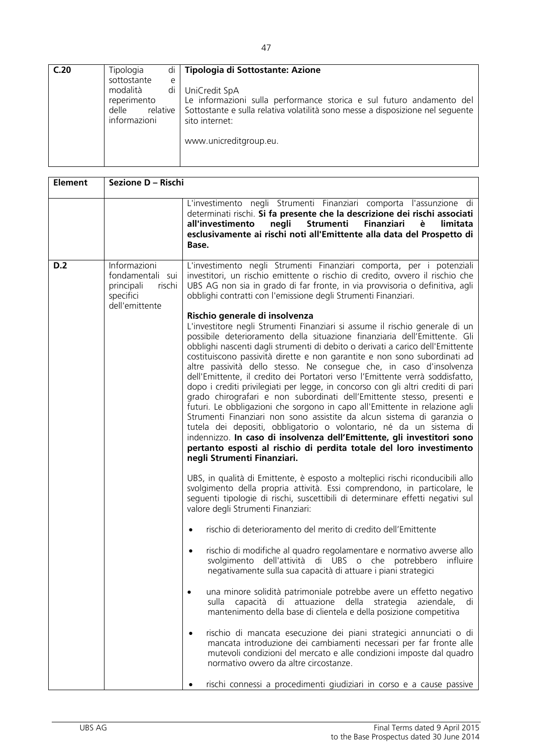| C.20 | Tipologia di sottostante e modalità di reperimento delle relative informazioni | **Tipologia di Sottostante: Azione**<br><br>UniCredit SpA<br>Le informazioni sulla performance storica e sul futuro andamento del Sottostante e sulla relativa volatilità sono messe a disposizione nel seguente sito internet:<br><br>www.unicreditgroup.eu. |
|---|---|---|

| Element | Sezione D – Rischi | |
|---|---|---|
| | | L'investimento negli Strumenti Finanziari comporta l'assunzione di determinati rischi. **Si fa presente che la descrizione dei rischi associati all'investimento negli Strumenti Finanziari è limitata esclusivamente ai rischi noti all'Emittente alla data del Prospetto di Base.** |
| D.2 | Informazioni fondamentali sui principali rischi specifici dell'emittente | L'investimento negli Strumenti Finanziari comporta, per i potenziali investitori, un rischio emittente o rischio di credito, ovvero il rischio che UBS AG non sia in grado di far fronte, in via provvisoria o definitiva, agli obblighi contratti con l'emissione degli Strumenti Finanziari.<br><br>**Rischio generale di insolvenza**<br>L'investitore negli Strumenti Finanziari si assume il rischio generale di un possibile deterioramento della situazione finanziaria dell'Emittente. Gli obblighi nascenti dagli strumenti di debito o derivati a carico dell'Emittente costituiscono passività dirette e non garantite e non sono subordinati ad altre passività dello stesso. Ne consegue che, in caso d'insolvenza dell'Emittente, il credito dei Portatori verso l'Emittente verrà soddisfatto, dopo i crediti privilegiati per legge, in concorso con gli altri crediti di pari grado chirografari e non subordinati dell'Emittente stesso, presenti e futuri. Le obbligazioni che sorgono in capo all'Emittente in relazione agli Strumenti Finanziari non sono assistite da alcun sistema di garanzia o tutela dei depositi, obbligatorio o volontario, né da un sistema di indennizzo. **In caso di insolvenza dell'Emittente, gli investitori sono pertanto esposti al rischio di perdita totale del loro investimento negli Strumenti Finanziari.**<br><br>UBS, in qualità di Emittente, è esposto a molteplici rischi riconducibili allo svolgimento della propria attività. Essi comprendono, in particolare, le seguenti tipologie di rischi, suscettibili di determinare effetti negativi sul valore degli Strumenti Finanziari:<br><br>• rischio di deterioramento del merito di credito dell'Emittente<br><br>• rischio di modifiche al quadro regolamentare e normativo avverse allo svolgimento dell'attività di UBS o che potrebbero influire negativamente sulla sua capacità di attuare i piani strategici<br><br>• una minore solidità patrimoniale potrebbe avere un effetto negativo sulla capacità di attuazione della strategia aziendale, di mantenimento della base di clientela e della posizione competitiva<br><br>• rischio di mancata esecuzione dei piani strategici annunciati o di mancata introduzione dei cambiamenti necessari per far fronte alle mutevoli condizioni del mercato e alle condizioni imposte dal quadro normativo ovvero da altre circostanze.<br><br>• rischi connessi a procedimenti giudiziari in corso e a cause passive |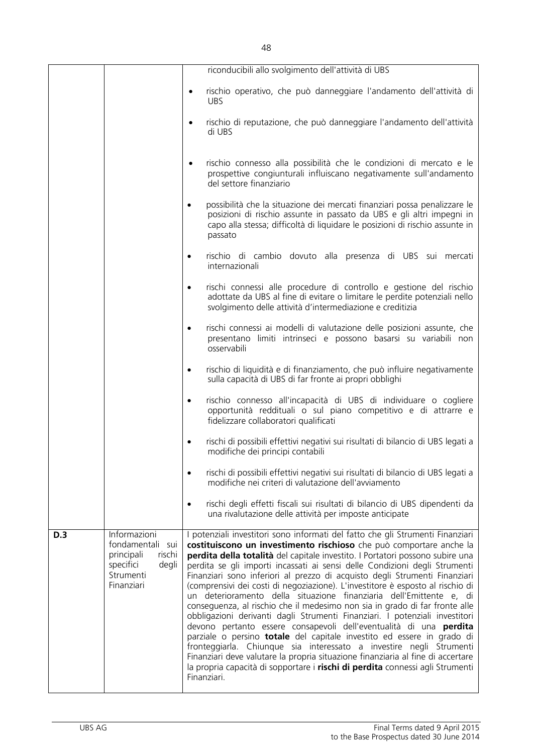| | | |
|---|---|---|
| | | riconducibili allo svolgimento dell'attività di UBS<br>• rischio operativo, che può danneggiare l'andamento dell'attività di UBS<br>• rischio di reputazione, che può danneggiare l'andamento dell'attività di UBS<br>• rischio connesso alla possibilità che le condizioni di mercato e le prospettive congiunturali influiscano negativamente sull'andamento del settore finanziario<br>• possibilità che la situazione dei mercati finanziari possa penalizzare le posizioni di rischio assunte in passato da UBS e gli altri impegni in capo alla stessa; difficoltà di liquidare le posizioni di rischio assunte in passato<br>• rischio di cambio dovuto alla presenza di UBS sui mercati internazionali<br>• rischi connessi alle procedure di controllo e gestione del rischio adottate da UBS al fine di evitare o limitare le perdite potenziali nello svolgimento delle attività d'intermediazione e creditizia<br>• rischi connessi ai modelli di valutazione delle posizioni assunte, che presentano limiti intrinseci e possono basarsi su variabili non osservabili<br>• rischio di liquidità e di finanziamento, che può influire negativamente sulla capacità di UBS di far fronte ai propri obblighi<br>• rischio connesso all'incapacità di UBS di individuare o cogliere opportunità reddituali o sul piano competitivo e di attrarre e fidelizzare collaboratori qualificati<br>• rischi di possibili effettivi negativi sui risultati di bilancio di UBS legati a modifiche dei principi contabili<br>• rischi di possibili effettivi negativi sui risultati di bilancio di UBS legati a modifiche nei criteri di valutazione dell'avviamento<br>• rischi degli effetti fiscali sui risultati di bilancio di UBS dipendenti da una rivalutazione delle attività per imposte anticipate |
| **D.3** | Informazioni fondamentali sui principali rischi specifici degli Strumenti Finanziari | I potenziali investitori sono informati del fatto che gli Strumenti Finanziari **costituiscono un investimento rischioso** che può comportare anche la **perdita della totalità** del capitale investito. I Portatori possono subire una perdita se gli importi incassati ai sensi delle Condizioni degli Strumenti Finanziari sono inferiori al prezzo di acquisto degli Strumenti Finanziari (comprensivi dei costi di negoziazione). L'investitore è esposto al rischio di un deterioramento della situazione finanziaria dell'Emittente e, di conseguenza, al rischio che il medesimo non sia in grado di far fronte alle obbligazioni derivanti dagli Strumenti Finanziari. I potenziali investitori devono pertanto essere consapevoli dell'eventualità di una **perdita** parziale o persino **totale** del capitale investito ed essere in grado di fronteggiarla. Chiunque sia interessato a investire negli Strumenti Finanziari deve valutare la propria situazione finanziaria al fine di accertare la propria capacità di sopportare i **rischi di perdita** connessi agli Strumenti Finanziari. |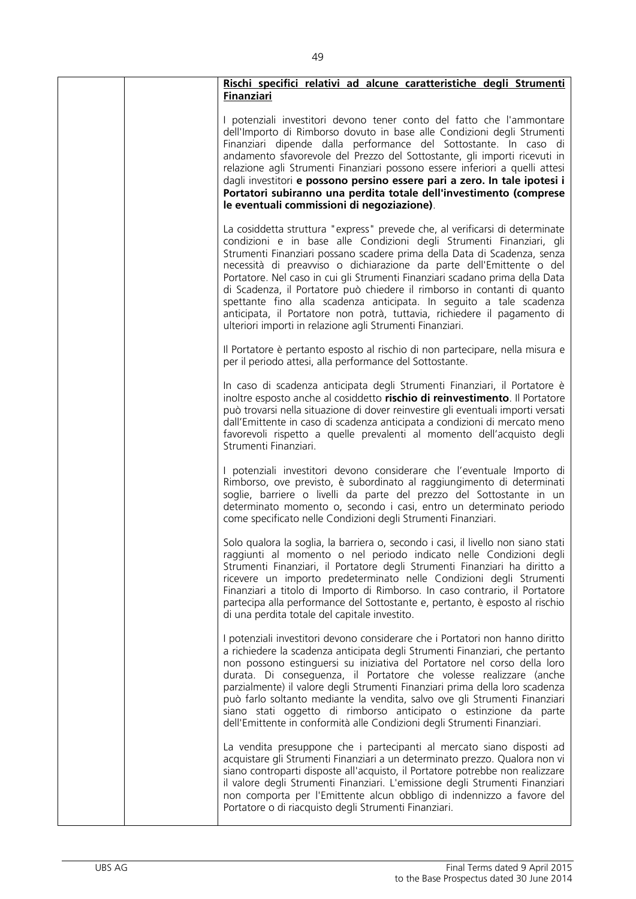**Rischi specifici relativi ad alcune caratteristiche degli Strumenti Finanziari**

I potenziali investitori devono tener conto del fatto che l'ammontare dell'Importo di Rimborso dovuto in base alle Condizioni degli Strumenti Finanziari dipende dalla performance del Sottostante. In caso di andamento sfavorevole del Prezzo del Sottostante, gli importi ricevuti in relazione agli Strumenti Finanziari possono essere inferiori a quelli attesi dagli investitori **e possono persino essere pari a zero. In tale ipotesi i Portatori subiranno una perdita totale dell'investimento (comprese le eventuali commissioni di negoziazione)**.

La cosiddetta struttura "express" prevede che, al verificarsi di determinate condizioni e in base alle Condizioni degli Strumenti Finanziari, gli Strumenti Finanziari possano scadere prima della Data di Scadenza, senza necessità di preavviso o dichiarazione da parte dell'Emittente o del Portatore. Nel caso in cui gli Strumenti Finanziari scadano prima della Data di Scadenza, il Portatore può chiedere il rimborso in contanti di quanto spettante fino alla scadenza anticipata. In seguito a tale scadenza anticipata, il Portatore non potrà, tuttavia, richiedere il pagamento di ulteriori importi in relazione agli Strumenti Finanziari.

Il Portatore è pertanto esposto al rischio di non partecipare, nella misura e per il periodo attesi, alla performance del Sottostante.

In caso di scadenza anticipata degli Strumenti Finanziari, il Portatore è inoltre esposto anche al cosiddetto **rischio di reinvestimento**. Il Portatore può trovarsi nella situazione di dover reinvestire gli eventuali importi versati dall'Emittente in caso di scadenza anticipata a condizioni di mercato meno favorevoli rispetto a quelle prevalenti al momento dell'acquisto degli Strumenti Finanziari.

I potenziali investitori devono considerare che l'eventuale Importo di Rimborso, ove previsto, è subordinato al raggiungimento di determinati soglie, barriere o livelli da parte del prezzo del Sottostante in un determinato momento o, secondo i casi, entro un determinato periodo come specificato nelle Condizioni degli Strumenti Finanziari.

Solo qualora la soglia, la barriera o, secondo i casi, il livello non siano stati raggiunti al momento o nel periodo indicato nelle Condizioni degli Strumenti Finanziari, il Portatore degli Strumenti Finanziari ha diritto a ricevere un importo predeterminato nelle Condizioni degli Strumenti Finanziari a titolo di Importo di Rimborso. In caso contrario, il Portatore partecipa alla performance del Sottostante e, pertanto, è esposto al rischio di una perdita totale del capitale investito.

I potenziali investitori devono considerare che i Portatori non hanno diritto a richiedere la scadenza anticipata degli Strumenti Finanziari, che pertanto non possono estinguersi su iniziativa del Portatore nel corso della loro durata. Di conseguenza, il Portatore che volesse realizzare (anche parzialmente) il valore degli Strumenti Finanziari prima della loro scadenza può farlo soltanto mediante la vendita, salvo ove gli Strumenti Finanziari siano stati oggetto di rimborso anticipato o estinzione da parte dell'Emittente in conformità alle Condizioni degli Strumenti Finanziari.

La vendita presuppone che i partecipanti al mercato siano disposti ad acquistare gli Strumenti Finanziari a un determinato prezzo. Qualora non vi siano controparti disposte all'acquisto, il Portatore potrebbe non realizzare il valore degli Strumenti Finanziari. L'emissione degli Strumenti Finanziari non comporta per l'Emittente alcun obbligo di indennizzo a favore del Portatore o di riacquisto degli Strumenti Finanziari.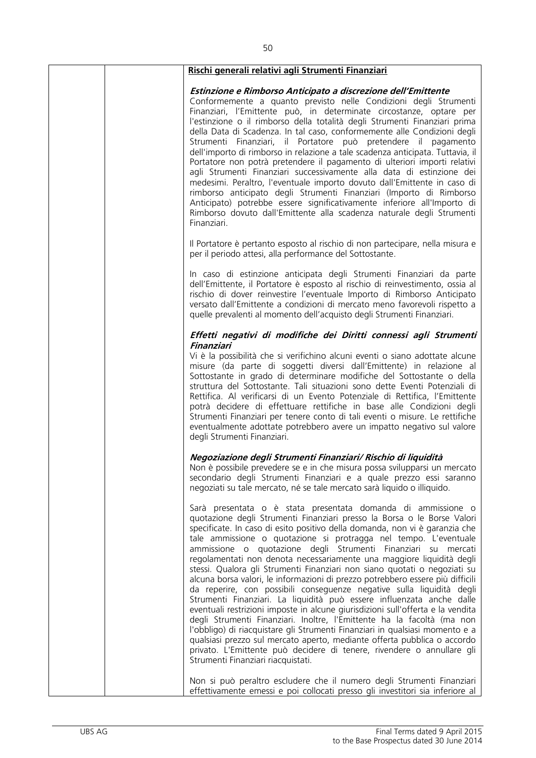**Rischi generali relativi agli Strumenti Finanziari**

***Estinzione e Rimborso Anticipato a discrezione dell'Emittente***

Conformemente a quanto previsto nelle Condizioni degli Strumenti Finanziari, l'Emittente può, in determinate circostanze, optare per l'estinzione o il rimborso della totalità degli Strumenti Finanziari prima della Data di Scadenza. In tal caso, conformemente alle Condizioni degli Strumenti Finanziari, il Portatore può pretendere il pagamento dell'importo di rimborso in relazione a tale scadenza anticipata. Tuttavia, il Portatore non potrà pretendere il pagamento di ulteriori importi relativi agli Strumenti Finanziari successivamente alla data di estinzione dei medesimi. Peraltro, l'eventuale importo dovuto dall'Emittente in caso di rimborso anticipato degli Strumenti Finanziari (Importo di Rimborso Anticipato) potrebbe essere significativamente inferiore all'Importo di Rimborso dovuto dall'Emittente alla scadenza naturale degli Strumenti Finanziari.

Il Portatore è pertanto esposto al rischio di non partecipare, nella misura e per il periodo attesi, alla performance del Sottostante.

In caso di estinzione anticipata degli Strumenti Finanziari da parte dell'Emittente, il Portatore è esposto al rischio di reinvestimento, ossia al rischio di dover reinvestire l'eventuale Importo di Rimborso Anticipato versato dall'Emittente a condizioni di mercato meno favorevoli rispetto a quelle prevalenti al momento dell'acquisto degli Strumenti Finanziari.

***Effetti negativi di modifiche dei Diritti connessi agli Strumenti Finanziari***

Vi è la possibilità che si verifichino alcuni eventi o siano adottate alcune misure (da parte di soggetti diversi dall'Emittente) in relazione al Sottostante in grado di determinare modifiche del Sottostante o della struttura del Sottostante. Tali situazioni sono dette Eventi Potenziali di Rettifica. Al verificarsi di un Evento Potenziale di Rettifica, l'Emittente potrà decidere di effettuare rettifiche in base alle Condizioni degli Strumenti Finanziari per tenere conto di tali eventi o misure. Le rettifiche eventualmente adottate potrebbero avere un impatto negativo sul valore degli Strumenti Finanziari.

***Negoziazione degli Strumenti Finanziari/ Rischio di liquidità***

Non è possibile prevedere se e in che misura possa svilupparsi un mercato secondario degli Strumenti Finanziari e a quale prezzo essi saranno negoziati su tale mercato, né se tale mercato sarà liquido o illiquido.

Sarà presentata o è stata presentata domanda di ammissione o quotazione degli Strumenti Finanziari presso la Borsa o le Borse Valori specificate. In caso di esito positivo della domanda, non vi è garanzia che tale ammissione o quotazione si protragga nel tempo. L'eventuale ammissione o quotazione degli Strumenti Finanziari su mercati regolamentati non denota necessariamente una maggiore liquidità degli stessi. Qualora gli Strumenti Finanziari non siano quotati o negoziati su alcuna borsa valori, le informazioni di prezzo potrebbero essere più difficili da reperire, con possibili conseguenze negative sulla liquidità degli Strumenti Finanziari. La liquidità può essere influenzata anche dalle eventuali restrizioni imposte in alcune giurisdizioni sull'offerta e la vendita degli Strumenti Finanziari. Inoltre, l'Emittente ha la facoltà (ma non l'obbligo) di riacquistare gli Strumenti Finanziari in qualsiasi momento e a qualsiasi prezzo sul mercato aperto, mediante offerta pubblica o accordo privato. L'Emittente può decidere di tenere, rivendere o annullare gli Strumenti Finanziari riacquistati.

Non si può peraltro escludere che il numero degli Strumenti Finanziari effettivamente emessi e poi collocati presso gli investitori sia inferiore al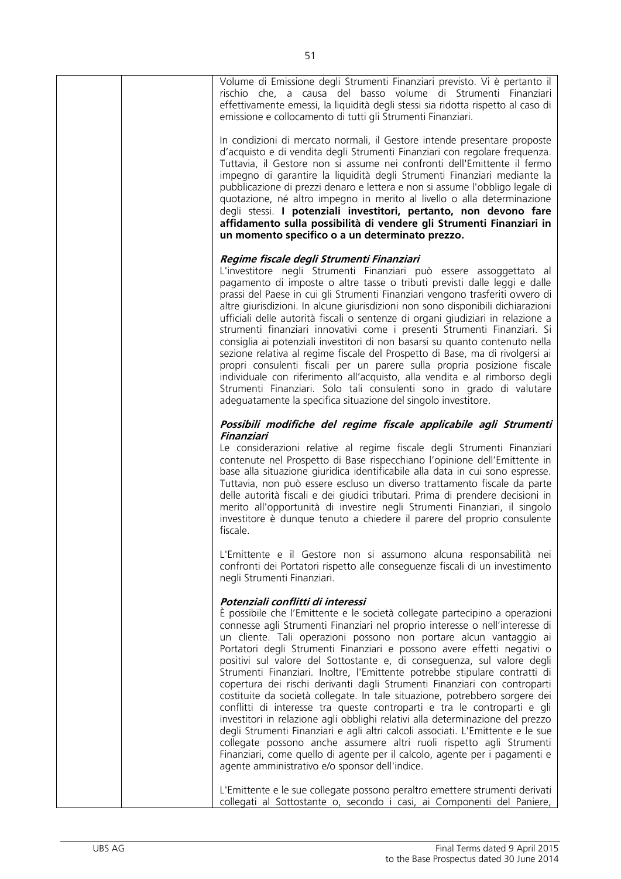Volume di Emissione degli Strumenti Finanziari previsto. Vi è pertanto il rischio che, a causa del basso volume di Strumenti Finanziari effettivamente emessi, la liquidità degli stessi sia ridotta rispetto al caso di emissione e collocamento di tutti gli Strumenti Finanziari.

In condizioni di mercato normali, il Gestore intende presentare proposte d'acquisto e di vendita degli Strumenti Finanziari con regolare frequenza. Tuttavia, il Gestore non si assume nei confronti dell'Emittente il fermo impegno di garantire la liquidità degli Strumenti Finanziari mediante la pubblicazione di prezzi denaro e lettera e non si assume l'obbligo legale di quotazione, né altro impegno in merito al livello o alla determinazione degli stessi. **I potenziali investitori, pertanto, non devono fare affidamento sulla possibilità di vendere gli Strumenti Finanziari in un momento specifico o a un determinato prezzo.**

***Regime fiscale degli Strumenti Finanziari***

L'investitore negli Strumenti Finanziari può essere assoggettato al pagamento di imposte o altre tasse o tributi previsti dalle leggi e dalle prassi del Paese in cui gli Strumenti Finanziari vengono trasferiti ovvero di altre giurisdizioni. In alcune giurisdizioni non sono disponibili dichiarazioni ufficiali delle autorità fiscali o sentenze di organi giudiziari in relazione a strumenti finanziari innovativi come i presenti Strumenti Finanziari. Si consiglia ai potenziali investitori di non basarsi su quanto contenuto nella sezione relativa al regime fiscale del Prospetto di Base, ma di rivolgersi ai propri consulenti fiscali per un parere sulla propria posizione fiscale individuale con riferimento all'acquisto, alla vendita e al rimborso degli Strumenti Finanziari. Solo tali consulenti sono in grado di valutare adeguatamente la specifica situazione del singolo investitore.

***Possibili modifiche del regime fiscale applicabile agli Strumenti Finanziari***

Le considerazioni relative al regime fiscale degli Strumenti Finanziari contenute nel Prospetto di Base rispecchiano l'opinione dell'Emittente in base alla situazione giuridica identificabile alla data in cui sono espresse. Tuttavia, non può essere escluso un diverso trattamento fiscale da parte delle autorità fiscali e dei giudici tributari. Prima di prendere decisioni in merito all'opportunità di investire negli Strumenti Finanziari, il singolo investitore è dunque tenuto a chiedere il parere del proprio consulente fiscale.

L'Emittente e il Gestore non si assumono alcuna responsabilità nei confronti dei Portatori rispetto alle conseguenze fiscali di un investimento negli Strumenti Finanziari.

***Potenziali conflitti di interessi***

È possibile che l'Emittente e le società collegate partecipino a operazioni connesse agli Strumenti Finanziari nel proprio interesse o nell'interesse di un cliente. Tali operazioni possono non portare alcun vantaggio ai Portatori degli Strumenti Finanziari e possono avere effetti negativi o positivi sul valore del Sottostante e, di conseguenza, sul valore degli Strumenti Finanziari. Inoltre, l'Emittente potrebbe stipulare contratti di copertura dei rischi derivanti dagli Strumenti Finanziari con controparti costituite da società collegate. In tale situazione, potrebbero sorgere dei conflitti di interesse tra queste controparti e tra le controparti e gli investitori in relazione agli obblighi relativi alla determinazione del prezzo degli Strumenti Finanziari e agli altri calcoli associati. L'Emittente e le sue collegate possono anche assumere altri ruoli rispetto agli Strumenti Finanziari, come quello di agente per il calcolo, agente per i pagamenti e agente amministrativo e/o sponsor dell'indice.

L'Emittente e le sue collegate possono peraltro emettere strumenti derivati collegati al Sottostante o, secondo i casi, ai Componenti del Paniere,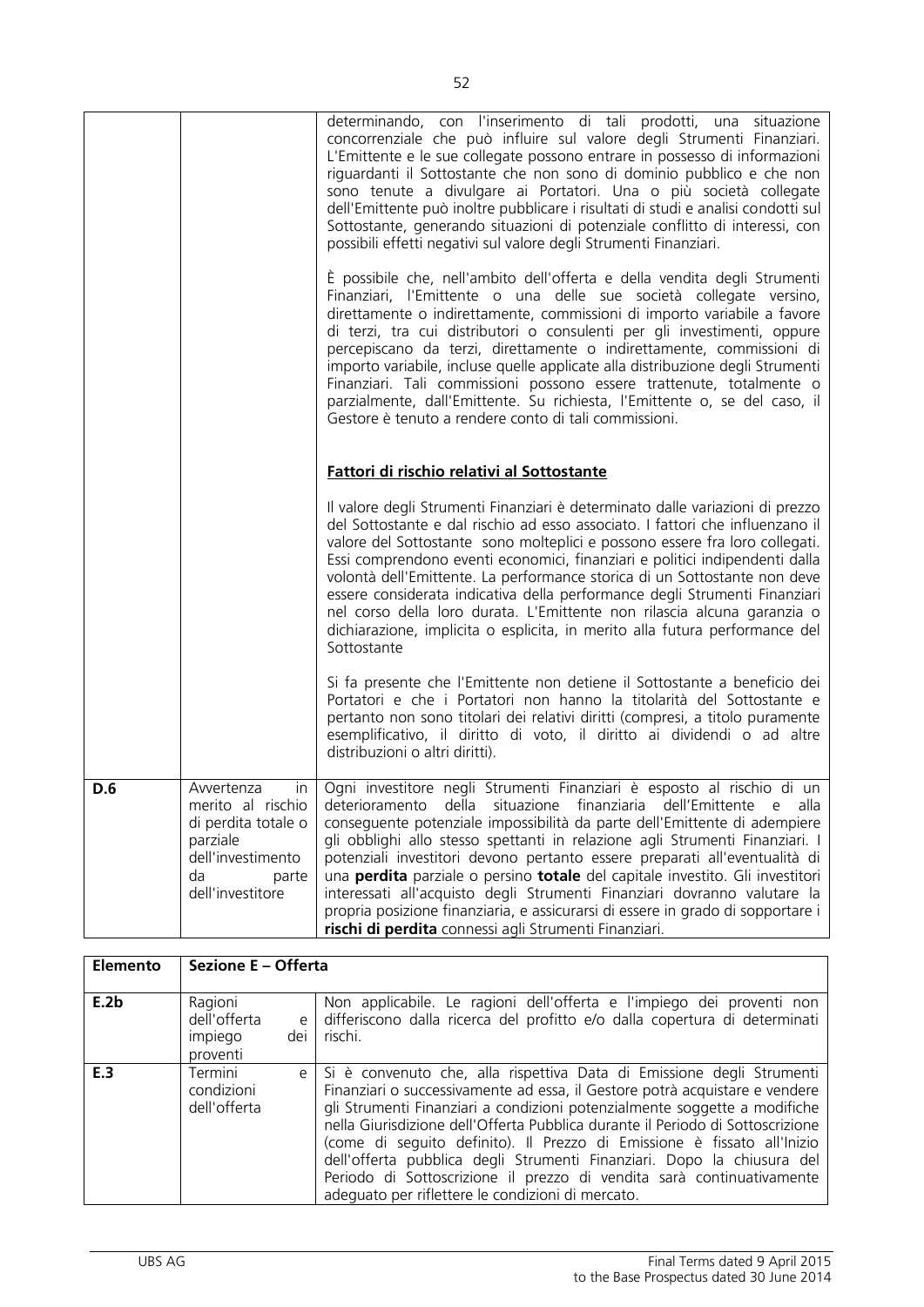| | | |
|---|---|---|
| | | determinando, con l'inserimento di tali prodotti, una situazione concorrenziale che può influire sul valore degli Strumenti Finanziari. L'Emittente e le sue collegate possono entrare in possesso di informazioni riguardanti il Sottostante che non sono di dominio pubblico e che non sono tenute a divulgare ai Portatori. Una o più società collegate dell'Emittente può inoltre pubblicare i risultati di studi e analisi condotti sul Sottostante, generando situazioni di potenziale conflitto di interessi, con possibili effetti negativi sul valore degli Strumenti Finanziari.<br><br>È possibile che, nell'ambito dell'offerta e della vendita degli Strumenti Finanziari, l'Emittente o una delle sue società collegate versino, direttamente o indirettamente, commissioni di importo variabile a favore di terzi, tra cui distributori o consulenti per gli investimenti, oppure percepiscano da terzi, direttamente o indirettamente, commissioni di importo variabile, incluse quelle applicate alla distribuzione degli Strumenti Finanziari. Tali commissioni possono essere trattenute, totalmente o parzialmente, dall'Emittente. Su richiesta, l'Emittente o, se del caso, il Gestore è tenuto a rendere conto di tali commissioni.<br><br>**Fattori di rischio relativi al Sottostante**<br><br>Il valore degli Strumenti Finanziari è determinato dalle variazioni di prezzo del Sottostante e dal rischio ad esso associato. I fattori che influenzano il valore del Sottostante sono molteplici e possono essere fra loro collegati. Essi comprendono eventi economici, finanziari e politici indipendenti dalla volontà dell'Emittente. La performance storica di un Sottostante non deve essere considerata indicativa della performance degli Strumenti Finanziari nel corso della loro durata. L'Emittente non rilascia alcuna garanzia o dichiarazione, implicita o esplicita, in merito alla futura performance del Sottostante<br><br>Si fa presente che l'Emittente non detiene il Sottostante a beneficio dei Portatori e che i Portatori non hanno la titolarità del Sottostante e pertanto non sono titolari dei relativi diritti (compresi, a titolo puramente esemplificativo, il diritto di voto, il diritto ai dividendi o ad altre distribuzioni o altri diritti). |
| **D.6** | Avvertenza in merito al rischio di perdita totale o parziale dell'investimento da parte dell'investitore | Ogni investitore negli Strumenti Finanziari è esposto al rischio di un deterioramento della situazione finanziaria dell'Emittente e alla conseguente potenziale impossibilità da parte dell'Emittente di adempiere gli obblighi allo stesso spettanti in relazione agli Strumenti Finanziari. I potenziali investitori devono pertanto essere preparati all'eventualità di una **perdita** parziale o persino **totale** del capitale investito. Gli investitori interessati all'acquisto degli Strumenti Finanziari dovranno valutare la propria posizione finanziaria, e assicurarsi di essere in grado di sopportare i **rischi di perdita** connessi agli Strumenti Finanziari. |

| **Elemento** | **Sezione E – Offerta** | |
|---|---|---|
| **E.2b** | Ragioni dell'offerta e impiego dei proventi | Non applicabile. Le ragioni dell'offerta e l'impiego dei proventi non differiscono dalla ricerca del profitto e/o dalla copertura di determinati rischi. |
| **E.3** | Termini e condizioni dell'offerta | Si è convenuto che, alla rispettiva Data di Emissione degli Strumenti Finanziari o successivamente ad essa, il Gestore potrà acquistare e vendere gli Strumenti Finanziari a condizioni potenzialmente soggette a modifiche nella Giurisdizione dell'Offerta Pubblica durante il Periodo di Sottoscrizione (come di seguito definito). Il Prezzo di Emissione è fissato all'Inizio dell'offerta pubblica degli Strumenti Finanziari. Dopo la chiusura del Periodo di Sottoscrizione il prezzo di vendita sarà continuativamente adeguato per riflettere le condizioni di mercato. |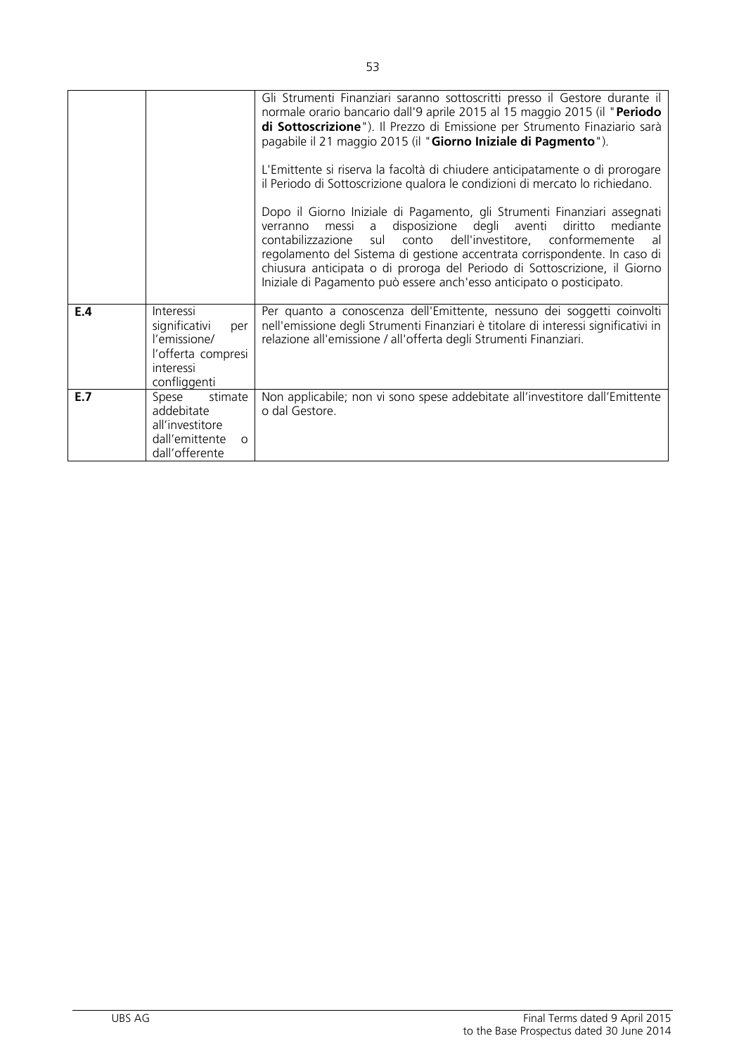| | | |
|---|---|---|
| | | Gli Strumenti Finanziari saranno sottoscritti presso il Gestore durante il normale orario bancario dall'9 aprile 2015 al 15 maggio 2015 (il "**Periodo di Sottoscrizione**"). Il Prezzo di Emissione per Strumento Finaziario sarà pagabile il 21 maggio 2015 (il "**Giorno Iniziale di Pagmento**").<br><br>L'Emittente si riserva la facoltà di chiudere anticipatamente o di prorogare il Periodo di Sottoscrizione qualora le condizioni di mercato lo richiedano.<br><br>Dopo il Giorno Iniziale di Pagamento, gli Strumenti Finanziari assegnati verranno messi a disposizione degli aventi diritto mediante contabilizzazione sul conto dell'investitore, conformemente al regolamento del Sistema di gestione accentrata corrispondente. In caso di chiusura anticipata o di proroga del Periodo di Sottoscrizione, il Giorno Iniziale di Pagamento può essere anch'esso anticipato o posticipato. |
| **E.4** | Interessi significativi per l'emissione/ l'offerta compresi interessi confliggenti | Per quanto a conoscenza dell'Emittente, nessuno dei soggetti coinvolti nell'emissione degli Strumenti Finanziari è titolare di interessi significativi in relazione all'emissione / all'offerta degli Strumenti Finanziari. |
| **E.7** | Spese stimate addebitate all'investitore dall'emittente o dall'offerente | Non applicabile; non vi sono spese addebitate all'investitore dall'Emittente o dal Gestore. |